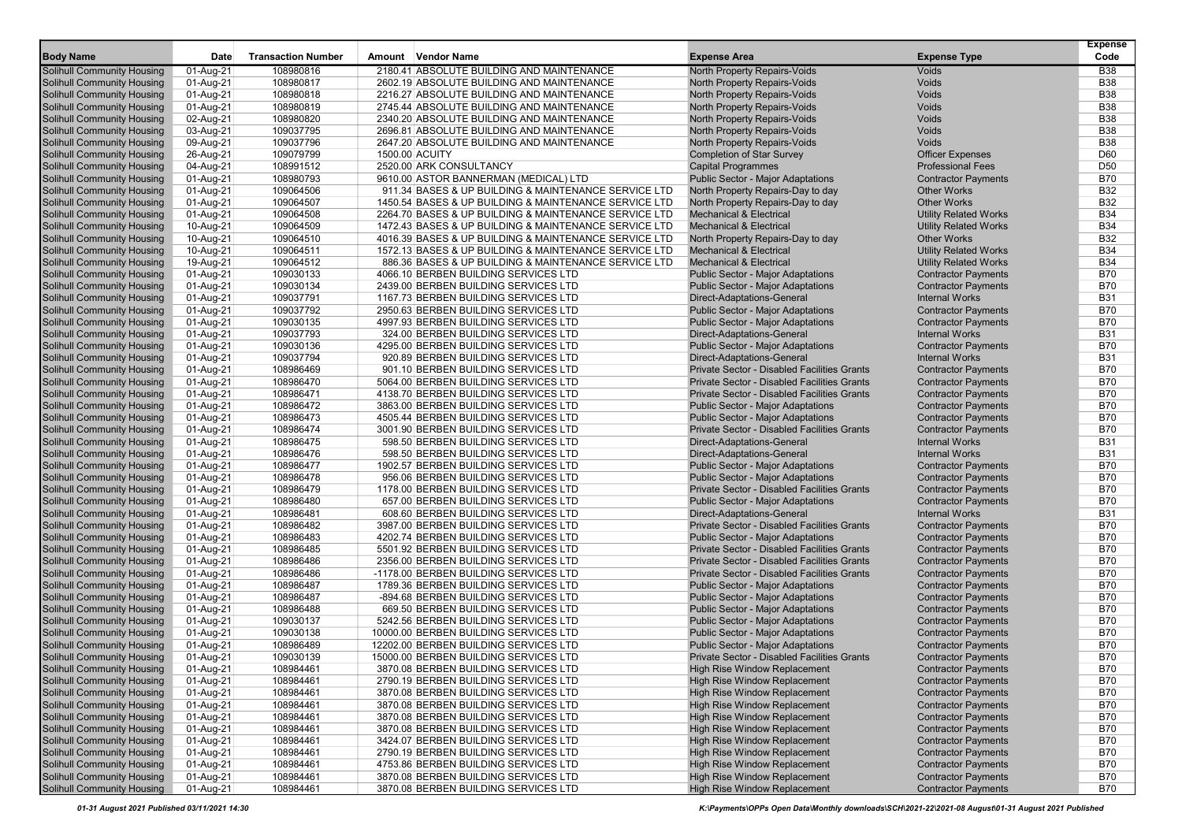| Body Name | Date | Transaction Number | Amount | Vendor Name | Expense Area | Expense Type | Expense Code |
|---|---|---|---|---|---|---|---|
| Solihull Community Housing | 01-Aug-21 | 108980816 | 2180.41 | ABSOLUTE BUILDING AND MAINTENANCE | North Property Repairs-Voids | Voids | B38 |
| Solihull Community Housing | 01-Aug-21 | 108980817 | 2602.19 | ABSOLUTE BUILDING AND MAINTENANCE | North Property Repairs-Voids | Voids | B38 |
| Solihull Community Housing | 01-Aug-21 | 108980818 | 2216.27 | ABSOLUTE BUILDING AND MAINTENANCE | North Property Repairs-Voids | Voids | B38 |
| Solihull Community Housing | 01-Aug-21 | 108980819 | 2745.44 | ABSOLUTE BUILDING AND MAINTENANCE | North Property Repairs-Voids | Voids | B38 |
| Solihull Community Housing | 02-Aug-21 | 108980820 | 2340.20 | ABSOLUTE BUILDING AND MAINTENANCE | North Property Repairs-Voids | Voids | B38 |
| Solihull Community Housing | 03-Aug-21 | 109037795 | 2696.81 | ABSOLUTE BUILDING AND MAINTENANCE | North Property Repairs-Voids | Voids | B38 |
| Solihull Community Housing | 09-Aug-21 | 109037796 | 2647.20 | ABSOLUTE BUILDING AND MAINTENANCE | North Property Repairs-Voids | Voids | B38 |
| Solihull Community Housing | 26-Aug-21 | 109079799 | 1500.00 | ACUITY | Completion of Star Survey | Officer Expenses | D60 |
| Solihull Community Housing | 04-Aug-21 | 108991512 | 2520.00 | ARK CONSULTANCY | Capital Programmes | Professional Fees | D50 |
| Solihull Community Housing | 01-Aug-21 | 108980793 | 9610.00 | ASTOR BANNERMAN (MEDICAL) LTD | Public Sector - Major Adaptations | Contractor Payments | B70 |
| Solihull Community Housing | 01-Aug-21 | 109064506 | 911.34 | BASES & UP BUILDING & MAINTENANCE SERVICE LTD | North Property Repairs-Day to day | Other Works | B32 |
| Solihull Community Housing | 01-Aug-21 | 109064507 | 1450.54 | BASES & UP BUILDING & MAINTENANCE SERVICE LTD | North Property Repairs-Day to day | Other Works | B32 |
| Solihull Community Housing | 01-Aug-21 | 109064508 | 2264.70 | BASES & UP BUILDING & MAINTENANCE SERVICE LTD | Mechanical & Electrical | Utility Related Works | B34 |
| Solihull Community Housing | 10-Aug-21 | 109064509 | 1472.43 | BASES & UP BUILDING & MAINTENANCE SERVICE LTD | Mechanical & Electrical | Utility Related Works | B34 |
| Solihull Community Housing | 10-Aug-21 | 109064510 | 4016.39 | BASES & UP BUILDING & MAINTENANCE SERVICE LTD | North Property Repairs-Day to day | Other Works | B32 |
| Solihull Community Housing | 10-Aug-21 | 109064511 | 1572.13 | BASES & UP BUILDING & MAINTENANCE SERVICE LTD | Mechanical & Electrical | Utility Related Works | B34 |
| Solihull Community Housing | 19-Aug-21 | 109064512 | 886.36 | BASES & UP BUILDING & MAINTENANCE SERVICE LTD | Mechanical & Electrical | Utility Related Works | B34 |
| Solihull Community Housing | 01-Aug-21 | 109030133 | 4066.10 | BERBEN BUILDING SERVICES LTD | Public Sector - Major Adaptations | Contractor Payments | B70 |
| Solihull Community Housing | 01-Aug-21 | 109030134 | 2439.00 | BERBEN BUILDING SERVICES LTD | Public Sector - Major Adaptations | Contractor Payments | B70 |
| Solihull Community Housing | 01-Aug-21 | 109037791 | 1167.73 | BERBEN BUILDING SERVICES LTD | Direct-Adaptations-General | Internal Works | B31 |
| Solihull Community Housing | 01-Aug-21 | 109037792 | 2950.63 | BERBEN BUILDING SERVICES LTD | Public Sector - Major Adaptations | Contractor Payments | B70 |
| Solihull Community Housing | 01-Aug-21 | 109030135 | 4997.93 | BERBEN BUILDING SERVICES LTD | Public Sector - Major Adaptations | Contractor Payments | B70 |
| Solihull Community Housing | 01-Aug-21 | 109037793 | 324.00 | BERBEN BUILDING SERVICES LTD | Direct-Adaptations-General | Internal Works | B31 |
| Solihull Community Housing | 01-Aug-21 | 109030136 | 4295.00 | BERBEN BUILDING SERVICES LTD | Public Sector - Major Adaptations | Contractor Payments | B70 |
| Solihull Community Housing | 01-Aug-21 | 109037794 | 920.89 | BERBEN BUILDING SERVICES LTD | Direct-Adaptations-General | Internal Works | B31 |
| Solihull Community Housing | 01-Aug-21 | 108986469 | 901.10 | BERBEN BUILDING SERVICES LTD | Private Sector - Disabled Facilities Grants | Contractor Payments | B70 |
| Solihull Community Housing | 01-Aug-21 | 108986470 | 5064.00 | BERBEN BUILDING SERVICES LTD | Private Sector - Disabled Facilities Grants | Contractor Payments | B70 |
| Solihull Community Housing | 01-Aug-21 | 108986471 | 4138.70 | BERBEN BUILDING SERVICES LTD | Private Sector - Disabled Facilities Grants | Contractor Payments | B70 |
| Solihull Community Housing | 01-Aug-21 | 108986472 | 3863.00 | BERBEN BUILDING SERVICES LTD | Public Sector - Major Adaptations | Contractor Payments | B70 |
| Solihull Community Housing | 01-Aug-21 | 108986473 | 4505.44 | BERBEN BUILDING SERVICES LTD | Public Sector - Major Adaptations | Contractor Payments | B70 |
| Solihull Community Housing | 01-Aug-21 | 108986474 | 3001.90 | BERBEN BUILDING SERVICES LTD | Private Sector - Disabled Facilities Grants | Contractor Payments | B70 |
| Solihull Community Housing | 01-Aug-21 | 108986475 | 598.50 | BERBEN BUILDING SERVICES LTD | Direct-Adaptations-General | Internal Works | B31 |
| Solihull Community Housing | 01-Aug-21 | 108986476 | 598.50 | BERBEN BUILDING SERVICES LTD | Direct-Adaptations-General | Internal Works | B31 |
| Solihull Community Housing | 01-Aug-21 | 108986477 | 1902.57 | BERBEN BUILDING SERVICES LTD | Public Sector - Major Adaptations | Contractor Payments | B70 |
| Solihull Community Housing | 01-Aug-21 | 108986478 | 956.06 | BERBEN BUILDING SERVICES LTD | Public Sector - Major Adaptations | Contractor Payments | B70 |
| Solihull Community Housing | 01-Aug-21 | 108986479 | 1178.00 | BERBEN BUILDING SERVICES LTD | Private Sector - Disabled Facilities Grants | Contractor Payments | B70 |
| Solihull Community Housing | 01-Aug-21 | 108986480 | 657.00 | BERBEN BUILDING SERVICES LTD | Public Sector - Major Adaptations | Contractor Payments | B70 |
| Solihull Community Housing | 01-Aug-21 | 108986481 | 608.60 | BERBEN BUILDING SERVICES LTD | Direct-Adaptations-General | Internal Works | B31 |
| Solihull Community Housing | 01-Aug-21 | 108986482 | 3987.00 | BERBEN BUILDING SERVICES LTD | Private Sector - Disabled Facilities Grants | Contractor Payments | B70 |
| Solihull Community Housing | 01-Aug-21 | 108986483 | 4202.74 | BERBEN BUILDING SERVICES LTD | Public Sector - Major Adaptations | Contractor Payments | B70 |
| Solihull Community Housing | 01-Aug-21 | 108986485 | 5501.92 | BERBEN BUILDING SERVICES LTD | Private Sector - Disabled Facilities Grants | Contractor Payments | B70 |
| Solihull Community Housing | 01-Aug-21 | 108986486 | 2356.00 | BERBEN BUILDING SERVICES LTD | Private Sector - Disabled Facilities Grants | Contractor Payments | B70 |
| Solihull Community Housing | 01-Aug-21 | 108986486 | -1178.00 | BERBEN BUILDING SERVICES LTD | Private Sector - Disabled Facilities Grants | Contractor Payments | B70 |
| Solihull Community Housing | 01-Aug-21 | 108986487 | 1789.36 | BERBEN BUILDING SERVICES LTD | Public Sector - Major Adaptations | Contractor Payments | B70 |
| Solihull Community Housing | 01-Aug-21 | 108986487 | -894.68 | BERBEN BUILDING SERVICES LTD | Public Sector - Major Adaptations | Contractor Payments | B70 |
| Solihull Community Housing | 01-Aug-21 | 108986488 | 669.50 | BERBEN BUILDING SERVICES LTD | Public Sector - Major Adaptations | Contractor Payments | B70 |
| Solihull Community Housing | 01-Aug-21 | 109030137 | 5242.56 | BERBEN BUILDING SERVICES LTD | Public Sector - Major Adaptations | Contractor Payments | B70 |
| Solihull Community Housing | 01-Aug-21 | 109030138 | 10000.00 | BERBEN BUILDING SERVICES LTD | Public Sector - Major Adaptations | Contractor Payments | B70 |
| Solihull Community Housing | 01-Aug-21 | 108986489 | 12202.00 | BERBEN BUILDING SERVICES LTD | Public Sector - Major Adaptations | Contractor Payments | B70 |
| Solihull Community Housing | 01-Aug-21 | 109030139 | 15000.00 | BERBEN BUILDING SERVICES LTD | Private Sector - Disabled Facilities Grants | Contractor Payments | B70 |
| Solihull Community Housing | 01-Aug-21 | 108984461 | 3870.08 | BERBEN BUILDING SERVICES LTD | High Rise Window Replacement | Contractor Payments | B70 |
| Solihull Community Housing | 01-Aug-21 | 108984461 | 2790.19 | BERBEN BUILDING SERVICES LTD | High Rise Window Replacement | Contractor Payments | B70 |
| Solihull Community Housing | 01-Aug-21 | 108984461 | 3870.08 | BERBEN BUILDING SERVICES LTD | High Rise Window Replacement | Contractor Payments | B70 |
| Solihull Community Housing | 01-Aug-21 | 108984461 | 3870.08 | BERBEN BUILDING SERVICES LTD | High Rise Window Replacement | Contractor Payments | B70 |
| Solihull Community Housing | 01-Aug-21 | 108984461 | 3870.08 | BERBEN BUILDING SERVICES LTD | High Rise Window Replacement | Contractor Payments | B70 |
| Solihull Community Housing | 01-Aug-21 | 108984461 | 3424.07 | BERBEN BUILDING SERVICES LTD | High Rise Window Replacement | Contractor Payments | B70 |
| Solihull Community Housing | 01-Aug-21 | 108984461 | 2790.19 | BERBEN BUILDING SERVICES LTD | High Rise Window Replacement | Contractor Payments | B70 |
| Solihull Community Housing | 01-Aug-21 | 108984461 | 4753.86 | BERBEN BUILDING SERVICES LTD | High Rise Window Replacement | Contractor Payments | B70 |
| Solihull Community Housing | 01-Aug-21 | 108984461 | 3870.08 | BERBEN BUILDING SERVICES LTD | High Rise Window Replacement | Contractor Payments | B70 |
| Solihull Community Housing | 01-Aug-21 | 108984461 | 3870.08 | BERBEN BUILDING SERVICES LTD | High Rise Window Replacement | Contractor Payments | B70 |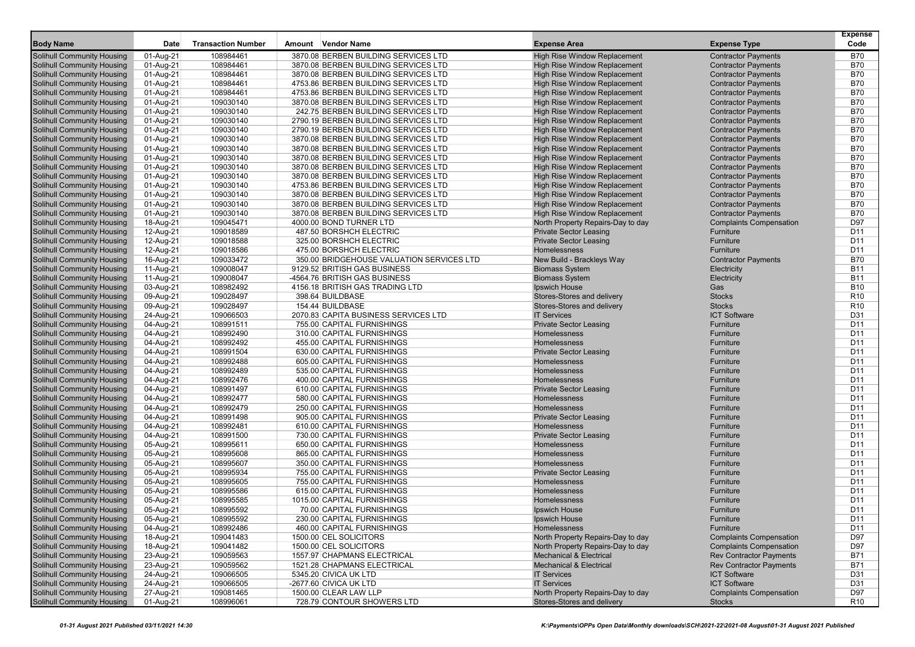| Body Name | Date | Transaction Number | Amount | Vendor Name | Expense Area | Expense Type | Expense Code |
|---|---|---|---|---|---|---|---|
| Solihull Community Housing | 01-Aug-21 | 108984461 | 3870.08 | BERBEN BUILDING SERVICES LTD | High Rise Window Replacement | Contractor Payments | B70 |
| Solihull Community Housing | 01-Aug-21 | 108984461 | 3870.08 | BERBEN BUILDING SERVICES LTD | High Rise Window Replacement | Contractor Payments | B70 |
| Solihull Community Housing | 01-Aug-21 | 108984461 | 3870.08 | BERBEN BUILDING SERVICES LTD | High Rise Window Replacement | Contractor Payments | B70 |
| Solihull Community Housing | 01-Aug-21 | 108984461 | 4753.86 | BERBEN BUILDING SERVICES LTD | High Rise Window Replacement | Contractor Payments | B70 |
| Solihull Community Housing | 01-Aug-21 | 108984461 | 4753.86 | BERBEN BUILDING SERVICES LTD | High Rise Window Replacement | Contractor Payments | B70 |
| Solihull Community Housing | 01-Aug-21 | 109030140 | 3870.08 | BERBEN BUILDING SERVICES LTD | High Rise Window Replacement | Contractor Payments | B70 |
| Solihull Community Housing | 01-Aug-21 | 109030140 | 242.75 | BERBEN BUILDING SERVICES LTD | High Rise Window Replacement | Contractor Payments | B70 |
| Solihull Community Housing | 01-Aug-21 | 109030140 | 2790.19 | BERBEN BUILDING SERVICES LTD | High Rise Window Replacement | Contractor Payments | B70 |
| Solihull Community Housing | 01-Aug-21 | 109030140 | 2790.19 | BERBEN BUILDING SERVICES LTD | High Rise Window Replacement | Contractor Payments | B70 |
| Solihull Community Housing | 01-Aug-21 | 109030140 | 3870.08 | BERBEN BUILDING SERVICES LTD | High Rise Window Replacement | Contractor Payments | B70 |
| Solihull Community Housing | 01-Aug-21 | 109030140 | 3870.08 | BERBEN BUILDING SERVICES LTD | High Rise Window Replacement | Contractor Payments | B70 |
| Solihull Community Housing | 01-Aug-21 | 109030140 | 3870.08 | BERBEN BUILDING SERVICES LTD | High Rise Window Replacement | Contractor Payments | B70 |
| Solihull Community Housing | 01-Aug-21 | 109030140 | 3870.08 | BERBEN BUILDING SERVICES LTD | High Rise Window Replacement | Contractor Payments | B70 |
| Solihull Community Housing | 01-Aug-21 | 109030140 | 3870.08 | BERBEN BUILDING SERVICES LTD | High Rise Window Replacement | Contractor Payments | B70 |
| Solihull Community Housing | 01-Aug-21 | 109030140 | 4753.86 | BERBEN BUILDING SERVICES LTD | High Rise Window Replacement | Contractor Payments | B70 |
| Solihull Community Housing | 01-Aug-21 | 109030140 | 3870.08 | BERBEN BUILDING SERVICES LTD | High Rise Window Replacement | Contractor Payments | B70 |
| Solihull Community Housing | 01-Aug-21 | 109030140 | 3870.08 | BERBEN BUILDING SERVICES LTD | High Rise Window Replacement | Contractor Payments | B70 |
| Solihull Community Housing | 01-Aug-21 | 109030140 | 3870.08 | BERBEN BUILDING SERVICES LTD | High Rise Window Replacement | Contractor Payments | B70 |
| Solihull Community Housing | 18-Aug-21 | 109045471 | 4000.00 | BOND TURNER LTD | North Property Repairs-Day to day | Complaints Compensation | D97 |
| Solihull Community Housing | 12-Aug-21 | 109018589 | 487.50 | BORSHCH ELECTRIC | Private Sector Leasing | Furniture | D11 |
| Solihull Community Housing | 12-Aug-21 | 109018588 | 325.00 | BORSHCH ELECTRIC | Private Sector Leasing | Furniture | D11 |
| Solihull Community Housing | 12-Aug-21 | 109018586 | 475.00 | BORSHCH ELECTRIC | Homelessness | Furniture | D11 |
| Solihull Community Housing | 16-Aug-21 | 109033472 | 350.00 | BRIDGEHOUSE VALUATION SERVICES LTD | New Build - Brackleys Way | Contractor Payments | B70 |
| Solihull Community Housing | 11-Aug-21 | 109008047 | 9129.52 | BRITISH GAS BUSINESS | Biomass System | Electricity | B11 |
| Solihull Community Housing | 11-Aug-21 | 109008047 | -4564.76 | BRITISH GAS BUSINESS | Biomass System | Electricity | B11 |
| Solihull Community Housing | 03-Aug-21 | 108982492 | 4156.18 | BRITISH GAS TRADING LTD | Ipswich House | Gas | B10 |
| Solihull Community Housing | 09-Aug-21 | 109028497 | 398.64 | BUILDBASE | Stores-Stores and delivery | Stocks | R10 |
| Solihull Community Housing | 09-Aug-21 | 109028497 | 154.44 | BUILDBASE | Stores-Stores and delivery | Stocks | R10 |
| Solihull Community Housing | 24-Aug-21 | 109066503 | 2070.83 | CAPITA BUSINESS SERVICES LTD | IT Services | ICT Software | D31 |
| Solihull Community Housing | 04-Aug-21 | 108991511 | 755.00 | CAPITAL FURNISHINGS | Private Sector Leasing | Furniture | D11 |
| Solihull Community Housing | 04-Aug-21 | 108992490 | 310.00 | CAPITAL FURNISHINGS | Homelessness | Furniture | D11 |
| Solihull Community Housing | 04-Aug-21 | 108992492 | 455.00 | CAPITAL FURNISHINGS | Homelessness | Furniture | D11 |
| Solihull Community Housing | 04-Aug-21 | 108991504 | 630.00 | CAPITAL FURNISHINGS | Private Sector Leasing | Furniture | D11 |
| Solihull Community Housing | 04-Aug-21 | 108992488 | 605.00 | CAPITAL FURNISHINGS | Homelessness | Furniture | D11 |
| Solihull Community Housing | 04-Aug-21 | 108992489 | 535.00 | CAPITAL FURNISHINGS | Homelessness | Furniture | D11 |
| Solihull Community Housing | 04-Aug-21 | 108992476 | 400.00 | CAPITAL FURNISHINGS | Homelessness | Furniture | D11 |
| Solihull Community Housing | 04-Aug-21 | 108991497 | 610.00 | CAPITAL FURNISHINGS | Private Sector Leasing | Furniture | D11 |
| Solihull Community Housing | 04-Aug-21 | 108992477 | 580.00 | CAPITAL FURNISHINGS | Homelessness | Furniture | D11 |
| Solihull Community Housing | 04-Aug-21 | 108992479 | 250.00 | CAPITAL FURNISHINGS | Homelessness | Furniture | D11 |
| Solihull Community Housing | 04-Aug-21 | 108991498 | 905.00 | CAPITAL FURNISHINGS | Private Sector Leasing | Furniture | D11 |
| Solihull Community Housing | 04-Aug-21 | 108992481 | 610.00 | CAPITAL FURNISHINGS | Homelessness | Furniture | D11 |
| Solihull Community Housing | 04-Aug-21 | 108991500 | 730.00 | CAPITAL FURNISHINGS | Private Sector Leasing | Furniture | D11 |
| Solihull Community Housing | 05-Aug-21 | 108995611 | 650.00 | CAPITAL FURNISHINGS | Homelessness | Furniture | D11 |
| Solihull Community Housing | 05-Aug-21 | 108995608 | 865.00 | CAPITAL FURNISHINGS | Homelessness | Furniture | D11 |
| Solihull Community Housing | 05-Aug-21 | 108995607 | 350.00 | CAPITAL FURNISHINGS | Homelessness | Furniture | D11 |
| Solihull Community Housing | 05-Aug-21 | 108995934 | 755.00 | CAPITAL FURNISHINGS | Private Sector Leasing | Furniture | D11 |
| Solihull Community Housing | 05-Aug-21 | 108995605 | 755.00 | CAPITAL FURNISHINGS | Homelessness | Furniture | D11 |
| Solihull Community Housing | 05-Aug-21 | 108995586 | 615.00 | CAPITAL FURNISHINGS | Homelessness | Furniture | D11 |
| Solihull Community Housing | 05-Aug-21 | 108995585 | 1015.00 | CAPITAL FURNISHINGS | Homelessness | Furniture | D11 |
| Solihull Community Housing | 05-Aug-21 | 108995592 | 70.00 | CAPITAL FURNISHINGS | Ipswich House | Furniture | D11 |
| Solihull Community Housing | 05-Aug-21 | 108995592 | 230.00 | CAPITAL FURNISHINGS | Ipswich House | Furniture | D11 |
| Solihull Community Housing | 04-Aug-21 | 108992486 | 460.00 | CAPITAL FURNISHINGS | Homelessness | Furniture | D11 |
| Solihull Community Housing | 18-Aug-21 | 109041483 | 1500.00 | CEL SOLICITORS | North Property Repairs-Day to day | Complaints Compensation | D97 |
| Solihull Community Housing | 18-Aug-21 | 109041482 | 1500.00 | CEL SOLICITORS | North Property Repairs-Day to day | Complaints Compensation | D97 |
| Solihull Community Housing | 23-Aug-21 | 109059563 | 1557.97 | CHAPMANS ELECTRICAL | Mechanical & Electrical | Rev Contractor Payments | B71 |
| Solihull Community Housing | 23-Aug-21 | 109059562 | 1521.28 | CHAPMANS ELECTRICAL | Mechanical & Electrical | Rev Contractor Payments | B71 |
| Solihull Community Housing | 24-Aug-21 | 109066505 | 5345.20 | CIVICA UK LTD | IT Services | ICT Software | D31 |
| Solihull Community Housing | 24-Aug-21 | 109066505 | -2677.60 | CIVICA UK LTD | IT Services | ICT Software | D31 |
| Solihull Community Housing | 27-Aug-21 | 109081465 | 1500.00 | CLEAR LAW LLP | North Property Repairs-Day to day | Complaints Compensation | D97 |
| Solihull Community Housing | 01-Aug-21 | 108996061 | 728.79 | CONTOUR SHOWERS LTD | Stores-Stores and delivery | Stocks | R10 |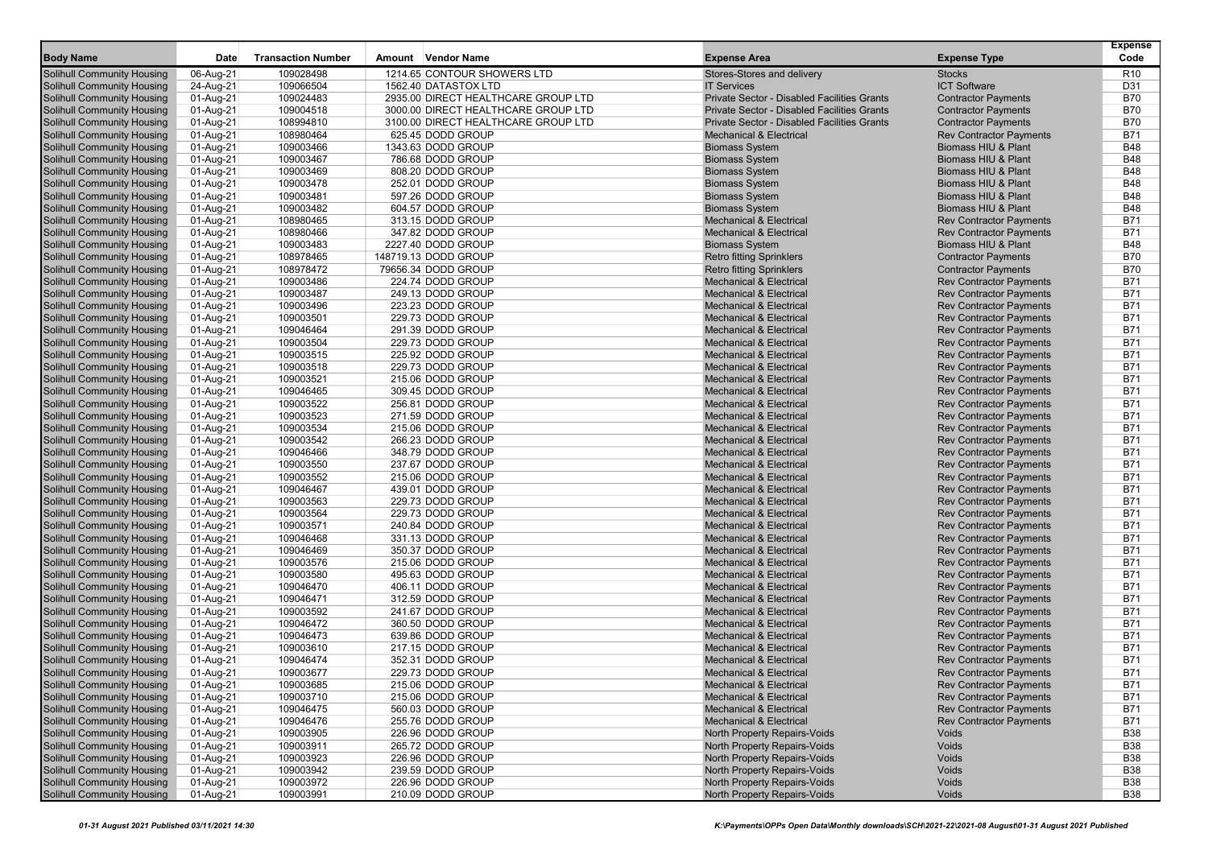| Body Name | Date | Transaction Number | Amount | Vendor Name | Expense Area | Expense Type | Expense Code |
|---|---|---|---|---|---|---|---|
| Solihull Community Housing | 06-Aug-21 | 109028498 | 1214.65 | CONTOUR SHOWERS LTD | Stores-Stores and delivery | Stocks | R10 |
| Solihull Community Housing | 24-Aug-21 | 109066504 | 1562.40 | DATASTOX LTD | IT Services | ICT Software | D31 |
| Solihull Community Housing | 01-Aug-21 | 109024483 | 2935.00 | DIRECT HEALTHCARE GROUP LTD | Private Sector - Disabled Facilities Grants | Contractor Payments | B70 |
| Solihull Community Housing | 01-Aug-21 | 109004518 | 3000.00 | DIRECT HEALTHCARE GROUP LTD | Private Sector - Disabled Facilities Grants | Contractor Payments | B70 |
| Solihull Community Housing | 01-Aug-21 | 108994810 | 3100.00 | DIRECT HEALTHCARE GROUP LTD | Private Sector - Disabled Facilities Grants | Contractor Payments | B70 |
| Solihull Community Housing | 01-Aug-21 | 108980464 | 625.45 | DODD GROUP | Mechanical & Electrical | Rev Contractor Payments | B71 |
| Solihull Community Housing | 01-Aug-21 | 109003466 | 1343.63 | DODD GROUP | Biomass System | Biomass HIU & Plant | B48 |
| Solihull Community Housing | 01-Aug-21 | 109003467 | 786.68 | DODD GROUP | Biomass System | Biomass HIU & Plant | B48 |
| Solihull Community Housing | 01-Aug-21 | 109003469 | 808.20 | DODD GROUP | Biomass System | Biomass HIU & Plant | B48 |
| Solihull Community Housing | 01-Aug-21 | 109003478 | 252.01 | DODD GROUP | Biomass System | Biomass HIU & Plant | B48 |
| Solihull Community Housing | 01-Aug-21 | 109003481 | 597.26 | DODD GROUP | Biomass System | Biomass HIU & Plant | B48 |
| Solihull Community Housing | 01-Aug-21 | 109003482 | 604.57 | DODD GROUP | Biomass System | Biomass HIU & Plant | B48 |
| Solihull Community Housing | 01-Aug-21 | 108980465 | 313.15 | DODD GROUP | Mechanical & Electrical | Rev Contractor Payments | B71 |
| Solihull Community Housing | 01-Aug-21 | 108980466 | 347.82 | DODD GROUP | Mechanical & Electrical | Rev Contractor Payments | B71 |
| Solihull Community Housing | 01-Aug-21 | 109003483 | 2227.40 | DODD GROUP | Biomass System | Biomass HIU & Plant | B48 |
| Solihull Community Housing | 01-Aug-21 | 108978465 | 148719.13 | DODD GROUP | Retro fitting Sprinklers | Contractor Payments | B70 |
| Solihull Community Housing | 01-Aug-21 | 108978472 | 79656.34 | DODD GROUP | Retro fitting Sprinklers | Contractor Payments | B70 |
| Solihull Community Housing | 01-Aug-21 | 109003486 | 224.74 | DODD GROUP | Mechanical & Electrical | Rev Contractor Payments | B71 |
| Solihull Community Housing | 01-Aug-21 | 109003487 | 249.13 | DODD GROUP | Mechanical & Electrical | Rev Contractor Payments | B71 |
| Solihull Community Housing | 01-Aug-21 | 109003496 | 223.23 | DODD GROUP | Mechanical & Electrical | Rev Contractor Payments | B71 |
| Solihull Community Housing | 01-Aug-21 | 109003501 | 229.73 | DODD GROUP | Mechanical & Electrical | Rev Contractor Payments | B71 |
| Solihull Community Housing | 01-Aug-21 | 109046464 | 291.39 | DODD GROUP | Mechanical & Electrical | Rev Contractor Payments | B71 |
| Solihull Community Housing | 01-Aug-21 | 109003504 | 229.73 | DODD GROUP | Mechanical & Electrical | Rev Contractor Payments | B71 |
| Solihull Community Housing | 01-Aug-21 | 109003515 | 225.92 | DODD GROUP | Mechanical & Electrical | Rev Contractor Payments | B71 |
| Solihull Community Housing | 01-Aug-21 | 109003518 | 229.73 | DODD GROUP | Mechanical & Electrical | Rev Contractor Payments | B71 |
| Solihull Community Housing | 01-Aug-21 | 109003521 | 215.06 | DODD GROUP | Mechanical & Electrical | Rev Contractor Payments | B71 |
| Solihull Community Housing | 01-Aug-21 | 109046465 | 309.45 | DODD GROUP | Mechanical & Electrical | Rev Contractor Payments | B71 |
| Solihull Community Housing | 01-Aug-21 | 109003522 | 256.81 | DODD GROUP | Mechanical & Electrical | Rev Contractor Payments | B71 |
| Solihull Community Housing | 01-Aug-21 | 109003523 | 271.59 | DODD GROUP | Mechanical & Electrical | Rev Contractor Payments | B71 |
| Solihull Community Housing | 01-Aug-21 | 109003534 | 215.06 | DODD GROUP | Mechanical & Electrical | Rev Contractor Payments | B71 |
| Solihull Community Housing | 01-Aug-21 | 109003542 | 266.23 | DODD GROUP | Mechanical & Electrical | Rev Contractor Payments | B71 |
| Solihull Community Housing | 01-Aug-21 | 109046466 | 348.79 | DODD GROUP | Mechanical & Electrical | Rev Contractor Payments | B71 |
| Solihull Community Housing | 01-Aug-21 | 109003550 | 237.67 | DODD GROUP | Mechanical & Electrical | Rev Contractor Payments | B71 |
| Solihull Community Housing | 01-Aug-21 | 109003552 | 215.06 | DODD GROUP | Mechanical & Electrical | Rev Contractor Payments | B71 |
| Solihull Community Housing | 01-Aug-21 | 109046467 | 439.01 | DODD GROUP | Mechanical & Electrical | Rev Contractor Payments | B71 |
| Solihull Community Housing | 01-Aug-21 | 109003563 | 229.73 | DODD GROUP | Mechanical & Electrical | Rev Contractor Payments | B71 |
| Solihull Community Housing | 01-Aug-21 | 109003564 | 229.73 | DODD GROUP | Mechanical & Electrical | Rev Contractor Payments | B71 |
| Solihull Community Housing | 01-Aug-21 | 109003571 | 240.84 | DODD GROUP | Mechanical & Electrical | Rev Contractor Payments | B71 |
| Solihull Community Housing | 01-Aug-21 | 109046468 | 331.13 | DODD GROUP | Mechanical & Electrical | Rev Contractor Payments | B71 |
| Solihull Community Housing | 01-Aug-21 | 109046469 | 350.37 | DODD GROUP | Mechanical & Electrical | Rev Contractor Payments | B71 |
| Solihull Community Housing | 01-Aug-21 | 109003576 | 215.06 | DODD GROUP | Mechanical & Electrical | Rev Contractor Payments | B71 |
| Solihull Community Housing | 01-Aug-21 | 109003580 | 495.63 | DODD GROUP | Mechanical & Electrical | Rev Contractor Payments | B71 |
| Solihull Community Housing | 01-Aug-21 | 109046470 | 406.11 | DODD GROUP | Mechanical & Electrical | Rev Contractor Payments | B71 |
| Solihull Community Housing | 01-Aug-21 | 109046471 | 312.59 | DODD GROUP | Mechanical & Electrical | Rev Contractor Payments | B71 |
| Solihull Community Housing | 01-Aug-21 | 109003592 | 241.67 | DODD GROUP | Mechanical & Electrical | Rev Contractor Payments | B71 |
| Solihull Community Housing | 01-Aug-21 | 109046472 | 360.50 | DODD GROUP | Mechanical & Electrical | Rev Contractor Payments | B71 |
| Solihull Community Housing | 01-Aug-21 | 109046473 | 639.86 | DODD GROUP | Mechanical & Electrical | Rev Contractor Payments | B71 |
| Solihull Community Housing | 01-Aug-21 | 109003610 | 217.15 | DODD GROUP | Mechanical & Electrical | Rev Contractor Payments | B71 |
| Solihull Community Housing | 01-Aug-21 | 109046474 | 352.31 | DODD GROUP | Mechanical & Electrical | Rev Contractor Payments | B71 |
| Solihull Community Housing | 01-Aug-21 | 109003677 | 229.73 | DODD GROUP | Mechanical & Electrical | Rev Contractor Payments | B71 |
| Solihull Community Housing | 01-Aug-21 | 109003685 | 215.06 | DODD GROUP | Mechanical & Electrical | Rev Contractor Payments | B71 |
| Solihull Community Housing | 01-Aug-21 | 109003710 | 215.06 | DODD GROUP | Mechanical & Electrical | Rev Contractor Payments | B71 |
| Solihull Community Housing | 01-Aug-21 | 109046475 | 560.03 | DODD GROUP | Mechanical & Electrical | Rev Contractor Payments | B71 |
| Solihull Community Housing | 01-Aug-21 | 109046476 | 255.76 | DODD GROUP | Mechanical & Electrical | Rev Contractor Payments | B71 |
| Solihull Community Housing | 01-Aug-21 | 109003905 | 226.96 | DODD GROUP | North Property Repairs-Voids | Voids | B38 |
| Solihull Community Housing | 01-Aug-21 | 109003911 | 265.72 | DODD GROUP | North Property Repairs-Voids | Voids | B38 |
| Solihull Community Housing | 01-Aug-21 | 109003923 | 226.96 | DODD GROUP | North Property Repairs-Voids | Voids | B38 |
| Solihull Community Housing | 01-Aug-21 | 109003942 | 239.59 | DODD GROUP | North Property Repairs-Voids | Voids | B38 |
| Solihull Community Housing | 01-Aug-21 | 109003972 | 226.96 | DODD GROUP | North Property Repairs-Voids | Voids | B38 |
| Solihull Community Housing | 01-Aug-21 | 109003991 | 210.09 | DODD GROUP | North Property Repairs-Voids | Voids | B38 |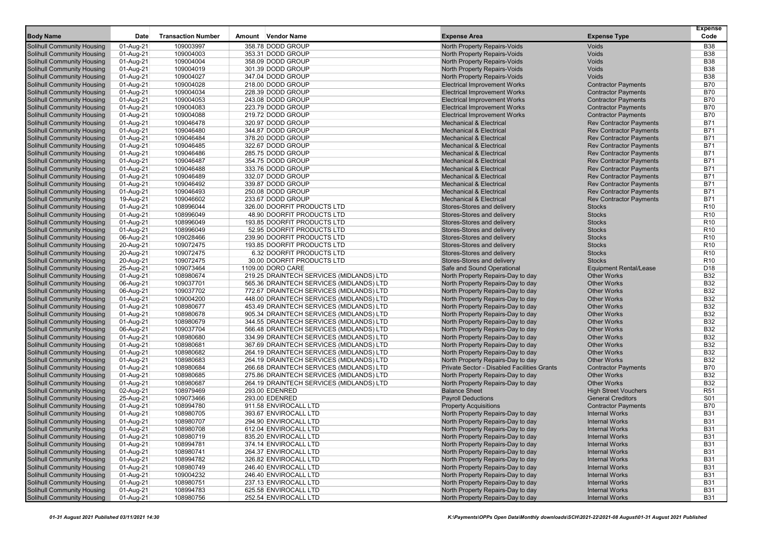| Body Name | Date | Transaction Number | Amount | Vendor Name | Expense Area | Expense Type | Expense Code |
|---|---|---|---|---|---|---|---|
| Solihull Community Housing | 01-Aug-21 | 109003997 | 358.78 | DODD GROUP | North Property Repairs-Voids | Voids | B38 |
| Solihull Community Housing | 01-Aug-21 | 109004003 | 353.31 | DODD GROUP | North Property Repairs-Voids | Voids | B38 |
| Solihull Community Housing | 01-Aug-21 | 109004004 | 358.09 | DODD GROUP | North Property Repairs-Voids | Voids | B38 |
| Solihull Community Housing | 01-Aug-21 | 109004019 | 301.39 | DODD GROUP | North Property Repairs-Voids | Voids | B38 |
| Solihull Community Housing | 01-Aug-21 | 109004027 | 347.04 | DODD GROUP | North Property Repairs-Voids | Voids | B38 |
| Solihull Community Housing | 01-Aug-21 | 109004028 | 218.00 | DODD GROUP | Electrical Improvement Works | Contractor Payments | B70 |
| Solihull Community Housing | 01-Aug-21 | 109004034 | 228.39 | DODD GROUP | Electrical Improvement Works | Contractor Payments | B70 |
| Solihull Community Housing | 01-Aug-21 | 109004053 | 243.08 | DODD GROUP | Electrical Improvement Works | Contractor Payments | B70 |
| Solihull Community Housing | 01-Aug-21 | 109004083 | 223.79 | DODD GROUP | Electrical Improvement Works | Contractor Payments | B70 |
| Solihull Community Housing | 01-Aug-21 | 109004088 | 219.72 | DODD GROUP | Electrical Improvement Works | Contractor Payments | B70 |
| Solihull Community Housing | 01-Aug-21 | 109046478 | 320.97 | DODD GROUP | Mechanical & Electrical | Rev Contractor Payments | B71 |
| Solihull Community Housing | 01-Aug-21 | 109046480 | 344.87 | DODD GROUP | Mechanical & Electrical | Rev Contractor Payments | B71 |
| Solihull Community Housing | 01-Aug-21 | 109046484 | 378.20 | DODD GROUP | Mechanical & Electrical | Rev Contractor Payments | B71 |
| Solihull Community Housing | 01-Aug-21 | 109046485 | 322.67 | DODD GROUP | Mechanical & Electrical | Rev Contractor Payments | B71 |
| Solihull Community Housing | 01-Aug-21 | 109046486 | 285.75 | DODD GROUP | Mechanical & Electrical | Rev Contractor Payments | B71 |
| Solihull Community Housing | 01-Aug-21 | 109046487 | 354.75 | DODD GROUP | Mechanical & Electrical | Rev Contractor Payments | B71 |
| Solihull Community Housing | 01-Aug-21 | 109046488 | 333.76 | DODD GROUP | Mechanical & Electrical | Rev Contractor Payments | B71 |
| Solihull Community Housing | 01-Aug-21 | 109046489 | 332.07 | DODD GROUP | Mechanical & Electrical | Rev Contractor Payments | B71 |
| Solihull Community Housing | 01-Aug-21 | 109046492 | 339.87 | DODD GROUP | Mechanical & Electrical | Rev Contractor Payments | B71 |
| Solihull Community Housing | 01-Aug-21 | 109046493 | 250.08 | DODD GROUP | Mechanical & Electrical | Rev Contractor Payments | B71 |
| Solihull Community Housing | 19-Aug-21 | 109046602 | 233.67 | DODD GROUP | Mechanical & Electrical | Rev Contractor Payments | B71 |
| Solihull Community Housing | 01-Aug-21 | 108996044 | 326.00 | DOORFIT PRODUCTS LTD | Stores-Stores and delivery | Stocks | R10 |
| Solihull Community Housing | 01-Aug-21 | 108996049 | 48.90 | DOORFIT PRODUCTS LTD | Stores-Stores and delivery | Stocks | R10 |
| Solihull Community Housing | 01-Aug-21 | 108996049 | 193.85 | DOORFIT PRODUCTS LTD | Stores-Stores and delivery | Stocks | R10 |
| Solihull Community Housing | 01-Aug-21 | 108996049 | 52.95 | DOORFIT PRODUCTS LTD | Stores-Stores and delivery | Stocks | R10 |
| Solihull Community Housing | 06-Aug-21 | 109028466 | 239.90 | DOORFIT PRODUCTS LTD | Stores-Stores and delivery | Stocks | R10 |
| Solihull Community Housing | 20-Aug-21 | 109072475 | 193.85 | DOORFIT PRODUCTS LTD | Stores-Stores and delivery | Stocks | R10 |
| Solihull Community Housing | 20-Aug-21 | 109072475 | 6.32 | DOORFIT PRODUCTS LTD | Stores-Stores and delivery | Stocks | R10 |
| Solihull Community Housing | 20-Aug-21 | 109072475 | 30.00 | DOORFIT PRODUCTS LTD | Stores-Stores and delivery | Stocks | R10 |
| Solihull Community Housing | 25-Aug-21 | 109073464 | 1109.00 | DORO CARE | Safe and Sound Operational | Equipment Rental/Lease | D18 |
| Solihull Community Housing | 01-Aug-21 | 108980674 | 219.25 | DRAINTECH SERVICES (MIDLANDS) LTD | North Property Repairs-Day to day | Other Works | B32 |
| Solihull Community Housing | 06-Aug-21 | 109037701 | 565.36 | DRAINTECH SERVICES (MIDLANDS) LTD | North Property Repairs-Day to day | Other Works | B32 |
| Solihull Community Housing | 06-Aug-21 | 109037702 | 772.67 | DRAINTECH SERVICES (MIDLANDS) LTD | North Property Repairs-Day to day | Other Works | B32 |
| Solihull Community Housing | 01-Aug-21 | 109004200 | 448.00 | DRAINTECH SERVICES (MIDLANDS) LTD | North Property Repairs-Day to day | Other Works | B32 |
| Solihull Community Housing | 01-Aug-21 | 108980677 | 453.49 | DRAINTECH SERVICES (MIDLANDS) LTD | North Property Repairs-Day to day | Other Works | B32 |
| Solihull Community Housing | 01-Aug-21 | 108980678 | 905.34 | DRAINTECH SERVICES (MIDLANDS) LTD | North Property Repairs-Day to day | Other Works | B32 |
| Solihull Community Housing | 01-Aug-21 | 108980679 | 344.55 | DRAINTECH SERVICES (MIDLANDS) LTD | North Property Repairs-Day to day | Other Works | B32 |
| Solihull Community Housing | 06-Aug-21 | 109037704 | 566.48 | DRAINTECH SERVICES (MIDLANDS) LTD | North Property Repairs-Day to day | Other Works | B32 |
| Solihull Community Housing | 01-Aug-21 | 108980680 | 334.99 | DRAINTECH SERVICES (MIDLANDS) LTD | North Property Repairs-Day to day | Other Works | B32 |
| Solihull Community Housing | 01-Aug-21 | 108980681 | 367.69 | DRAINTECH SERVICES (MIDLANDS) LTD | North Property Repairs-Day to day | Other Works | B32 |
| Solihull Community Housing | 01-Aug-21 | 108980682 | 264.19 | DRAINTECH SERVICES (MIDLANDS) LTD | North Property Repairs-Day to day | Other Works | B32 |
| Solihull Community Housing | 01-Aug-21 | 108980683 | 264.19 | DRAINTECH SERVICES (MIDLANDS) LTD | North Property Repairs-Day to day | Other Works | B32 |
| Solihull Community Housing | 01-Aug-21 | 108980684 | 266.68 | DRAINTECH SERVICES (MIDLANDS) LTD | Private Sector - Disabled Facilities Grants | Contractor Payments | B70 |
| Solihull Community Housing | 01-Aug-21 | 108980685 | 275.86 | DRAINTECH SERVICES (MIDLANDS) LTD | North Property Repairs-Day to day | Other Works | B32 |
| Solihull Community Housing | 01-Aug-21 | 108980687 | 264.19 | DRAINTECH SERVICES (MIDLANDS) LTD | North Property Repairs-Day to day | Other Works | B32 |
| Solihull Community Housing | 02-Aug-21 | 108979469 | 293.00 | EDENRED | Balance Sheet | High Street Vouchers | R51 |
| Solihull Community Housing | 25-Aug-21 | 109073466 | 293.00 | EDENRED | Payroll Deductions | General Creditors | S01 |
| Solihull Community Housing | 01-Aug-21 | 108994780 | 911.58 | ENVIROCALL LTD | Property Acquisitions | Contractor Payments | B70 |
| Solihull Community Housing | 01-Aug-21 | 108980705 | 393.67 | ENVIROCALL LTD | North Property Repairs-Day to day | Internal Works | B31 |
| Solihull Community Housing | 01-Aug-21 | 108980707 | 294.90 | ENVIROCALL LTD | North Property Repairs-Day to day | Internal Works | B31 |
| Solihull Community Housing | 01-Aug-21 | 108980708 | 612.04 | ENVIROCALL LTD | North Property Repairs-Day to day | Internal Works | B31 |
| Solihull Community Housing | 01-Aug-21 | 108980719 | 835.20 | ENVIROCALL LTD | North Property Repairs-Day to day | Internal Works | B31 |
| Solihull Community Housing | 01-Aug-21 | 108994781 | 374.14 | ENVIROCALL LTD | North Property Repairs-Day to day | Internal Works | B31 |
| Solihull Community Housing | 01-Aug-21 | 108980741 | 264.37 | ENVIROCALL LTD | North Property Repairs-Day to day | Internal Works | B31 |
| Solihull Community Housing | 01-Aug-21 | 108994782 | 326.82 | ENVIROCALL LTD | North Property Repairs-Day to day | Internal Works | B31 |
| Solihull Community Housing | 01-Aug-21 | 108980749 | 246.40 | ENVIROCALL LTD | North Property Repairs-Day to day | Internal Works | B31 |
| Solihull Community Housing | 01-Aug-21 | 109004232 | 246.40 | ENVIROCALL LTD | North Property Repairs-Day to day | Internal Works | B31 |
| Solihull Community Housing | 01-Aug-21 | 108980751 | 237.13 | ENVIROCALL LTD | North Property Repairs-Day to day | Internal Works | B31 |
| Solihull Community Housing | 01-Aug-21 | 108994783 | 625.58 | ENVIROCALL LTD | North Property Repairs-Day to day | Internal Works | B31 |
| Solihull Community Housing | 01-Aug-21 | 108980756 | 252.54 | ENVIROCALL LTD | North Property Repairs-Day to day | Internal Works | B31 |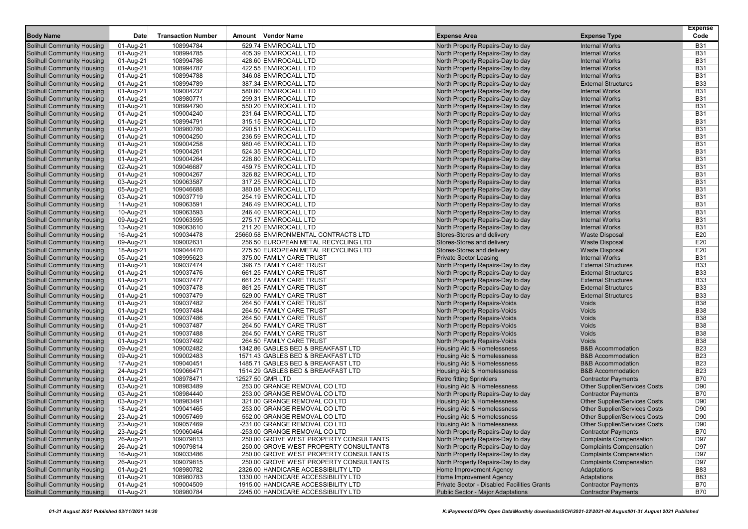| Body Name | Date | Transaction Number | Amount | Vendor Name | Expense Area | Expense Type | Expense Code |
|---|---|---|---|---|---|---|---|
| Solihull Community Housing | 01-Aug-21 | 108994784 | 529.74 | ENVIROCALL LTD | North Property Repairs-Day to day | Internal Works | B31 |
| Solihull Community Housing | 01-Aug-21 | 108994785 | 405.39 | ENVIROCALL LTD | North Property Repairs-Day to day | Internal Works | B31 |
| Solihull Community Housing | 01-Aug-21 | 108994786 | 428.60 | ENVIROCALL LTD | North Property Repairs-Day to day | Internal Works | B31 |
| Solihull Community Housing | 01-Aug-21 | 108994787 | 422.55 | ENVIROCALL LTD | North Property Repairs-Day to day | Internal Works | B31 |
| Solihull Community Housing | 01-Aug-21 | 108994788 | 346.08 | ENVIROCALL LTD | North Property Repairs-Day to day | Internal Works | B31 |
| Solihull Community Housing | 01-Aug-21 | 108994789 | 387.34 | ENVIROCALL LTD | North Property Repairs-Day to day | External Structures | B33 |
| Solihull Community Housing | 01-Aug-21 | 109004237 | 580.80 | ENVIROCALL LTD | North Property Repairs-Day to day | Internal Works | B31 |
| Solihull Community Housing | 01-Aug-21 | 108980771 | 299.31 | ENVIROCALL LTD | North Property Repairs-Day to day | Internal Works | B31 |
| Solihull Community Housing | 01-Aug-21 | 108994790 | 550.20 | ENVIROCALL LTD | North Property Repairs-Day to day | Internal Works | B31 |
| Solihull Community Housing | 01-Aug-21 | 109004240 | 231.64 | ENVIROCALL LTD | North Property Repairs-Day to day | Internal Works | B31 |
| Solihull Community Housing | 01-Aug-21 | 108994791 | 315.15 | ENVIROCALL LTD | North Property Repairs-Day to day | Internal Works | B31 |
| Solihull Community Housing | 01-Aug-21 | 108980780 | 290.51 | ENVIROCALL LTD | North Property Repairs-Day to day | Internal Works | B31 |
| Solihull Community Housing | 01-Aug-21 | 109004250 | 236.59 | ENVIROCALL LTD | North Property Repairs-Day to day | Internal Works | B31 |
| Solihull Community Housing | 01-Aug-21 | 109004258 | 980.46 | ENVIROCALL LTD | North Property Repairs-Day to day | Internal Works | B31 |
| Solihull Community Housing | 01-Aug-21 | 109004261 | 524.35 | ENVIROCALL LTD | North Property Repairs-Day to day | Internal Works | B31 |
| Solihull Community Housing | 01-Aug-21 | 109004264 | 228.80 | ENVIROCALL LTD | North Property Repairs-Day to day | Internal Works | B31 |
| Solihull Community Housing | 02-Aug-21 | 109046687 | 459.75 | ENVIROCALL LTD | North Property Repairs-Day to day | Internal Works | B31 |
| Solihull Community Housing | 01-Aug-21 | 109004267 | 326.82 | ENVIROCALL LTD | North Property Repairs-Day to day | Internal Works | B31 |
| Solihull Community Housing | 03-Aug-21 | 109063587 | 317.25 | ENVIROCALL LTD | North Property Repairs-Day to day | Internal Works | B31 |
| Solihull Community Housing | 05-Aug-21 | 109046688 | 380.08 | ENVIROCALL LTD | North Property Repairs-Day to day | Internal Works | B31 |
| Solihull Community Housing | 03-Aug-21 | 109037719 | 254.19 | ENVIROCALL LTD | North Property Repairs-Day to day | Internal Works | B31 |
| Solihull Community Housing | 11-Aug-21 | 109063591 | 246.49 | ENVIROCALL LTD | North Property Repairs-Day to day | Internal Works | B31 |
| Solihull Community Housing | 10-Aug-21 | 109063593 | 246.40 | ENVIROCALL LTD | North Property Repairs-Day to day | Internal Works | B31 |
| Solihull Community Housing | 09-Aug-21 | 109063595 | 275.17 | ENVIROCALL LTD | North Property Repairs-Day to day | Internal Works | B31 |
| Solihull Community Housing | 13-Aug-21 | 109063610 | 211.20 | ENVIROCALL LTD | North Property Repairs-Day to day | Internal Works | B31 |
| Solihull Community Housing | 16-Aug-21 | 109034478 | 25660.58 | ENVIRONMENTAL CONTRACTS LTD | Stores-Stores and delivery | Waste Disposal | E20 |
| Solihull Community Housing | 09-Aug-21 | 109002631 | 256.50 | EUROPEAN METAL RECYCLING LTD | Stores-Stores and delivery | Waste Disposal | E20 |
| Solihull Community Housing | 18-Aug-21 | 109044470 | 275.50 | EUROPEAN METAL RECYCLING LTD | Stores-Stores and delivery | Waste Disposal | E20 |
| Solihull Community Housing | 05-Aug-21 | 108995623 | 375.00 | FAMILY CARE TRUST | Private Sector Leasing | Internal Works | B31 |
| Solihull Community Housing | 01-Aug-21 | 109037474 | 396.75 | FAMILY CARE TRUST | North Property Repairs-Day to day | External Structures | B33 |
| Solihull Community Housing | 01-Aug-21 | 109037476 | 661.25 | FAMILY CARE TRUST | North Property Repairs-Day to day | External Structures | B33 |
| Solihull Community Housing | 01-Aug-21 | 109037477 | 661.25 | FAMILY CARE TRUST | North Property Repairs-Day to day | External Structures | B33 |
| Solihull Community Housing | 01-Aug-21 | 109037478 | 861.25 | FAMILY CARE TRUST | North Property Repairs-Day to day | External Structures | B33 |
| Solihull Community Housing | 01-Aug-21 | 109037479 | 529.00 | FAMILY CARE TRUST | North Property Repairs-Day to day | External Structures | B33 |
| Solihull Community Housing | 01-Aug-21 | 109037482 | 264.50 | FAMILY CARE TRUST | North Property Repairs-Voids | Voids | B38 |
| Solihull Community Housing | 01-Aug-21 | 109037484 | 264.50 | FAMILY CARE TRUST | North Property Repairs-Voids | Voids | B38 |
| Solihull Community Housing | 01-Aug-21 | 109037486 | 264.50 | FAMILY CARE TRUST | North Property Repairs-Voids | Voids | B38 |
| Solihull Community Housing | 01-Aug-21 | 109037487 | 264.50 | FAMILY CARE TRUST | North Property Repairs-Voids | Voids | B38 |
| Solihull Community Housing | 01-Aug-21 | 109037488 | 264.50 | FAMILY CARE TRUST | North Property Repairs-Voids | Voids | B38 |
| Solihull Community Housing | 01-Aug-21 | 109037492 | 264.50 | FAMILY CARE TRUST | North Property Repairs-Voids | Voids | B38 |
| Solihull Community Housing | 09-Aug-21 | 109002482 | 1342.86 | GABLES BED & BREAKFAST LTD | Housing Aid & Homelessness | B&B Accommodation | B23 |
| Solihull Community Housing | 09-Aug-21 | 109002483 | 1571.43 | GABLES BED & BREAKFAST LTD | Housing Aid & Homelessness | B&B Accommodation | B23 |
| Solihull Community Housing | 17-Aug-21 | 109040451 | 1485.71 | GABLES BED & BREAKFAST LTD | Housing Aid & Homelessness | B&B Accommodation | B23 |
| Solihull Community Housing | 24-Aug-21 | 109066471 | 1514.29 | GABLES BED & BREAKFAST LTD | Housing Aid & Homelessness | B&B Accommodation | B23 |
| Solihull Community Housing | 01-Aug-21 | 108978471 | 12527.50 | GMR LTD | Retro fitting Sprinklers | Contractor Payments | B70 |
| Solihull Community Housing | 03-Aug-21 | 108983489 | 253.00 | GRANGE REMOVAL CO LTD | Housing Aid & Homelessness | Other Supplier/Services Costs | D90 |
| Solihull Community Housing | 03-Aug-21 | 108984440 | 253.00 | GRANGE REMOVAL CO LTD | North Property Repairs-Day to day | Contractor Payments | B70 |
| Solihull Community Housing | 03-Aug-21 | 108983491 | 321.00 | GRANGE REMOVAL CO LTD | Housing Aid & Homelessness | Other Supplier/Services Costs | D90 |
| Solihull Community Housing | 18-Aug-21 | 109041465 | 253.00 | GRANGE REMOVAL CO LTD | Housing Aid & Homelessness | Other Supplier/Services Costs | D90 |
| Solihull Community Housing | 23-Aug-21 | 109057469 | 552.00 | GRANGE REMOVAL CO LTD | Housing Aid & Homelessness | Other Supplier/Services Costs | D90 |
| Solihull Community Housing | 23-Aug-21 | 109057469 | -231.00 | GRANGE REMOVAL CO LTD | Housing Aid & Homelessness | Other Supplier/Services Costs | D90 |
| Solihull Community Housing | 23-Aug-21 | 109060464 | -253.00 | GRANGE REMOVAL CO LTD | North Property Repairs-Day to day | Contractor Payments | B70 |
| Solihull Community Housing | 26-Aug-21 | 109079813 | 250.00 | GROVE WEST PROPERTY CONSULTANTS | North Property Repairs-Day to day | Complaints Compensation | D97 |
| Solihull Community Housing | 26-Aug-21 | 109079814 | 250.00 | GROVE WEST PROPERTY CONSULTANTS | North Property Repairs-Day to day | Complaints Compensation | D97 |
| Solihull Community Housing | 16-Aug-21 | 109033486 | 250.00 | GROVE WEST PROPERTY CONSULTANTS | North Property Repairs-Day to day | Complaints Compensation | D97 |
| Solihull Community Housing | 26-Aug-21 | 109079815 | 250.00 | GROVE WEST PROPERTY CONSULTANTS | North Property Repairs-Day to day | Complaints Compensation | D97 |
| Solihull Community Housing | 01-Aug-21 | 108980782 | 2326.00 | HANDICARE ACCESSIBILITY LTD | Home Improvement Agency | Adaptations | B83 |
| Solihull Community Housing | 01-Aug-21 | 108980783 | 1330.00 | HANDICARE ACCESSIBILITY LTD | Home Improvement Agency | Adaptations | B83 |
| Solihull Community Housing | 01-Aug-21 | 109004509 | 1915.00 | HANDICARE ACCESSIBILITY LTD | Private Sector - Disabled Facilities Grants | Contractor Payments | B70 |
| Solihull Community Housing | 01-Aug-21 | 108980784 | 2245.00 | HANDICARE ACCESSIBILITY LTD | Public Sector - Major Adaptations | Contractor Payments | B70 |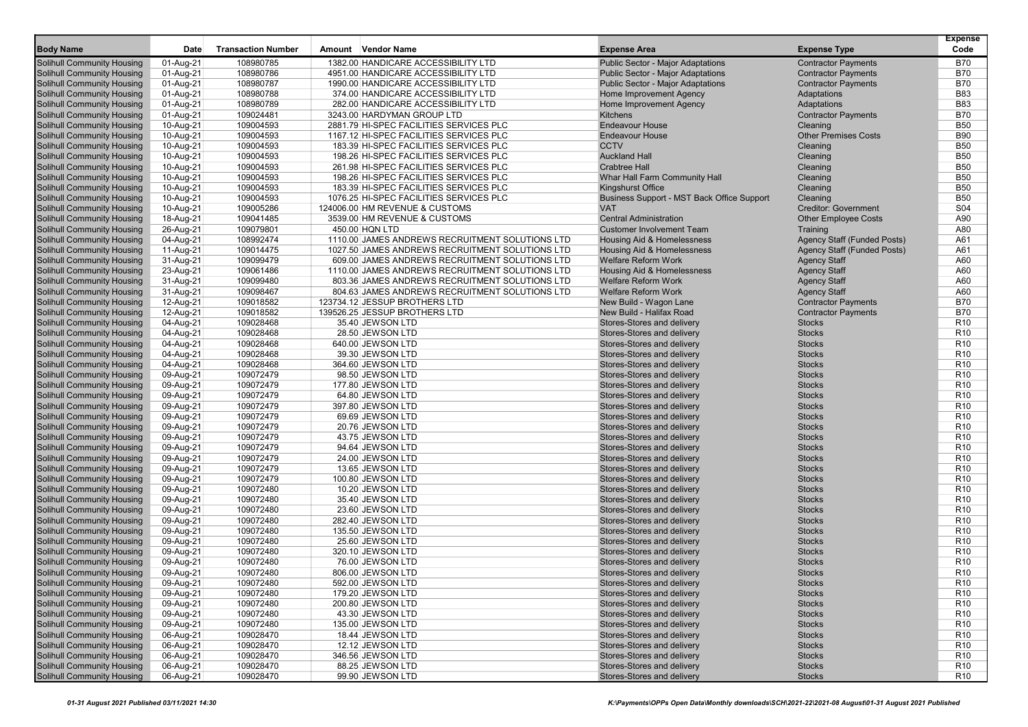| Body Name | Date | Transaction Number | Amount | Vendor Name | Expense Area | Expense Type | Expense Code |
|---|---|---|---|---|---|---|---|
| Solihull Community Housing | 01-Aug-21 | 108980785 | 1382.00 | HANDICARE ACCESSIBILITY LTD | Public Sector - Major Adaptations | Contractor Payments | B70 |
| Solihull Community Housing | 01-Aug-21 | 108980786 | 4951.00 | HANDICARE ACCESSIBILITY LTD | Public Sector - Major Adaptations | Contractor Payments | B70 |
| Solihull Community Housing | 01-Aug-21 | 108980787 | 1990.00 | HANDICARE ACCESSIBILITY LTD | Public Sector - Major Adaptations | Contractor Payments | B70 |
| Solihull Community Housing | 01-Aug-21 | 108980788 | 374.00 | HANDICARE ACCESSIBILITY LTD | Home Improvement Agency | Adaptations | B83 |
| Solihull Community Housing | 01-Aug-21 | 108980789 | 282.00 | HANDICARE ACCESSIBILITY LTD | Home Improvement Agency | Adaptations | B83 |
| Solihull Community Housing | 01-Aug-21 | 109024481 | 3243.00 | HARDYMAN GROUP LTD | Kitchens | Contractor Payments | B70 |
| Solihull Community Housing | 10-Aug-21 | 109004593 | 2881.79 | HI-SPEC FACILITIES SERVICES PLC | Endeavour House | Cleaning | B50 |
| Solihull Community Housing | 10-Aug-21 | 109004593 | 1167.12 | HI-SPEC FACILITIES SERVICES PLC | Endeavour House | Other Premises Costs | B90 |
| Solihull Community Housing | 10-Aug-21 | 109004593 | 183.39 | HI-SPEC FACILITIES SERVICES PLC | CCTV | Cleaning | B50 |
| Solihull Community Housing | 10-Aug-21 | 109004593 | 198.26 | HI-SPEC FACILITIES SERVICES PLC | Auckland Hall | Cleaning | B50 |
| Solihull Community Housing | 10-Aug-21 | 109004593 | 261.98 | HI-SPEC FACILITIES SERVICES PLC | Crabtree Hall | Cleaning | B50 |
| Solihull Community Housing | 10-Aug-21 | 109004593 | 198.26 | HI-SPEC FACILITIES SERVICES PLC | Whar Hall Farm Community Hall | Cleaning | B50 |
| Solihull Community Housing | 10-Aug-21 | 109004593 | 183.39 | HI-SPEC FACILITIES SERVICES PLC | Kingshurst Office | Cleaning | B50 |
| Solihull Community Housing | 10-Aug-21 | 109004593 | 1076.25 | HI-SPEC FACILITIES SERVICES PLC | Business Support - MST Back Office Support | Cleaning | B50 |
| Solihull Community Housing | 10-Aug-21 | 109005286 | 124006.00 | HM REVENUE & CUSTOMS | VAT | Creditor: Government | S04 |
| Solihull Community Housing | 18-Aug-21 | 109041485 | 3539.00 | HM REVENUE & CUSTOMS | Central Administration | Other Employee Costs | A90 |
| Solihull Community Housing | 26-Aug-21 | 109079801 | 450.00 | HQN LTD | Customer Involvement Team | Training | A80 |
| Solihull Community Housing | 04-Aug-21 | 108992474 | 1110.00 | JAMES ANDREWS RECRUITMENT SOLUTIONS LTD | Housing Aid & Homelessness | Agency Staff (Funded Posts) | A61 |
| Solihull Community Housing | 11-Aug-21 | 109014475 | 1027.50 | JAMES ANDREWS RECRUITMENT SOLUTIONS LTD | Housing Aid & Homelessness | Agency Staff (Funded Posts) | A61 |
| Solihull Community Housing | 31-Aug-21 | 109099479 | 609.00 | JAMES ANDREWS RECRUITMENT SOLUTIONS LTD | Welfare Reform Work | Agency Staff | A60 |
| Solihull Community Housing | 23-Aug-21 | 109061486 | 1110.00 | JAMES ANDREWS RECRUITMENT SOLUTIONS LTD | Housing Aid & Homelessness | Agency Staff | A60 |
| Solihull Community Housing | 31-Aug-21 | 109099480 | 803.36 | JAMES ANDREWS RECRUITMENT SOLUTIONS LTD | Welfare Reform Work | Agency Staff | A60 |
| Solihull Community Housing | 31-Aug-21 | 109098467 | 804.63 | JAMES ANDREWS RECRUITMENT SOLUTIONS LTD | Welfare Reform Work | Agency Staff | A60 |
| Solihull Community Housing | 12-Aug-21 | 109018582 | 123734.12 | JESSUP BROTHERS LTD | New Build - Wagon Lane | Contractor Payments | B70 |
| Solihull Community Housing | 12-Aug-21 | 109018582 | 139526.25 | JESSUP BROTHERS LTD | New Build - Halifax Road | Contractor Payments | B70 |
| Solihull Community Housing | 04-Aug-21 | 109028468 | 35.40 | JEWSON LTD | Stores-Stores and delivery | Stocks | R10 |
| Solihull Community Housing | 04-Aug-21 | 109028468 | 28.50 | JEWSON LTD | Stores-Stores and delivery | Stocks | R10 |
| Solihull Community Housing | 04-Aug-21 | 109028468 | 640.00 | JEWSON LTD | Stores-Stores and delivery | Stocks | R10 |
| Solihull Community Housing | 04-Aug-21 | 109028468 | 39.30 | JEWSON LTD | Stores-Stores and delivery | Stocks | R10 |
| Solihull Community Housing | 04-Aug-21 | 109028468 | 364.60 | JEWSON LTD | Stores-Stores and delivery | Stocks | R10 |
| Solihull Community Housing | 09-Aug-21 | 109072479 | 98.50 | JEWSON LTD | Stores-Stores and delivery | Stocks | R10 |
| Solihull Community Housing | 09-Aug-21 | 109072479 | 177.80 | JEWSON LTD | Stores-Stores and delivery | Stocks | R10 |
| Solihull Community Housing | 09-Aug-21 | 109072479 | 64.80 | JEWSON LTD | Stores-Stores and delivery | Stocks | R10 |
| Solihull Community Housing | 09-Aug-21 | 109072479 | 397.80 | JEWSON LTD | Stores-Stores and delivery | Stocks | R10 |
| Solihull Community Housing | 09-Aug-21 | 109072479 | 69.69 | JEWSON LTD | Stores-Stores and delivery | Stocks | R10 |
| Solihull Community Housing | 09-Aug-21 | 109072479 | 20.76 | JEWSON LTD | Stores-Stores and delivery | Stocks | R10 |
| Solihull Community Housing | 09-Aug-21 | 109072479 | 43.75 | JEWSON LTD | Stores-Stores and delivery | Stocks | R10 |
| Solihull Community Housing | 09-Aug-21 | 109072479 | 94.64 | JEWSON LTD | Stores-Stores and delivery | Stocks | R10 |
| Solihull Community Housing | 09-Aug-21 | 109072479 | 24.00 | JEWSON LTD | Stores-Stores and delivery | Stocks | R10 |
| Solihull Community Housing | 09-Aug-21 | 109072479 | 13.65 | JEWSON LTD | Stores-Stores and delivery | Stocks | R10 |
| Solihull Community Housing | 09-Aug-21 | 109072479 | 100.80 | JEWSON LTD | Stores-Stores and delivery | Stocks | R10 |
| Solihull Community Housing | 09-Aug-21 | 109072480 | 10.20 | JEWSON LTD | Stores-Stores and delivery | Stocks | R10 |
| Solihull Community Housing | 09-Aug-21 | 109072480 | 35.40 | JEWSON LTD | Stores-Stores and delivery | Stocks | R10 |
| Solihull Community Housing | 09-Aug-21 | 109072480 | 23.60 | JEWSON LTD | Stores-Stores and delivery | Stocks | R10 |
| Solihull Community Housing | 09-Aug-21 | 109072480 | 282.40 | JEWSON LTD | Stores-Stores and delivery | Stocks | R10 |
| Solihull Community Housing | 09-Aug-21 | 109072480 | 135.50 | JEWSON LTD | Stores-Stores and delivery | Stocks | R10 |
| Solihull Community Housing | 09-Aug-21 | 109072480 | 25.60 | JEWSON LTD | Stores-Stores and delivery | Stocks | R10 |
| Solihull Community Housing | 09-Aug-21 | 109072480 | 320.10 | JEWSON LTD | Stores-Stores and delivery | Stocks | R10 |
| Solihull Community Housing | 09-Aug-21 | 109072480 | 76.00 | JEWSON LTD | Stores-Stores and delivery | Stocks | R10 |
| Solihull Community Housing | 09-Aug-21 | 109072480 | 806.00 | JEWSON LTD | Stores-Stores and delivery | Stocks | R10 |
| Solihull Community Housing | 09-Aug-21 | 109072480 | 592.00 | JEWSON LTD | Stores-Stores and delivery | Stocks | R10 |
| Solihull Community Housing | 09-Aug-21 | 109072480 | 179.20 | JEWSON LTD | Stores-Stores and delivery | Stocks | R10 |
| Solihull Community Housing | 09-Aug-21 | 109072480 | 200.80 | JEWSON LTD | Stores-Stores and delivery | Stocks | R10 |
| Solihull Community Housing | 09-Aug-21 | 109072480 | 43.30 | JEWSON LTD | Stores-Stores and delivery | Stocks | R10 |
| Solihull Community Housing | 09-Aug-21 | 109072480 | 135.00 | JEWSON LTD | Stores-Stores and delivery | Stocks | R10 |
| Solihull Community Housing | 06-Aug-21 | 109028470 | 18.44 | JEWSON LTD | Stores-Stores and delivery | Stocks | R10 |
| Solihull Community Housing | 06-Aug-21 | 109028470 | 12.12 | JEWSON LTD | Stores-Stores and delivery | Stocks | R10 |
| Solihull Community Housing | 06-Aug-21 | 109028470 | 346.56 | JEWSON LTD | Stores-Stores and delivery | Stocks | R10 |
| Solihull Community Housing | 06-Aug-21 | 109028470 | 88.25 | JEWSON LTD | Stores-Stores and delivery | Stocks | R10 |
| Solihull Community Housing | 06-Aug-21 | 109028470 | 99.90 | JEWSON LTD | Stores-Stores and delivery | Stocks | R10 |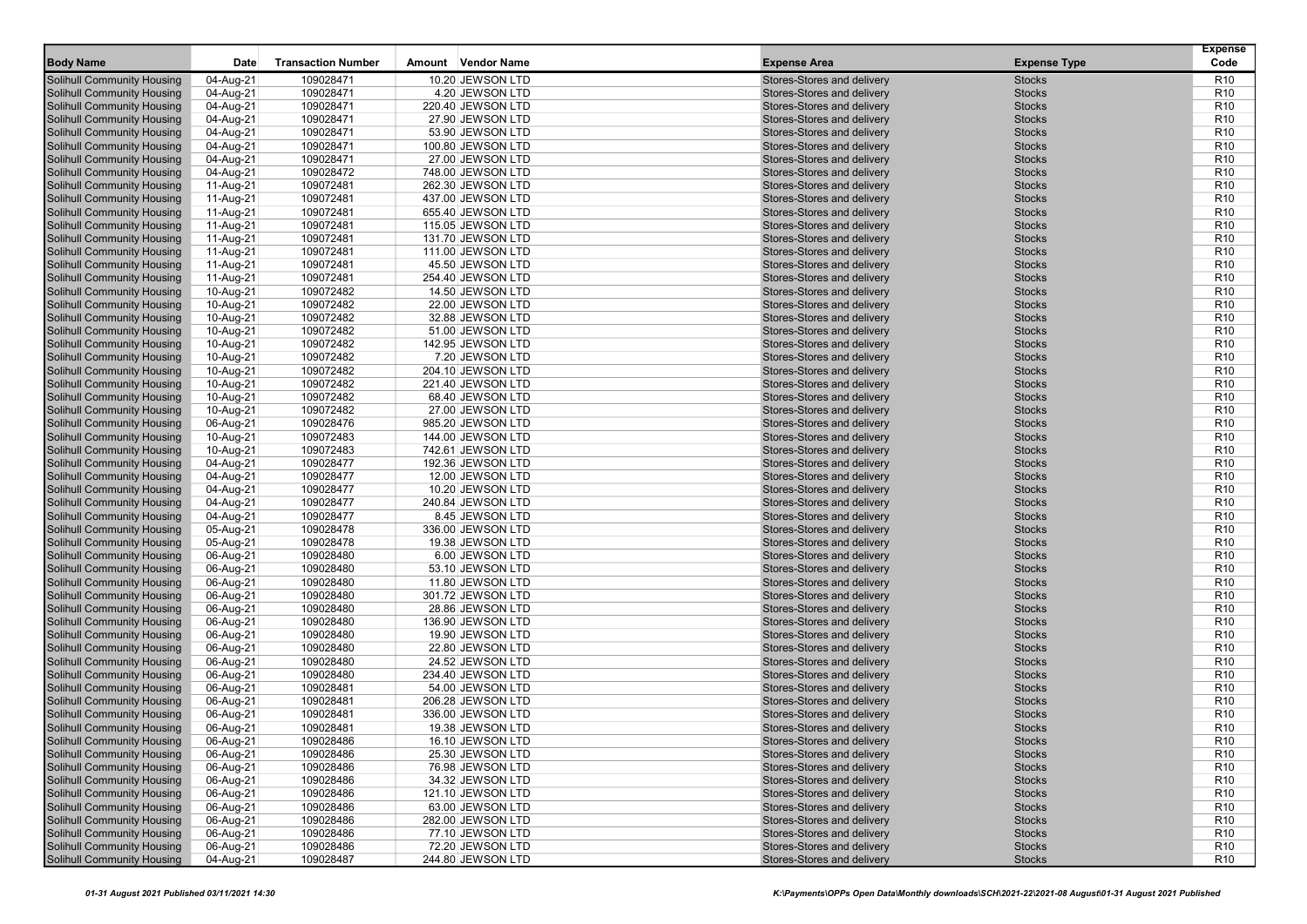| Body Name | Date | Transaction Number | Amount | Vendor Name | Expense Area | Expense Type | Expense Code |
|---|---|---|---|---|---|---|---|
| Solihull Community Housing | 04-Aug-21 | 109028471 | 10.20 | JEWSON LTD | Stores-Stores and delivery | Stocks | R10 |
| Solihull Community Housing | 04-Aug-21 | 109028471 | 4.20 | JEWSON LTD | Stores-Stores and delivery | Stocks | R10 |
| Solihull Community Housing | 04-Aug-21 | 109028471 | 220.40 | JEWSON LTD | Stores-Stores and delivery | Stocks | R10 |
| Solihull Community Housing | 04-Aug-21 | 109028471 | 27.90 | JEWSON LTD | Stores-Stores and delivery | Stocks | R10 |
| Solihull Community Housing | 04-Aug-21 | 109028471 | 53.90 | JEWSON LTD | Stores-Stores and delivery | Stocks | R10 |
| Solihull Community Housing | 04-Aug-21 | 109028471 | 100.80 | JEWSON LTD | Stores-Stores and delivery | Stocks | R10 |
| Solihull Community Housing | 04-Aug-21 | 109028471 | 27.00 | JEWSON LTD | Stores-Stores and delivery | Stocks | R10 |
| Solihull Community Housing | 04-Aug-21 | 109028472 | 748.00 | JEWSON LTD | Stores-Stores and delivery | Stocks | R10 |
| Solihull Community Housing | 11-Aug-21 | 109072481 | 262.30 | JEWSON LTD | Stores-Stores and delivery | Stocks | R10 |
| Solihull Community Housing | 11-Aug-21 | 109072481 | 437.00 | JEWSON LTD | Stores-Stores and delivery | Stocks | R10 |
| Solihull Community Housing | 11-Aug-21 | 109072481 | 655.40 | JEWSON LTD | Stores-Stores and delivery | Stocks | R10 |
| Solihull Community Housing | 11-Aug-21 | 109072481 | 115.05 | JEWSON LTD | Stores-Stores and delivery | Stocks | R10 |
| Solihull Community Housing | 11-Aug-21 | 109072481 | 131.70 | JEWSON LTD | Stores-Stores and delivery | Stocks | R10 |
| Solihull Community Housing | 11-Aug-21 | 109072481 | 111.00 | JEWSON LTD | Stores-Stores and delivery | Stocks | R10 |
| Solihull Community Housing | 11-Aug-21 | 109072481 | 45.50 | JEWSON LTD | Stores-Stores and delivery | Stocks | R10 |
| Solihull Community Housing | 11-Aug-21 | 109072481 | 254.40 | JEWSON LTD | Stores-Stores and delivery | Stocks | R10 |
| Solihull Community Housing | 10-Aug-21 | 109072482 | 14.50 | JEWSON LTD | Stores-Stores and delivery | Stocks | R10 |
| Solihull Community Housing | 10-Aug-21 | 109072482 | 22.00 | JEWSON LTD | Stores-Stores and delivery | Stocks | R10 |
| Solihull Community Housing | 10-Aug-21 | 109072482 | 32.88 | JEWSON LTD | Stores-Stores and delivery | Stocks | R10 |
| Solihull Community Housing | 10-Aug-21 | 109072482 | 51.00 | JEWSON LTD | Stores-Stores and delivery | Stocks | R10 |
| Solihull Community Housing | 10-Aug-21 | 109072482 | 142.95 | JEWSON LTD | Stores-Stores and delivery | Stocks | R10 |
| Solihull Community Housing | 10-Aug-21 | 109072482 | 7.20 | JEWSON LTD | Stores-Stores and delivery | Stocks | R10 |
| Solihull Community Housing | 10-Aug-21 | 109072482 | 204.10 | JEWSON LTD | Stores-Stores and delivery | Stocks | R10 |
| Solihull Community Housing | 10-Aug-21 | 109072482 | 221.40 | JEWSON LTD | Stores-Stores and delivery | Stocks | R10 |
| Solihull Community Housing | 10-Aug-21 | 109072482 | 68.40 | JEWSON LTD | Stores-Stores and delivery | Stocks | R10 |
| Solihull Community Housing | 10-Aug-21 | 109072482 | 27.00 | JEWSON LTD | Stores-Stores and delivery | Stocks | R10 |
| Solihull Community Housing | 06-Aug-21 | 109028476 | 985.20 | JEWSON LTD | Stores-Stores and delivery | Stocks | R10 |
| Solihull Community Housing | 10-Aug-21 | 109072483 | 144.00 | JEWSON LTD | Stores-Stores and delivery | Stocks | R10 |
| Solihull Community Housing | 10-Aug-21 | 109072483 | 742.61 | JEWSON LTD | Stores-Stores and delivery | Stocks | R10 |
| Solihull Community Housing | 04-Aug-21 | 109028477 | 192.36 | JEWSON LTD | Stores-Stores and delivery | Stocks | R10 |
| Solihull Community Housing | 04-Aug-21 | 109028477 | 12.00 | JEWSON LTD | Stores-Stores and delivery | Stocks | R10 |
| Solihull Community Housing | 04-Aug-21 | 109028477 | 10.20 | JEWSON LTD | Stores-Stores and delivery | Stocks | R10 |
| Solihull Community Housing | 04-Aug-21 | 109028477 | 240.84 | JEWSON LTD | Stores-Stores and delivery | Stocks | R10 |
| Solihull Community Housing | 04-Aug-21 | 109028477 | 8.45 | JEWSON LTD | Stores-Stores and delivery | Stocks | R10 |
| Solihull Community Housing | 05-Aug-21 | 109028478 | 336.00 | JEWSON LTD | Stores-Stores and delivery | Stocks | R10 |
| Solihull Community Housing | 05-Aug-21 | 109028478 | 19.38 | JEWSON LTD | Stores-Stores and delivery | Stocks | R10 |
| Solihull Community Housing | 06-Aug-21 | 109028480 | 6.00 | JEWSON LTD | Stores-Stores and delivery | Stocks | R10 |
| Solihull Community Housing | 06-Aug-21 | 109028480 | 53.10 | JEWSON LTD | Stores-Stores and delivery | Stocks | R10 |
| Solihull Community Housing | 06-Aug-21 | 109028480 | 11.80 | JEWSON LTD | Stores-Stores and delivery | Stocks | R10 |
| Solihull Community Housing | 06-Aug-21 | 109028480 | 301.72 | JEWSON LTD | Stores-Stores and delivery | Stocks | R10 |
| Solihull Community Housing | 06-Aug-21 | 109028480 | 28.86 | JEWSON LTD | Stores-Stores and delivery | Stocks | R10 |
| Solihull Community Housing | 06-Aug-21 | 109028480 | 136.90 | JEWSON LTD | Stores-Stores and delivery | Stocks | R10 |
| Solihull Community Housing | 06-Aug-21 | 109028480 | 19.90 | JEWSON LTD | Stores-Stores and delivery | Stocks | R10 |
| Solihull Community Housing | 06-Aug-21 | 109028480 | 22.80 | JEWSON LTD | Stores-Stores and delivery | Stocks | R10 |
| Solihull Community Housing | 06-Aug-21 | 109028480 | 24.52 | JEWSON LTD | Stores-Stores and delivery | Stocks | R10 |
| Solihull Community Housing | 06-Aug-21 | 109028480 | 234.40 | JEWSON LTD | Stores-Stores and delivery | Stocks | R10 |
| Solihull Community Housing | 06-Aug-21 | 109028481 | 54.00 | JEWSON LTD | Stores-Stores and delivery | Stocks | R10 |
| Solihull Community Housing | 06-Aug-21 | 109028481 | 206.28 | JEWSON LTD | Stores-Stores and delivery | Stocks | R10 |
| Solihull Community Housing | 06-Aug-21 | 109028481 | 336.00 | JEWSON LTD | Stores-Stores and delivery | Stocks | R10 |
| Solihull Community Housing | 06-Aug-21 | 109028481 | 19.38 | JEWSON LTD | Stores-Stores and delivery | Stocks | R10 |
| Solihull Community Housing | 06-Aug-21 | 109028486 | 16.10 | JEWSON LTD | Stores-Stores and delivery | Stocks | R10 |
| Solihull Community Housing | 06-Aug-21 | 109028486 | 25.30 | JEWSON LTD | Stores-Stores and delivery | Stocks | R10 |
| Solihull Community Housing | 06-Aug-21 | 109028486 | 76.98 | JEWSON LTD | Stores-Stores and delivery | Stocks | R10 |
| Solihull Community Housing | 06-Aug-21 | 109028486 | 34.32 | JEWSON LTD | Stores-Stores and delivery | Stocks | R10 |
| Solihull Community Housing | 06-Aug-21 | 109028486 | 121.10 | JEWSON LTD | Stores-Stores and delivery | Stocks | R10 |
| Solihull Community Housing | 06-Aug-21 | 109028486 | 63.00 | JEWSON LTD | Stores-Stores and delivery | Stocks | R10 |
| Solihull Community Housing | 06-Aug-21 | 109028486 | 282.00 | JEWSON LTD | Stores-Stores and delivery | Stocks | R10 |
| Solihull Community Housing | 06-Aug-21 | 109028486 | 77.10 | JEWSON LTD | Stores-Stores and delivery | Stocks | R10 |
| Solihull Community Housing | 06-Aug-21 | 109028486 | 72.20 | JEWSON LTD | Stores-Stores and delivery | Stocks | R10 |
| Solihull Community Housing | 04-Aug-21 | 109028487 | 244.80 | JEWSON LTD | Stores-Stores and delivery | Stocks | R10 |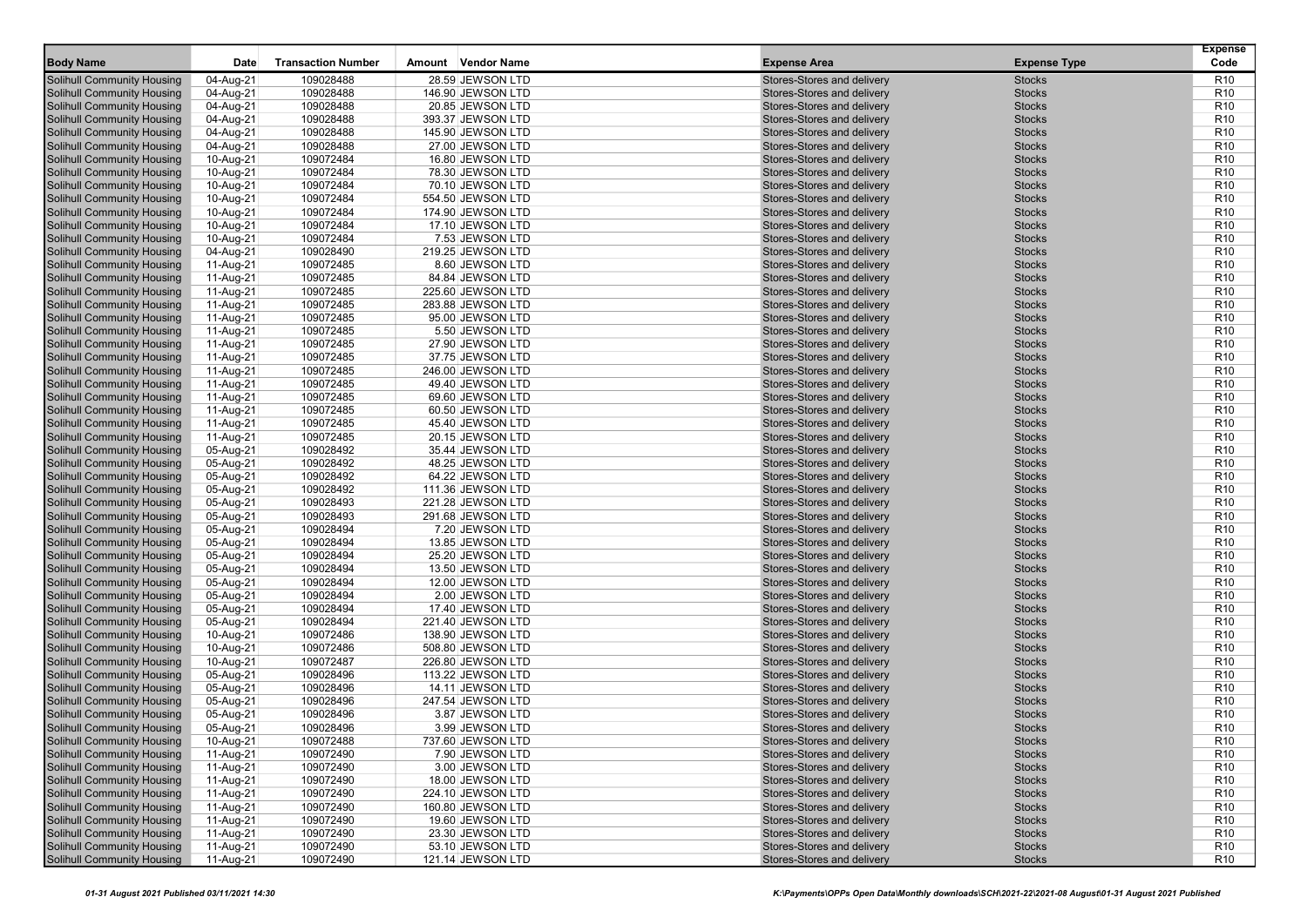| Body Name | Date | Transaction Number | Amount | Vendor Name | Expense Area | Expense Type | Expense Code |
|---|---|---|---|---|---|---|---|
| Solihull Community Housing | 04-Aug-21 | 109028488 | 28.59 | JEWSON LTD | Stores-Stores and delivery | Stocks | R10 |
| Solihull Community Housing | 04-Aug-21 | 109028488 | 146.90 | JEWSON LTD | Stores-Stores and delivery | Stocks | R10 |
| Solihull Community Housing | 04-Aug-21 | 109028488 | 20.85 | JEWSON LTD | Stores-Stores and delivery | Stocks | R10 |
| Solihull Community Housing | 04-Aug-21 | 109028488 | 393.37 | JEWSON LTD | Stores-Stores and delivery | Stocks | R10 |
| Solihull Community Housing | 04-Aug-21 | 109028488 | 145.90 | JEWSON LTD | Stores-Stores and delivery | Stocks | R10 |
| Solihull Community Housing | 04-Aug-21 | 109028488 | 27.00 | JEWSON LTD | Stores-Stores and delivery | Stocks | R10 |
| Solihull Community Housing | 10-Aug-21 | 109072484 | 16.80 | JEWSON LTD | Stores-Stores and delivery | Stocks | R10 |
| Solihull Community Housing | 10-Aug-21 | 109072484 | 78.30 | JEWSON LTD | Stores-Stores and delivery | Stocks | R10 |
| Solihull Community Housing | 10-Aug-21 | 109072484 | 70.10 | JEWSON LTD | Stores-Stores and delivery | Stocks | R10 |
| Solihull Community Housing | 10-Aug-21 | 109072484 | 554.50 | JEWSON LTD | Stores-Stores and delivery | Stocks | R10 |
| Solihull Community Housing | 10-Aug-21 | 109072484 | 174.90 | JEWSON LTD | Stores-Stores and delivery | Stocks | R10 |
| Solihull Community Housing | 10-Aug-21 | 109072484 | 17.10 | JEWSON LTD | Stores-Stores and delivery | Stocks | R10 |
| Solihull Community Housing | 10-Aug-21 | 109072484 | 7.53 | JEWSON LTD | Stores-Stores and delivery | Stocks | R10 |
| Solihull Community Housing | 04-Aug-21 | 109028490 | 219.25 | JEWSON LTD | Stores-Stores and delivery | Stocks | R10 |
| Solihull Community Housing | 11-Aug-21 | 109072485 | 8.60 | JEWSON LTD | Stores-Stores and delivery | Stocks | R10 |
| Solihull Community Housing | 11-Aug-21 | 109072485 | 84.84 | JEWSON LTD | Stores-Stores and delivery | Stocks | R10 |
| Solihull Community Housing | 11-Aug-21 | 109072485 | 225.60 | JEWSON LTD | Stores-Stores and delivery | Stocks | R10 |
| Solihull Community Housing | 11-Aug-21 | 109072485 | 283.88 | JEWSON LTD | Stores-Stores and delivery | Stocks | R10 |
| Solihull Community Housing | 11-Aug-21 | 109072485 | 95.00 | JEWSON LTD | Stores-Stores and delivery | Stocks | R10 |
| Solihull Community Housing | 11-Aug-21 | 109072485 | 5.50 | JEWSON LTD | Stores-Stores and delivery | Stocks | R10 |
| Solihull Community Housing | 11-Aug-21 | 109072485 | 27.90 | JEWSON LTD | Stores-Stores and delivery | Stocks | R10 |
| Solihull Community Housing | 11-Aug-21 | 109072485 | 37.75 | JEWSON LTD | Stores-Stores and delivery | Stocks | R10 |
| Solihull Community Housing | 11-Aug-21 | 109072485 | 246.00 | JEWSON LTD | Stores-Stores and delivery | Stocks | R10 |
| Solihull Community Housing | 11-Aug-21 | 109072485 | 49.40 | JEWSON LTD | Stores-Stores and delivery | Stocks | R10 |
| Solihull Community Housing | 11-Aug-21 | 109072485 | 69.60 | JEWSON LTD | Stores-Stores and delivery | Stocks | R10 |
| Solihull Community Housing | 11-Aug-21 | 109072485 | 60.50 | JEWSON LTD | Stores-Stores and delivery | Stocks | R10 |
| Solihull Community Housing | 11-Aug-21 | 109072485 | 45.40 | JEWSON LTD | Stores-Stores and delivery | Stocks | R10 |
| Solihull Community Housing | 11-Aug-21 | 109072485 | 20.15 | JEWSON LTD | Stores-Stores and delivery | Stocks | R10 |
| Solihull Community Housing | 05-Aug-21 | 109028492 | 35.44 | JEWSON LTD | Stores-Stores and delivery | Stocks | R10 |
| Solihull Community Housing | 05-Aug-21 | 109028492 | 48.25 | JEWSON LTD | Stores-Stores and delivery | Stocks | R10 |
| Solihull Community Housing | 05-Aug-21 | 109028492 | 64.22 | JEWSON LTD | Stores-Stores and delivery | Stocks | R10 |
| Solihull Community Housing | 05-Aug-21 | 109028492 | 111.36 | JEWSON LTD | Stores-Stores and delivery | Stocks | R10 |
| Solihull Community Housing | 05-Aug-21 | 109028493 | 221.28 | JEWSON LTD | Stores-Stores and delivery | Stocks | R10 |
| Solihull Community Housing | 05-Aug-21 | 109028493 | 291.68 | JEWSON LTD | Stores-Stores and delivery | Stocks | R10 |
| Solihull Community Housing | 05-Aug-21 | 109028494 | 7.20 | JEWSON LTD | Stores-Stores and delivery | Stocks | R10 |
| Solihull Community Housing | 05-Aug-21 | 109028494 | 13.85 | JEWSON LTD | Stores-Stores and delivery | Stocks | R10 |
| Solihull Community Housing | 05-Aug-21 | 109028494 | 25.20 | JEWSON LTD | Stores-Stores and delivery | Stocks | R10 |
| Solihull Community Housing | 05-Aug-21 | 109028494 | 13.50 | JEWSON LTD | Stores-Stores and delivery | Stocks | R10 |
| Solihull Community Housing | 05-Aug-21 | 109028494 | 12.00 | JEWSON LTD | Stores-Stores and delivery | Stocks | R10 |
| Solihull Community Housing | 05-Aug-21 | 109028494 | 2.00 | JEWSON LTD | Stores-Stores and delivery | Stocks | R10 |
| Solihull Community Housing | 05-Aug-21 | 109028494 | 17.40 | JEWSON LTD | Stores-Stores and delivery | Stocks | R10 |
| Solihull Community Housing | 05-Aug-21 | 109028494 | 221.40 | JEWSON LTD | Stores-Stores and delivery | Stocks | R10 |
| Solihull Community Housing | 10-Aug-21 | 109072486 | 138.90 | JEWSON LTD | Stores-Stores and delivery | Stocks | R10 |
| Solihull Community Housing | 10-Aug-21 | 109072486 | 508.80 | JEWSON LTD | Stores-Stores and delivery | Stocks | R10 |
| Solihull Community Housing | 10-Aug-21 | 109072487 | 226.80 | JEWSON LTD | Stores-Stores and delivery | Stocks | R10 |
| Solihull Community Housing | 05-Aug-21 | 109028496 | 113.22 | JEWSON LTD | Stores-Stores and delivery | Stocks | R10 |
| Solihull Community Housing | 05-Aug-21 | 109028496 | 14.11 | JEWSON LTD | Stores-Stores and delivery | Stocks | R10 |
| Solihull Community Housing | 05-Aug-21 | 109028496 | 247.54 | JEWSON LTD | Stores-Stores and delivery | Stocks | R10 |
| Solihull Community Housing | 05-Aug-21 | 109028496 | 3.87 | JEWSON LTD | Stores-Stores and delivery | Stocks | R10 |
| Solihull Community Housing | 05-Aug-21 | 109028496 | 3.99 | JEWSON LTD | Stores-Stores and delivery | Stocks | R10 |
| Solihull Community Housing | 10-Aug-21 | 109072488 | 737.60 | JEWSON LTD | Stores-Stores and delivery | Stocks | R10 |
| Solihull Community Housing | 11-Aug-21 | 109072490 | 7.90 | JEWSON LTD | Stores-Stores and delivery | Stocks | R10 |
| Solihull Community Housing | 11-Aug-21 | 109072490 | 3.00 | JEWSON LTD | Stores-Stores and delivery | Stocks | R10 |
| Solihull Community Housing | 11-Aug-21 | 109072490 | 18.00 | JEWSON LTD | Stores-Stores and delivery | Stocks | R10 |
| Solihull Community Housing | 11-Aug-21 | 109072490 | 224.10 | JEWSON LTD | Stores-Stores and delivery | Stocks | R10 |
| Solihull Community Housing | 11-Aug-21 | 109072490 | 160.80 | JEWSON LTD | Stores-Stores and delivery | Stocks | R10 |
| Solihull Community Housing | 11-Aug-21 | 109072490 | 19.60 | JEWSON LTD | Stores-Stores and delivery | Stocks | R10 |
| Solihull Community Housing | 11-Aug-21 | 109072490 | 23.30 | JEWSON LTD | Stores-Stores and delivery | Stocks | R10 |
| Solihull Community Housing | 11-Aug-21 | 109072490 | 53.10 | JEWSON LTD | Stores-Stores and delivery | Stocks | R10 |
| Solihull Community Housing | 11-Aug-21 | 109072490 | 121.14 | JEWSON LTD | Stores-Stores and delivery | Stocks | R10 |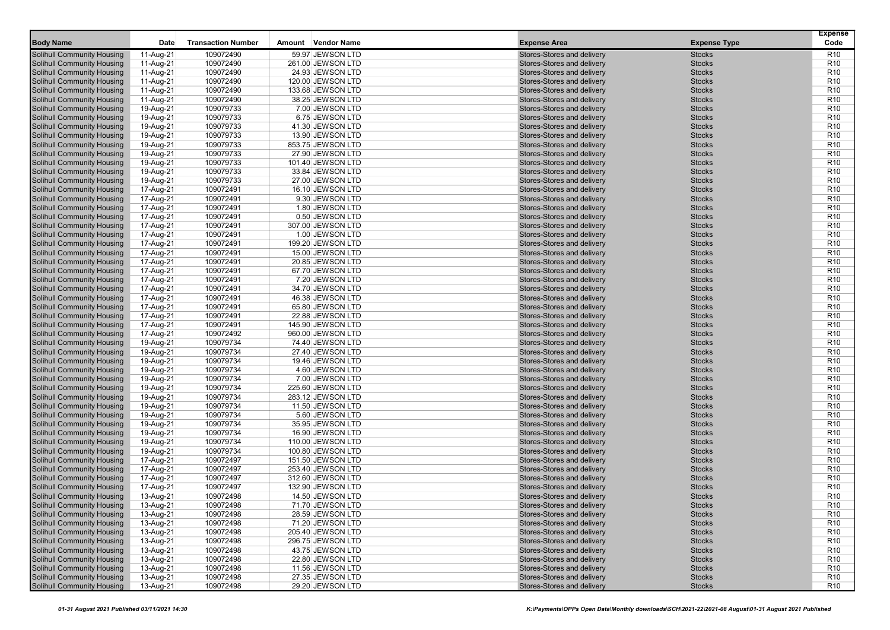| Body Name | Date | Transaction Number | Amount | Vendor Name | Expense Area | Expense Type | Expense Code |
|---|---|---|---|---|---|---|---|
| Solihull Community Housing | 11-Aug-21 | 109072490 | 59.97 | JEWSON LTD | Stores-Stores and delivery | Stocks | R10 |
| Solihull Community Housing | 11-Aug-21 | 109072490 | 261.00 | JEWSON LTD | Stores-Stores and delivery | Stocks | R10 |
| Solihull Community Housing | 11-Aug-21 | 109072490 | 24.93 | JEWSON LTD | Stores-Stores and delivery | Stocks | R10 |
| Solihull Community Housing | 11-Aug-21 | 109072490 | 120.00 | JEWSON LTD | Stores-Stores and delivery | Stocks | R10 |
| Solihull Community Housing | 11-Aug-21 | 109072490 | 133.68 | JEWSON LTD | Stores-Stores and delivery | Stocks | R10 |
| Solihull Community Housing | 11-Aug-21 | 109072490 | 38.25 | JEWSON LTD | Stores-Stores and delivery | Stocks | R10 |
| Solihull Community Housing | 19-Aug-21 | 109079733 | 7.00 | JEWSON LTD | Stores-Stores and delivery | Stocks | R10 |
| Solihull Community Housing | 19-Aug-21 | 109079733 | 6.75 | JEWSON LTD | Stores-Stores and delivery | Stocks | R10 |
| Solihull Community Housing | 19-Aug-21 | 109079733 | 41.30 | JEWSON LTD | Stores-Stores and delivery | Stocks | R10 |
| Solihull Community Housing | 19-Aug-21 | 109079733 | 13.90 | JEWSON LTD | Stores-Stores and delivery | Stocks | R10 |
| Solihull Community Housing | 19-Aug-21 | 109079733 | 853.75 | JEWSON LTD | Stores-Stores and delivery | Stocks | R10 |
| Solihull Community Housing | 19-Aug-21 | 109079733 | 27.90 | JEWSON LTD | Stores-Stores and delivery | Stocks | R10 |
| Solihull Community Housing | 19-Aug-21 | 109079733 | 101.40 | JEWSON LTD | Stores-Stores and delivery | Stocks | R10 |
| Solihull Community Housing | 19-Aug-21 | 109079733 | 33.84 | JEWSON LTD | Stores-Stores and delivery | Stocks | R10 |
| Solihull Community Housing | 19-Aug-21 | 109079733 | 27.00 | JEWSON LTD | Stores-Stores and delivery | Stocks | R10 |
| Solihull Community Housing | 17-Aug-21 | 109072491 | 16.10 | JEWSON LTD | Stores-Stores and delivery | Stocks | R10 |
| Solihull Community Housing | 17-Aug-21 | 109072491 | 9.30 | JEWSON LTD | Stores-Stores and delivery | Stocks | R10 |
| Solihull Community Housing | 17-Aug-21 | 109072491 | 1.80 | JEWSON LTD | Stores-Stores and delivery | Stocks | R10 |
| Solihull Community Housing | 17-Aug-21 | 109072491 | 0.50 | JEWSON LTD | Stores-Stores and delivery | Stocks | R10 |
| Solihull Community Housing | 17-Aug-21 | 109072491 | 307.00 | JEWSON LTD | Stores-Stores and delivery | Stocks | R10 |
| Solihull Community Housing | 17-Aug-21 | 109072491 | 1.00 | JEWSON LTD | Stores-Stores and delivery | Stocks | R10 |
| Solihull Community Housing | 17-Aug-21 | 109072491 | 199.20 | JEWSON LTD | Stores-Stores and delivery | Stocks | R10 |
| Solihull Community Housing | 17-Aug-21 | 109072491 | 15.00 | JEWSON LTD | Stores-Stores and delivery | Stocks | R10 |
| Solihull Community Housing | 17-Aug-21 | 109072491 | 20.85 | JEWSON LTD | Stores-Stores and delivery | Stocks | R10 |
| Solihull Community Housing | 17-Aug-21 | 109072491 | 67.70 | JEWSON LTD | Stores-Stores and delivery | Stocks | R10 |
| Solihull Community Housing | 17-Aug-21 | 109072491 | 7.20 | JEWSON LTD | Stores-Stores and delivery | Stocks | R10 |
| Solihull Community Housing | 17-Aug-21 | 109072491 | 34.70 | JEWSON LTD | Stores-Stores and delivery | Stocks | R10 |
| Solihull Community Housing | 17-Aug-21 | 109072491 | 46.38 | JEWSON LTD | Stores-Stores and delivery | Stocks | R10 |
| Solihull Community Housing | 17-Aug-21 | 109072491 | 65.80 | JEWSON LTD | Stores-Stores and delivery | Stocks | R10 |
| Solihull Community Housing | 17-Aug-21 | 109072491 | 22.88 | JEWSON LTD | Stores-Stores and delivery | Stocks | R10 |
| Solihull Community Housing | 17-Aug-21 | 109072491 | 145.90 | JEWSON LTD | Stores-Stores and delivery | Stocks | R10 |
| Solihull Community Housing | 17-Aug-21 | 109072492 | 960.00 | JEWSON LTD | Stores-Stores and delivery | Stocks | R10 |
| Solihull Community Housing | 19-Aug-21 | 109079734 | 74.40 | JEWSON LTD | Stores-Stores and delivery | Stocks | R10 |
| Solihull Community Housing | 19-Aug-21 | 109079734 | 27.40 | JEWSON LTD | Stores-Stores and delivery | Stocks | R10 |
| Solihull Community Housing | 19-Aug-21 | 109079734 | 19.46 | JEWSON LTD | Stores-Stores and delivery | Stocks | R10 |
| Solihull Community Housing | 19-Aug-21 | 109079734 | 4.60 | JEWSON LTD | Stores-Stores and delivery | Stocks | R10 |
| Solihull Community Housing | 19-Aug-21 | 109079734 | 7.00 | JEWSON LTD | Stores-Stores and delivery | Stocks | R10 |
| Solihull Community Housing | 19-Aug-21 | 109079734 | 225.60 | JEWSON LTD | Stores-Stores and delivery | Stocks | R10 |
| Solihull Community Housing | 19-Aug-21 | 109079734 | 283.12 | JEWSON LTD | Stores-Stores and delivery | Stocks | R10 |
| Solihull Community Housing | 19-Aug-21 | 109079734 | 11.50 | JEWSON LTD | Stores-Stores and delivery | Stocks | R10 |
| Solihull Community Housing | 19-Aug-21 | 109079734 | 5.60 | JEWSON LTD | Stores-Stores and delivery | Stocks | R10 |
| Solihull Community Housing | 19-Aug-21 | 109079734 | 35.95 | JEWSON LTD | Stores-Stores and delivery | Stocks | R10 |
| Solihull Community Housing | 19-Aug-21 | 109079734 | 16.90 | JEWSON LTD | Stores-Stores and delivery | Stocks | R10 |
| Solihull Community Housing | 19-Aug-21 | 109079734 | 110.00 | JEWSON LTD | Stores-Stores and delivery | Stocks | R10 |
| Solihull Community Housing | 19-Aug-21 | 109079734 | 100.80 | JEWSON LTD | Stores-Stores and delivery | Stocks | R10 |
| Solihull Community Housing | 17-Aug-21 | 109072497 | 151.50 | JEWSON LTD | Stores-Stores and delivery | Stocks | R10 |
| Solihull Community Housing | 17-Aug-21 | 109072497 | 253.40 | JEWSON LTD | Stores-Stores and delivery | Stocks | R10 |
| Solihull Community Housing | 17-Aug-21 | 109072497 | 312.60 | JEWSON LTD | Stores-Stores and delivery | Stocks | R10 |
| Solihull Community Housing | 17-Aug-21 | 109072497 | 132.90 | JEWSON LTD | Stores-Stores and delivery | Stocks | R10 |
| Solihull Community Housing | 13-Aug-21 | 109072498 | 14.50 | JEWSON LTD | Stores-Stores and delivery | Stocks | R10 |
| Solihull Community Housing | 13-Aug-21 | 109072498 | 71.70 | JEWSON LTD | Stores-Stores and delivery | Stocks | R10 |
| Solihull Community Housing | 13-Aug-21 | 109072498 | 28.59 | JEWSON LTD | Stores-Stores and delivery | Stocks | R10 |
| Solihull Community Housing | 13-Aug-21 | 109072498 | 71.20 | JEWSON LTD | Stores-Stores and delivery | Stocks | R10 |
| Solihull Community Housing | 13-Aug-21 | 109072498 | 205.40 | JEWSON LTD | Stores-Stores and delivery | Stocks | R10 |
| Solihull Community Housing | 13-Aug-21 | 109072498 | 296.75 | JEWSON LTD | Stores-Stores and delivery | Stocks | R10 |
| Solihull Community Housing | 13-Aug-21 | 109072498 | 43.75 | JEWSON LTD | Stores-Stores and delivery | Stocks | R10 |
| Solihull Community Housing | 13-Aug-21 | 109072498 | 22.80 | JEWSON LTD | Stores-Stores and delivery | Stocks | R10 |
| Solihull Community Housing | 13-Aug-21 | 109072498 | 11.56 | JEWSON LTD | Stores-Stores and delivery | Stocks | R10 |
| Solihull Community Housing | 13-Aug-21 | 109072498 | 27.35 | JEWSON LTD | Stores-Stores and delivery | Stocks | R10 |
| Solihull Community Housing | 13-Aug-21 | 109072498 | 29.20 | JEWSON LTD | Stores-Stores and delivery | Stocks | R10 |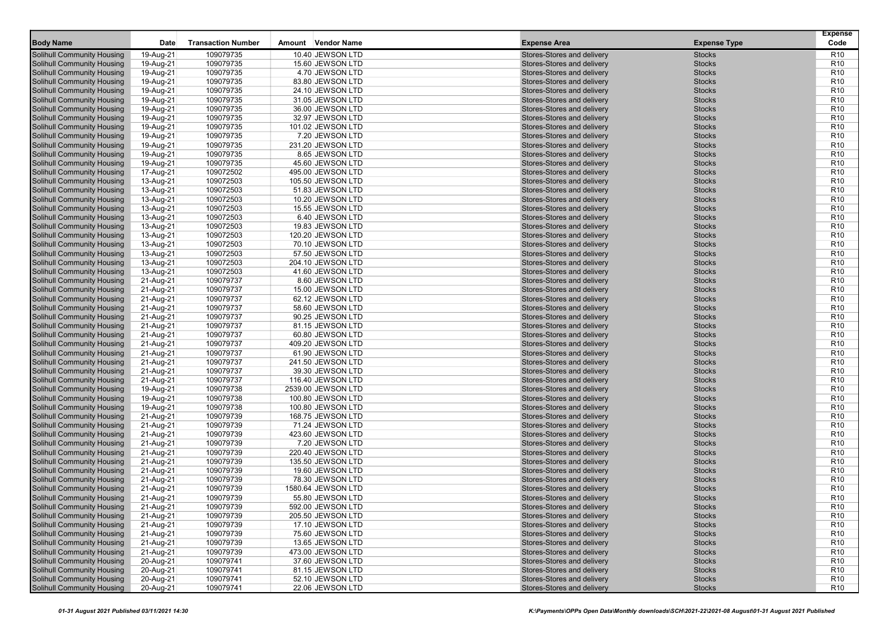| Body Name | Date | Transaction Number | Amount | Vendor Name | Expense Area | Expense Type | Expense Code |
|---|---|---|---|---|---|---|---|
| Solihull Community Housing | 19-Aug-21 | 109079735 | 10.40 | JEWSON LTD | Stores-Stores and delivery | Stocks | R10 |
| Solihull Community Housing | 19-Aug-21 | 109079735 | 15.60 | JEWSON LTD | Stores-Stores and delivery | Stocks | R10 |
| Solihull Community Housing | 19-Aug-21 | 109079735 | 4.70 | JEWSON LTD | Stores-Stores and delivery | Stocks | R10 |
| Solihull Community Housing | 19-Aug-21 | 109079735 | 83.80 | JEWSON LTD | Stores-Stores and delivery | Stocks | R10 |
| Solihull Community Housing | 19-Aug-21 | 109079735 | 24.10 | JEWSON LTD | Stores-Stores and delivery | Stocks | R10 |
| Solihull Community Housing | 19-Aug-21 | 109079735 | 31.05 | JEWSON LTD | Stores-Stores and delivery | Stocks | R10 |
| Solihull Community Housing | 19-Aug-21 | 109079735 | 36.00 | JEWSON LTD | Stores-Stores and delivery | Stocks | R10 |
| Solihull Community Housing | 19-Aug-21 | 109079735 | 32.97 | JEWSON LTD | Stores-Stores and delivery | Stocks | R10 |
| Solihull Community Housing | 19-Aug-21 | 109079735 | 101.02 | JEWSON LTD | Stores-Stores and delivery | Stocks | R10 |
| Solihull Community Housing | 19-Aug-21 | 109079735 | 7.20 | JEWSON LTD | Stores-Stores and delivery | Stocks | R10 |
| Solihull Community Housing | 19-Aug-21 | 109079735 | 231.20 | JEWSON LTD | Stores-Stores and delivery | Stocks | R10 |
| Solihull Community Housing | 19-Aug-21 | 109079735 | 8.65 | JEWSON LTD | Stores-Stores and delivery | Stocks | R10 |
| Solihull Community Housing | 19-Aug-21 | 109079735 | 45.60 | JEWSON LTD | Stores-Stores and delivery | Stocks | R10 |
| Solihull Community Housing | 17-Aug-21 | 109072502 | 495.00 | JEWSON LTD | Stores-Stores and delivery | Stocks | R10 |
| Solihull Community Housing | 13-Aug-21 | 109072503 | 105.50 | JEWSON LTD | Stores-Stores and delivery | Stocks | R10 |
| Solihull Community Housing | 13-Aug-21 | 109072503 | 51.83 | JEWSON LTD | Stores-Stores and delivery | Stocks | R10 |
| Solihull Community Housing | 13-Aug-21 | 109072503 | 10.20 | JEWSON LTD | Stores-Stores and delivery | Stocks | R10 |
| Solihull Community Housing | 13-Aug-21 | 109072503 | 15.55 | JEWSON LTD | Stores-Stores and delivery | Stocks | R10 |
| Solihull Community Housing | 13-Aug-21 | 109072503 | 6.40 | JEWSON LTD | Stores-Stores and delivery | Stocks | R10 |
| Solihull Community Housing | 13-Aug-21 | 109072503 | 19.83 | JEWSON LTD | Stores-Stores and delivery | Stocks | R10 |
| Solihull Community Housing | 13-Aug-21 | 109072503 | 120.20 | JEWSON LTD | Stores-Stores and delivery | Stocks | R10 |
| Solihull Community Housing | 13-Aug-21 | 109072503 | 70.10 | JEWSON LTD | Stores-Stores and delivery | Stocks | R10 |
| Solihull Community Housing | 13-Aug-21 | 109072503 | 57.50 | JEWSON LTD | Stores-Stores and delivery | Stocks | R10 |
| Solihull Community Housing | 13-Aug-21 | 109072503 | 204.10 | JEWSON LTD | Stores-Stores and delivery | Stocks | R10 |
| Solihull Community Housing | 13-Aug-21 | 109072503 | 41.60 | JEWSON LTD | Stores-Stores and delivery | Stocks | R10 |
| Solihull Community Housing | 21-Aug-21 | 109079737 | 8.60 | JEWSON LTD | Stores-Stores and delivery | Stocks | R10 |
| Solihull Community Housing | 21-Aug-21 | 109079737 | 15.00 | JEWSON LTD | Stores-Stores and delivery | Stocks | R10 |
| Solihull Community Housing | 21-Aug-21 | 109079737 | 62.12 | JEWSON LTD | Stores-Stores and delivery | Stocks | R10 |
| Solihull Community Housing | 21-Aug-21 | 109079737 | 58.60 | JEWSON LTD | Stores-Stores and delivery | Stocks | R10 |
| Solihull Community Housing | 21-Aug-21 | 109079737 | 90.25 | JEWSON LTD | Stores-Stores and delivery | Stocks | R10 |
| Solihull Community Housing | 21-Aug-21 | 109079737 | 81.15 | JEWSON LTD | Stores-Stores and delivery | Stocks | R10 |
| Solihull Community Housing | 21-Aug-21 | 109079737 | 60.80 | JEWSON LTD | Stores-Stores and delivery | Stocks | R10 |
| Solihull Community Housing | 21-Aug-21 | 109079737 | 409.20 | JEWSON LTD | Stores-Stores and delivery | Stocks | R10 |
| Solihull Community Housing | 21-Aug-21 | 109079737 | 61.90 | JEWSON LTD | Stores-Stores and delivery | Stocks | R10 |
| Solihull Community Housing | 21-Aug-21 | 109079737 | 241.50 | JEWSON LTD | Stores-Stores and delivery | Stocks | R10 |
| Solihull Community Housing | 21-Aug-21 | 109079737 | 39.30 | JEWSON LTD | Stores-Stores and delivery | Stocks | R10 |
| Solihull Community Housing | 21-Aug-21 | 109079737 | 116.40 | JEWSON LTD | Stores-Stores and delivery | Stocks | R10 |
| Solihull Community Housing | 19-Aug-21 | 109079738 | 2539.00 | JEWSON LTD | Stores-Stores and delivery | Stocks | R10 |
| Solihull Community Housing | 19-Aug-21 | 109079738 | 100.80 | JEWSON LTD | Stores-Stores and delivery | Stocks | R10 |
| Solihull Community Housing | 19-Aug-21 | 109079738 | 100.80 | JEWSON LTD | Stores-Stores and delivery | Stocks | R10 |
| Solihull Community Housing | 21-Aug-21 | 109079739 | 168.75 | JEWSON LTD | Stores-Stores and delivery | Stocks | R10 |
| Solihull Community Housing | 21-Aug-21 | 109079739 | 71.24 | JEWSON LTD | Stores-Stores and delivery | Stocks | R10 |
| Solihull Community Housing | 21-Aug-21 | 109079739 | 423.60 | JEWSON LTD | Stores-Stores and delivery | Stocks | R10 |
| Solihull Community Housing | 21-Aug-21 | 109079739 | 7.20 | JEWSON LTD | Stores-Stores and delivery | Stocks | R10 |
| Solihull Community Housing | 21-Aug-21 | 109079739 | 220.40 | JEWSON LTD | Stores-Stores and delivery | Stocks | R10 |
| Solihull Community Housing | 21-Aug-21 | 109079739 | 135.50 | JEWSON LTD | Stores-Stores and delivery | Stocks | R10 |
| Solihull Community Housing | 21-Aug-21 | 109079739 | 19.60 | JEWSON LTD | Stores-Stores and delivery | Stocks | R10 |
| Solihull Community Housing | 21-Aug-21 | 109079739 | 78.30 | JEWSON LTD | Stores-Stores and delivery | Stocks | R10 |
| Solihull Community Housing | 21-Aug-21 | 109079739 | 1580.64 | JEWSON LTD | Stores-Stores and delivery | Stocks | R10 |
| Solihull Community Housing | 21-Aug-21 | 109079739 | 55.80 | JEWSON LTD | Stores-Stores and delivery | Stocks | R10 |
| Solihull Community Housing | 21-Aug-21 | 109079739 | 592.00 | JEWSON LTD | Stores-Stores and delivery | Stocks | R10 |
| Solihull Community Housing | 21-Aug-21 | 109079739 | 205.50 | JEWSON LTD | Stores-Stores and delivery | Stocks | R10 |
| Solihull Community Housing | 21-Aug-21 | 109079739 | 17.10 | JEWSON LTD | Stores-Stores and delivery | Stocks | R10 |
| Solihull Community Housing | 21-Aug-21 | 109079739 | 75.60 | JEWSON LTD | Stores-Stores and delivery | Stocks | R10 |
| Solihull Community Housing | 21-Aug-21 | 109079739 | 13.65 | JEWSON LTD | Stores-Stores and delivery | Stocks | R10 |
| Solihull Community Housing | 21-Aug-21 | 109079739 | 473.00 | JEWSON LTD | Stores-Stores and delivery | Stocks | R10 |
| Solihull Community Housing | 20-Aug-21 | 109079741 | 37.60 | JEWSON LTD | Stores-Stores and delivery | Stocks | R10 |
| Solihull Community Housing | 20-Aug-21 | 109079741 | 81.15 | JEWSON LTD | Stores-Stores and delivery | Stocks | R10 |
| Solihull Community Housing | 20-Aug-21 | 109079741 | 52.10 | JEWSON LTD | Stores-Stores and delivery | Stocks | R10 |
| Solihull Community Housing | 20-Aug-21 | 109079741 | 22.06 | JEWSON LTD | Stores-Stores and delivery | Stocks | R10 |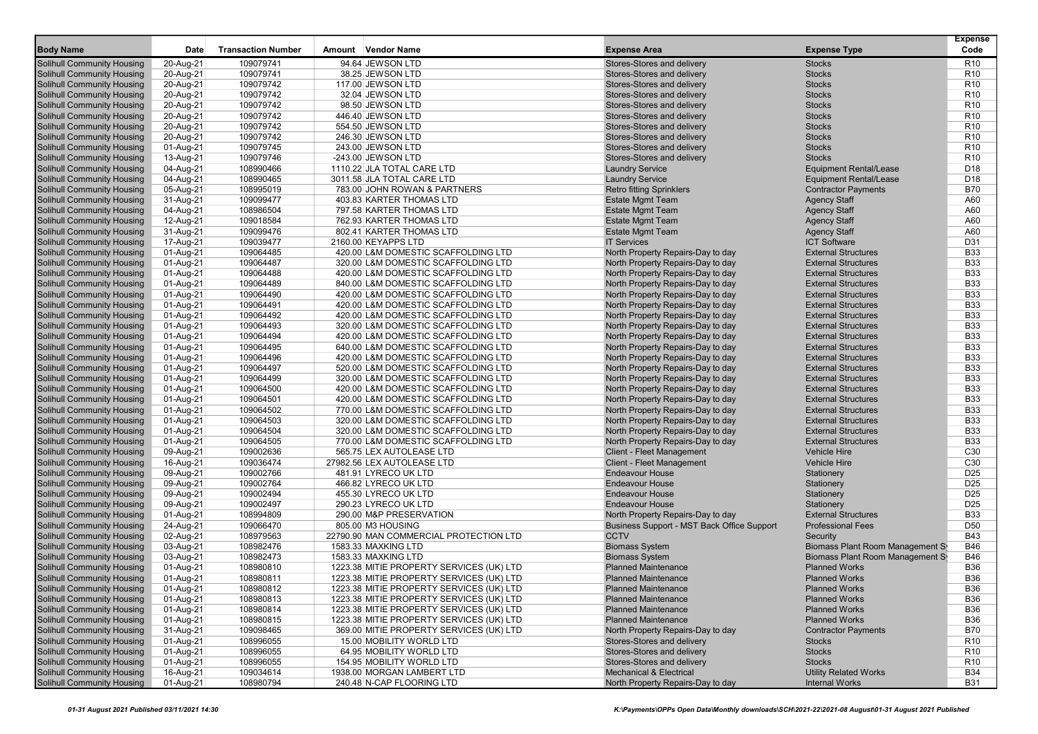| Body Name | Date | Transaction Number | Amount | Vendor Name | Expense Area | Expense Type | Expense Code |
|---|---|---|---|---|---|---|---|
| Solihull Community Housing | 20-Aug-21 | 109079741 | 94.64 | JEWSON LTD | Stores-Stores and delivery | Stocks | R10 |
| Solihull Community Housing | 20-Aug-21 | 109079741 | 38.25 | JEWSON LTD | Stores-Stores and delivery | Stocks | R10 |
| Solihull Community Housing | 20-Aug-21 | 109079742 | 117.00 | JEWSON LTD | Stores-Stores and delivery | Stocks | R10 |
| Solihull Community Housing | 20-Aug-21 | 109079742 | 32.04 | JEWSON LTD | Stores-Stores and delivery | Stocks | R10 |
| Solihull Community Housing | 20-Aug-21 | 109079742 | 98.50 | JEWSON LTD | Stores-Stores and delivery | Stocks | R10 |
| Solihull Community Housing | 20-Aug-21 | 109079742 | 446.40 | JEWSON LTD | Stores-Stores and delivery | Stocks | R10 |
| Solihull Community Housing | 20-Aug-21 | 109079742 | 554.50 | JEWSON LTD | Stores-Stores and delivery | Stocks | R10 |
| Solihull Community Housing | 20-Aug-21 | 109079742 | 246.30 | JEWSON LTD | Stores-Stores and delivery | Stocks | R10 |
| Solihull Community Housing | 01-Aug-21 | 109079745 | 243.00 | JEWSON LTD | Stores-Stores and delivery | Stocks | R10 |
| Solihull Community Housing | 13-Aug-21 | 109079746 | -243.00 | JEWSON LTD | Stores-Stores and delivery | Stocks | R10 |
| Solihull Community Housing | 04-Aug-21 | 108990466 | 1110.22 | JLA TOTAL CARE LTD | Laundry Service | Equipment Rental/Lease | D18 |
| Solihull Community Housing | 04-Aug-21 | 108990465 | 3011.58 | JLA TOTAL CARE LTD | Laundry Service | Equipment Rental/Lease | D18 |
| Solihull Community Housing | 05-Aug-21 | 108995019 | 783.00 | JOHN ROWAN & PARTNERS | Retro fitting Sprinklers | Contractor Payments | B70 |
| Solihull Community Housing | 31-Aug-21 | 109099477 | 403.83 | KARTER THOMAS LTD | Estate Mgmt Team | Agency Staff | A60 |
| Solihull Community Housing | 04-Aug-21 | 108986504 | 797.58 | KARTER THOMAS LTD | Estate Mgmt Team | Agency Staff | A60 |
| Solihull Community Housing | 12-Aug-21 | 109018584 | 762.93 | KARTER THOMAS LTD | Estate Mgmt Team | Agency Staff | A60 |
| Solihull Community Housing | 31-Aug-21 | 109099476 | 802.41 | KARTER THOMAS LTD | Estate Mgmt Team | Agency Staff | A60 |
| Solihull Community Housing | 17-Aug-21 | 109039477 | 2160.00 | KEYAPPS LTD | IT Services | ICT Software | D31 |
| Solihull Community Housing | 01-Aug-21 | 109064485 | 420.00 | L&M DOMESTIC SCAFFOLDING LTD | North Property Repairs-Day to day | External Structures | B33 |
| Solihull Community Housing | 01-Aug-21 | 109064487 | 320.00 | L&M DOMESTIC SCAFFOLDING LTD | North Property Repairs-Day to day | External Structures | B33 |
| Solihull Community Housing | 01-Aug-21 | 109064488 | 420.00 | L&M DOMESTIC SCAFFOLDING LTD | North Property Repairs-Day to day | External Structures | B33 |
| Solihull Community Housing | 01-Aug-21 | 109064489 | 840.00 | L&M DOMESTIC SCAFFOLDING LTD | North Property Repairs-Day to day | External Structures | B33 |
| Solihull Community Housing | 01-Aug-21 | 109064490 | 420.00 | L&M DOMESTIC SCAFFOLDING LTD | North Property Repairs-Day to day | External Structures | B33 |
| Solihull Community Housing | 01-Aug-21 | 109064491 | 420.00 | L&M DOMESTIC SCAFFOLDING LTD | North Property Repairs-Day to day | External Structures | B33 |
| Solihull Community Housing | 01-Aug-21 | 109064492 | 420.00 | L&M DOMESTIC SCAFFOLDING LTD | North Property Repairs-Day to day | External Structures | B33 |
| Solihull Community Housing | 01-Aug-21 | 109064493 | 320.00 | L&M DOMESTIC SCAFFOLDING LTD | North Property Repairs-Day to day | External Structures | B33 |
| Solihull Community Housing | 01-Aug-21 | 109064494 | 420.00 | L&M DOMESTIC SCAFFOLDING LTD | North Property Repairs-Day to day | External Structures | B33 |
| Solihull Community Housing | 01-Aug-21 | 109064495 | 640.00 | L&M DOMESTIC SCAFFOLDING LTD | North Property Repairs-Day to day | External Structures | B33 |
| Solihull Community Housing | 01-Aug-21 | 109064496 | 420.00 | L&M DOMESTIC SCAFFOLDING LTD | North Property Repairs-Day to day | External Structures | B33 |
| Solihull Community Housing | 01-Aug-21 | 109064497 | 520.00 | L&M DOMESTIC SCAFFOLDING LTD | North Property Repairs-Day to day | External Structures | B33 |
| Solihull Community Housing | 01-Aug-21 | 109064499 | 320.00 | L&M DOMESTIC SCAFFOLDING LTD | North Property Repairs-Day to day | External Structures | B33 |
| Solihull Community Housing | 01-Aug-21 | 109064500 | 420.00 | L&M DOMESTIC SCAFFOLDING LTD | North Property Repairs-Day to day | External Structures | B33 |
| Solihull Community Housing | 01-Aug-21 | 109064501 | 420.00 | L&M DOMESTIC SCAFFOLDING LTD | North Property Repairs-Day to day | External Structures | B33 |
| Solihull Community Housing | 01-Aug-21 | 109064502 | 770.00 | L&M DOMESTIC SCAFFOLDING LTD | North Property Repairs-Day to day | External Structures | B33 |
| Solihull Community Housing | 01-Aug-21 | 109064503 | 320.00 | L&M DOMESTIC SCAFFOLDING LTD | North Property Repairs-Day to day | External Structures | B33 |
| Solihull Community Housing | 01-Aug-21 | 109064504 | 320.00 | L&M DOMESTIC SCAFFOLDING LTD | North Property Repairs-Day to day | External Structures | B33 |
| Solihull Community Housing | 01-Aug-21 | 109064505 | 770.00 | L&M DOMESTIC SCAFFOLDING LTD | North Property Repairs-Day to day | External Structures | B33 |
| Solihull Community Housing | 09-Aug-21 | 109002636 | 565.75 | LEX AUTOLEASE LTD | Client - Fleet Management | Vehicle Hire | C30 |
| Solihull Community Housing | 16-Aug-21 | 109036474 | 27982.56 | LEX AUTOLEASE LTD | Client - Fleet Management | Vehicle Hire | C30 |
| Solihull Community Housing | 09-Aug-21 | 109002766 | 481.91 | LYRECO UK LTD | Endeavour House | Stationery | D25 |
| Solihull Community Housing | 09-Aug-21 | 109002764 | 466.82 | LYRECO UK LTD | Endeavour House | Stationery | D25 |
| Solihull Community Housing | 09-Aug-21 | 109002494 | 455.30 | LYRECO UK LTD | Endeavour House | Stationery | D25 |
| Solihull Community Housing | 09-Aug-21 | 109002497 | 290.23 | LYRECO UK LTD | Endeavour House | Stationery | D25 |
| Solihull Community Housing | 01-Aug-21 | 108994809 | 290.00 | M&P PRESERVATION | North Property Repairs-Day to day | External Structures | B33 |
| Solihull Community Housing | 24-Aug-21 | 109066470 | 805.00 | M3 HOUSING | Business Support - MST Back Office Support | Professional Fees | D50 |
| Solihull Community Housing | 02-Aug-21 | 108979563 | 22790.90 | MAN COMMERCIAL PROTECTION LTD | CCTV | Security | B43 |
| Solihull Community Housing | 03-Aug-21 | 108982476 | 1583.33 | MAXKING LTD | Biomass System | Biomass Plant Room Management Sy | B46 |
| Solihull Community Housing | 03-Aug-21 | 108982473 | 1583.33 | MAXKING LTD | Biomass System | Biomass Plant Room Management Sy | B46 |
| Solihull Community Housing | 01-Aug-21 | 108980810 | 1223.38 | MITIE PROPERTY SERVICES (UK) LTD | Planned Maintenance | Planned Works | B36 |
| Solihull Community Housing | 01-Aug-21 | 108980811 | 1223.38 | MITIE PROPERTY SERVICES (UK) LTD | Planned Maintenance | Planned Works | B36 |
| Solihull Community Housing | 01-Aug-21 | 108980812 | 1223.38 | MITIE PROPERTY SERVICES (UK) LTD | Planned Maintenance | Planned Works | B36 |
| Solihull Community Housing | 01-Aug-21 | 108980813 | 1223.38 | MITIE PROPERTY SERVICES (UK) LTD | Planned Maintenance | Planned Works | B36 |
| Solihull Community Housing | 01-Aug-21 | 108980814 | 1223.38 | MITIE PROPERTY SERVICES (UK) LTD | Planned Maintenance | Planned Works | B36 |
| Solihull Community Housing | 01-Aug-21 | 108980815 | 1223.38 | MITIE PROPERTY SERVICES (UK) LTD | Planned Maintenance | Planned Works | B36 |
| Solihull Community Housing | 31-Aug-21 | 109098465 | 369.00 | MITIE PROPERTY SERVICES (UK) LTD | North Property Repairs-Day to day | Contractor Payments | B70 |
| Solihull Community Housing | 01-Aug-21 | 108996055 | 15.00 | MOBILITY WORLD LTD | Stores-Stores and delivery | Stocks | R10 |
| Solihull Community Housing | 01-Aug-21 | 108996055 | 64.95 | MOBILITY WORLD LTD | Stores-Stores and delivery | Stocks | R10 |
| Solihull Community Housing | 01-Aug-21 | 108996055 | 154.95 | MOBILITY WORLD LTD | Stores-Stores and delivery | Stocks | R10 |
| Solihull Community Housing | 16-Aug-21 | 109034614 | 1938.00 | MORGAN LAMBERT LTD | Mechanical & Electrical | Utility Related Works | B34 |
| Solihull Community Housing | 01-Aug-21 | 108980794 | 240.48 | N-CAP FLOORING LTD | North Property Repairs-Day to day | Internal Works | B31 |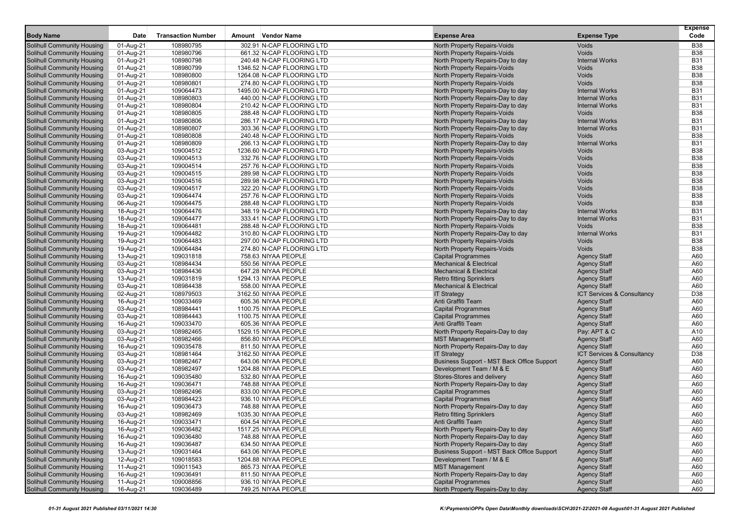| Body Name | Date | Transaction Number | Amount | Vendor Name | Expense Area | Expense Type | Expense Code |
|---|---|---|---|---|---|---|---|
| Solihull Community Housing | 01-Aug-21 | 108980795 | 302.91 | N-CAP FLOORING LTD | North Property Repairs-Voids | Voids | B38 |
| Solihull Community Housing | 01-Aug-21 | 108980796 | 661.32 | N-CAP FLOORING LTD | North Property Repairs-Voids | Voids | B38 |
| Solihull Community Housing | 01-Aug-21 | 108980798 | 240.48 | N-CAP FLOORING LTD | North Property Repairs-Day to day | Internal Works | B31 |
| Solihull Community Housing | 01-Aug-21 | 108980799 | 1346.52 | N-CAP FLOORING LTD | North Property Repairs-Voids | Voids | B38 |
| Solihull Community Housing | 01-Aug-21 | 108980800 | 1264.08 | N-CAP FLOORING LTD | North Property Repairs-Voids | Voids | B38 |
| Solihull Community Housing | 01-Aug-21 | 108980801 | 274.80 | N-CAP FLOORING LTD | North Property Repairs-Voids | Voids | B38 |
| Solihull Community Housing | 01-Aug-21 | 109064473 | 1495.00 | N-CAP FLOORING LTD | North Property Repairs-Day to day | Internal Works | B31 |
| Solihull Community Housing | 01-Aug-21 | 108980803 | 440.00 | N-CAP FLOORING LTD | North Property Repairs-Day to day | Internal Works | B31 |
| Solihull Community Housing | 01-Aug-21 | 108980804 | 210.42 | N-CAP FLOORING LTD | North Property Repairs-Day to day | Internal Works | B31 |
| Solihull Community Housing | 01-Aug-21 | 108980805 | 288.48 | N-CAP FLOORING LTD | North Property Repairs-Voids | Voids | B38 |
| Solihull Community Housing | 01-Aug-21 | 108980806 | 286.17 | N-CAP FLOORING LTD | North Property Repairs-Day to day | Internal Works | B31 |
| Solihull Community Housing | 01-Aug-21 | 108980807 | 303.36 | N-CAP FLOORING LTD | North Property Repairs-Day to day | Internal Works | B31 |
| Solihull Community Housing | 01-Aug-21 | 108980808 | 240.48 | N-CAP FLOORING LTD | North Property Repairs-Voids | Voids | B38 |
| Solihull Community Housing | 01-Aug-21 | 108980809 | 266.13 | N-CAP FLOORING LTD | North Property Repairs-Day to day | Internal Works | B31 |
| Solihull Community Housing | 03-Aug-21 | 109004512 | 1236.60 | N-CAP FLOORING LTD | North Property Repairs-Voids | Voids | B38 |
| Solihull Community Housing | 03-Aug-21 | 109004513 | 332.76 | N-CAP FLOORING LTD | North Property Repairs-Voids | Voids | B38 |
| Solihull Community Housing | 03-Aug-21 | 109004514 | 257.76 | N-CAP FLOORING LTD | North Property Repairs-Voids | Voids | B38 |
| Solihull Community Housing | 03-Aug-21 | 109004515 | 289.98 | N-CAP FLOORING LTD | North Property Repairs-Voids | Voids | B38 |
| Solihull Community Housing | 03-Aug-21 | 109004516 | 289.98 | N-CAP FLOORING LTD | North Property Repairs-Voids | Voids | B38 |
| Solihull Community Housing | 03-Aug-21 | 109004517 | 322.20 | N-CAP FLOORING LTD | North Property Repairs-Voids | Voids | B38 |
| Solihull Community Housing | 03-Aug-21 | 109064474 | 257.76 | N-CAP FLOORING LTD | North Property Repairs-Voids | Voids | B38 |
| Solihull Community Housing | 06-Aug-21 | 109064475 | 288.48 | N-CAP FLOORING LTD | North Property Repairs-Voids | Voids | B38 |
| Solihull Community Housing | 18-Aug-21 | 109064476 | 348.19 | N-CAP FLOORING LTD | North Property Repairs-Day to day | Internal Works | B31 |
| Solihull Community Housing | 18-Aug-21 | 109064477 | 333.41 | N-CAP FLOORING LTD | North Property Repairs-Day to day | Internal Works | B31 |
| Solihull Community Housing | 18-Aug-21 | 109064481 | 288.48 | N-CAP FLOORING LTD | North Property Repairs-Voids | Voids | B38 |
| Solihull Community Housing | 19-Aug-21 | 109064482 | 310.80 | N-CAP FLOORING LTD | North Property Repairs-Day to day | Internal Works | B31 |
| Solihull Community Housing | 19-Aug-21 | 109064483 | 297.00 | N-CAP FLOORING LTD | North Property Repairs-Voids | Voids | B38 |
| Solihull Community Housing | 19-Aug-21 | 109064484 | 274.80 | N-CAP FLOORING LTD | North Property Repairs-Voids | Voids | B38 |
| Solihull Community Housing | 13-Aug-21 | 109031818 | 758.63 | NIYAA PEOPLE | Capital Programmes | Agency Staff | A60 |
| Solihull Community Housing | 03-Aug-21 | 108984434 | 550.56 | NIYAA PEOPLE | Mechanical & Electrical | Agency Staff | A60 |
| Solihull Community Housing | 03-Aug-21 | 108984436 | 647.28 | NIYAA PEOPLE | Mechanical & Electrical | Agency Staff | A60 |
| Solihull Community Housing | 13-Aug-21 | 109031819 | 1294.13 | NIYAA PEOPLE | Retro fitting Sprinklers | Agency Staff | A60 |
| Solihull Community Housing | 03-Aug-21 | 108984438 | 558.00 | NIYAA PEOPLE | Mechanical & Electrical | Agency Staff | A60 |
| Solihull Community Housing | 02-Aug-21 | 108979503 | 3162.50 | NIYAA PEOPLE | IT Strategy | ICT Services & Consultancy | D38 |
| Solihull Community Housing | 16-Aug-21 | 109033469 | 605.36 | NIYAA PEOPLE | Anti Graffiti Team | Agency Staff | A60 |
| Solihull Community Housing | 03-Aug-21 | 108984441 | 1100.75 | NIYAA PEOPLE | Capital Programmes | Agency Staff | A60 |
| Solihull Community Housing | 03-Aug-21 | 108984443 | 1100.75 | NIYAA PEOPLE | Capital Programmes | Agency Staff | A60 |
| Solihull Community Housing | 16-Aug-21 | 109033470 | 605.36 | NIYAA PEOPLE | Anti Graffiti Team | Agency Staff | A60 |
| Solihull Community Housing | 03-Aug-21 | 108982465 | 1529.15 | NIYAA PEOPLE | North Property Repairs-Day to day | Pay: APT & C | A10 |
| Solihull Community Housing | 03-Aug-21 | 108982466 | 856.80 | NIYAA PEOPLE | MST Management | Agency Staff | A60 |
| Solihull Community Housing | 16-Aug-21 | 109035478 | 811.50 | NIYAA PEOPLE | North Property Repairs-Day to day | Agency Staff | A60 |
| Solihull Community Housing | 03-Aug-21 | 108981464 | 3162.50 | NIYAA PEOPLE | IT Strategy | ICT Services & Consultancy | D38 |
| Solihull Community Housing | 03-Aug-21 | 108982467 | 643.06 | NIYAA PEOPLE | Business Support - MST Back Office Support | Agency Staff | A60 |
| Solihull Community Housing | 03-Aug-21 | 108982497 | 1204.88 | NIYAA PEOPLE | Development Team / M & E | Agency Staff | A60 |
| Solihull Community Housing | 16-Aug-21 | 109035480 | 532.80 | NIYAA PEOPLE | Stores-Stores and delivery | Agency Staff | A60 |
| Solihull Community Housing | 16-Aug-21 | 109036471 | 748.88 | NIYAA PEOPLE | North Property Repairs-Day to day | Agency Staff | A60 |
| Solihull Community Housing | 03-Aug-21 | 108982496 | 833.00 | NIYAA PEOPLE | Capital Programmes | Agency Staff | A60 |
| Solihull Community Housing | 03-Aug-21 | 108984423 | 936.10 | NIYAA PEOPLE | Capital Programmes | Agency Staff | A60 |
| Solihull Community Housing | 16-Aug-21 | 109036473 | 748.88 | NIYAA PEOPLE | North Property Repairs-Day to day | Agency Staff | A60 |
| Solihull Community Housing | 03-Aug-21 | 108982469 | 1035.30 | NIYAA PEOPLE | Retro fitting Sprinklers | Agency Staff | A60 |
| Solihull Community Housing | 16-Aug-21 | 109033471 | 604.54 | NIYAA PEOPLE | Anti Graffiti Team | Agency Staff | A60 |
| Solihull Community Housing | 16-Aug-21 | 109036482 | 1517.25 | NIYAA PEOPLE | North Property Repairs-Day to day | Agency Staff | A60 |
| Solihull Community Housing | 16-Aug-21 | 109036480 | 748.88 | NIYAA PEOPLE | North Property Repairs-Day to day | Agency Staff | A60 |
| Solihull Community Housing | 16-Aug-21 | 109036487 | 634.50 | NIYAA PEOPLE | North Property Repairs-Day to day | Agency Staff | A60 |
| Solihull Community Housing | 13-Aug-21 | 109031464 | 643.06 | NIYAA PEOPLE | Business Support - MST Back Office Support | Agency Staff | A60 |
| Solihull Community Housing | 12-Aug-21 | 109018583 | 1204.88 | NIYAA PEOPLE | Development Team / M & E | Agency Staff | A60 |
| Solihull Community Housing | 11-Aug-21 | 109011543 | 865.73 | NIYAA PEOPLE | MST Management | Agency Staff | A60 |
| Solihull Community Housing | 16-Aug-21 | 109036491 | 811.50 | NIYAA PEOPLE | North Property Repairs-Day to day | Agency Staff | A60 |
| Solihull Community Housing | 11-Aug-21 | 109008856 | 936.10 | NIYAA PEOPLE | Capital Programmes | Agency Staff | A60 |
| Solihull Community Housing | 16-Aug-21 | 109036489 | 749.25 | NIYAA PEOPLE | North Property Repairs-Day to day | Agency Staff | A60 |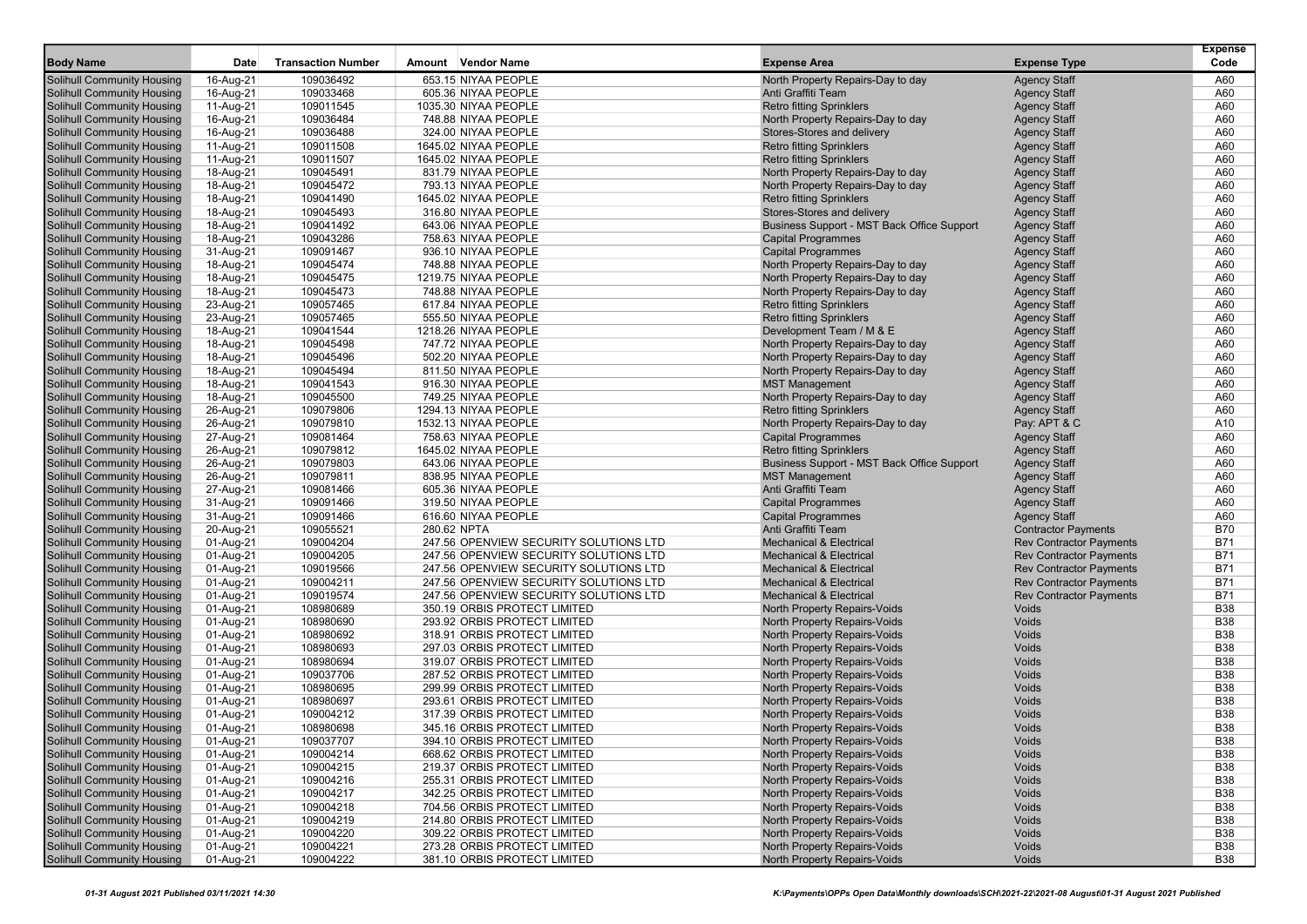| Body Name | Date | Transaction Number | Amount | Vendor Name | Expense Area | Expense Type | Expense Code |
|---|---|---|---|---|---|---|---|
| Solihull Community Housing | 16-Aug-21 | 109036492 | 653.15 | NIYAA PEOPLE | North Property Repairs-Day to day | Agency Staff | A60 |
| Solihull Community Housing | 16-Aug-21 | 109033468 | 605.36 | NIYAA PEOPLE | Anti Graffiti Team | Agency Staff | A60 |
| Solihull Community Housing | 11-Aug-21 | 109011545 | 1035.30 | NIYAA PEOPLE | Retro fitting Sprinklers | Agency Staff | A60 |
| Solihull Community Housing | 16-Aug-21 | 109036484 | 748.88 | NIYAA PEOPLE | North Property Repairs-Day to day | Agency Staff | A60 |
| Solihull Community Housing | 16-Aug-21 | 109036488 | 324.00 | NIYAA PEOPLE | Stores-Stores and delivery | Agency Staff | A60 |
| Solihull Community Housing | 11-Aug-21 | 109011508 | 1645.02 | NIYAA PEOPLE | Retro fitting Sprinklers | Agency Staff | A60 |
| Solihull Community Housing | 11-Aug-21 | 109011507 | 1645.02 | NIYAA PEOPLE | Retro fitting Sprinklers | Agency Staff | A60 |
| Solihull Community Housing | 18-Aug-21 | 109045491 | 831.79 | NIYAA PEOPLE | North Property Repairs-Day to day | Agency Staff | A60 |
| Solihull Community Housing | 18-Aug-21 | 109045472 | 793.13 | NIYAA PEOPLE | North Property Repairs-Day to day | Agency Staff | A60 |
| Solihull Community Housing | 18-Aug-21 | 109041490 | 1645.02 | NIYAA PEOPLE | Retro fitting Sprinklers | Agency Staff | A60 |
| Solihull Community Housing | 18-Aug-21 | 109045493 | 316.80 | NIYAA PEOPLE | Stores-Stores and delivery | Agency Staff | A60 |
| Solihull Community Housing | 18-Aug-21 | 109041492 | 643.06 | NIYAA PEOPLE | Business Support - MST Back Office Support | Agency Staff | A60 |
| Solihull Community Housing | 18-Aug-21 | 109043286 | 758.63 | NIYAA PEOPLE | Capital Programmes | Agency Staff | A60 |
| Solihull Community Housing | 31-Aug-21 | 109091467 | 936.10 | NIYAA PEOPLE | Capital Programmes | Agency Staff | A60 |
| Solihull Community Housing | 18-Aug-21 | 109045474 | 748.88 | NIYAA PEOPLE | North Property Repairs-Day to day | Agency Staff | A60 |
| Solihull Community Housing | 18-Aug-21 | 109045475 | 1219.75 | NIYAA PEOPLE | North Property Repairs-Day to day | Agency Staff | A60 |
| Solihull Community Housing | 18-Aug-21 | 109045473 | 748.88 | NIYAA PEOPLE | North Property Repairs-Day to day | Agency Staff | A60 |
| Solihull Community Housing | 23-Aug-21 | 109057465 | 617.84 | NIYAA PEOPLE | Retro fitting Sprinklers | Agency Staff | A60 |
| Solihull Community Housing | 23-Aug-21 | 109057465 | 555.50 | NIYAA PEOPLE | Retro fitting Sprinklers | Agency Staff | A60 |
| Solihull Community Housing | 18-Aug-21 | 109041544 | 1218.26 | NIYAA PEOPLE | Development Team / M & E | Agency Staff | A60 |
| Solihull Community Housing | 18-Aug-21 | 109045498 | 747.72 | NIYAA PEOPLE | North Property Repairs-Day to day | Agency Staff | A60 |
| Solihull Community Housing | 18-Aug-21 | 109045496 | 502.20 | NIYAA PEOPLE | North Property Repairs-Day to day | Agency Staff | A60 |
| Solihull Community Housing | 18-Aug-21 | 109045494 | 811.50 | NIYAA PEOPLE | North Property Repairs-Day to day | Agency Staff | A60 |
| Solihull Community Housing | 18-Aug-21 | 109041543 | 916.30 | NIYAA PEOPLE | MST Management | Agency Staff | A60 |
| Solihull Community Housing | 18-Aug-21 | 109045500 | 749.25 | NIYAA PEOPLE | North Property Repairs-Day to day | Agency Staff | A60 |
| Solihull Community Housing | 26-Aug-21 | 109079806 | 1294.13 | NIYAA PEOPLE | Retro fitting Sprinklers | Agency Staff | A60 |
| Solihull Community Housing | 26-Aug-21 | 109079810 | 1532.13 | NIYAA PEOPLE | North Property Repairs-Day to day | Pay: APT & C | A10 |
| Solihull Community Housing | 27-Aug-21 | 109081464 | 758.63 | NIYAA PEOPLE | Capital Programmes | Agency Staff | A60 |
| Solihull Community Housing | 26-Aug-21 | 109079812 | 1645.02 | NIYAA PEOPLE | Retro fitting Sprinklers | Agency Staff | A60 |
| Solihull Community Housing | 26-Aug-21 | 109079803 | 643.06 | NIYAA PEOPLE | Business Support - MST Back Office Support | Agency Staff | A60 |
| Solihull Community Housing | 26-Aug-21 | 109079811 | 838.95 | NIYAA PEOPLE | MST Management | Agency Staff | A60 |
| Solihull Community Housing | 27-Aug-21 | 109081466 | 605.36 | NIYAA PEOPLE | Anti Graffiti Team | Agency Staff | A60 |
| Solihull Community Housing | 31-Aug-21 | 109091466 | 319.50 | NIYAA PEOPLE | Capital Programmes | Agency Staff | A60 |
| Solihull Community Housing | 31-Aug-21 | 109091466 | 616.60 | NIYAA PEOPLE | Capital Programmes | Agency Staff | A60 |
| Solihull Community Housing | 20-Aug-21 | 109055521 | 280.62 | NPTA | Anti Graffiti Team | Contractor Payments | B70 |
| Solihull Community Housing | 01-Aug-21 | 109004204 | 247.56 | OPENVIEW SECURITY SOLUTIONS LTD | Mechanical & Electrical | Rev Contractor Payments | B71 |
| Solihull Community Housing | 01-Aug-21 | 109004205 | 247.56 | OPENVIEW SECURITY SOLUTIONS LTD | Mechanical & Electrical | Rev Contractor Payments | B71 |
| Solihull Community Housing | 01-Aug-21 | 109019566 | 247.56 | OPENVIEW SECURITY SOLUTIONS LTD | Mechanical & Electrical | Rev Contractor Payments | B71 |
| Solihull Community Housing | 01-Aug-21 | 109004211 | 247.56 | OPENVIEW SECURITY SOLUTIONS LTD | Mechanical & Electrical | Rev Contractor Payments | B71 |
| Solihull Community Housing | 01-Aug-21 | 109019574 | 247.56 | OPENVIEW SECURITY SOLUTIONS LTD | Mechanical & Electrical | Rev Contractor Payments | B71 |
| Solihull Community Housing | 01-Aug-21 | 108980689 | 350.19 | ORBIS PROTECT LIMITED | North Property Repairs-Voids | Voids | B38 |
| Solihull Community Housing | 01-Aug-21 | 108980690 | 293.92 | ORBIS PROTECT LIMITED | North Property Repairs-Voids | Voids | B38 |
| Solihull Community Housing | 01-Aug-21 | 108980692 | 318.91 | ORBIS PROTECT LIMITED | North Property Repairs-Voids | Voids | B38 |
| Solihull Community Housing | 01-Aug-21 | 108980693 | 297.03 | ORBIS PROTECT LIMITED | North Property Repairs-Voids | Voids | B38 |
| Solihull Community Housing | 01-Aug-21 | 108980694 | 319.07 | ORBIS PROTECT LIMITED | North Property Repairs-Voids | Voids | B38 |
| Solihull Community Housing | 01-Aug-21 | 109037706 | 287.52 | ORBIS PROTECT LIMITED | North Property Repairs-Voids | Voids | B38 |
| Solihull Community Housing | 01-Aug-21 | 108980695 | 299.99 | ORBIS PROTECT LIMITED | North Property Repairs-Voids | Voids | B38 |
| Solihull Community Housing | 01-Aug-21 | 108980697 | 293.61 | ORBIS PROTECT LIMITED | North Property Repairs-Voids | Voids | B38 |
| Solihull Community Housing | 01-Aug-21 | 109004212 | 317.39 | ORBIS PROTECT LIMITED | North Property Repairs-Voids | Voids | B38 |
| Solihull Community Housing | 01-Aug-21 | 108980698 | 345.16 | ORBIS PROTECT LIMITED | North Property Repairs-Voids | Voids | B38 |
| Solihull Community Housing | 01-Aug-21 | 109037707 | 394.10 | ORBIS PROTECT LIMITED | North Property Repairs-Voids | Voids | B38 |
| Solihull Community Housing | 01-Aug-21 | 109004214 | 668.62 | ORBIS PROTECT LIMITED | North Property Repairs-Voids | Voids | B38 |
| Solihull Community Housing | 01-Aug-21 | 109004215 | 219.37 | ORBIS PROTECT LIMITED | North Property Repairs-Voids | Voids | B38 |
| Solihull Community Housing | 01-Aug-21 | 109004216 | 255.31 | ORBIS PROTECT LIMITED | North Property Repairs-Voids | Voids | B38 |
| Solihull Community Housing | 01-Aug-21 | 109004217 | 342.25 | ORBIS PROTECT LIMITED | North Property Repairs-Voids | Voids | B38 |
| Solihull Community Housing | 01-Aug-21 | 109004218 | 704.56 | ORBIS PROTECT LIMITED | North Property Repairs-Voids | Voids | B38 |
| Solihull Community Housing | 01-Aug-21 | 109004219 | 214.80 | ORBIS PROTECT LIMITED | North Property Repairs-Voids | Voids | B38 |
| Solihull Community Housing | 01-Aug-21 | 109004220 | 309.22 | ORBIS PROTECT LIMITED | North Property Repairs-Voids | Voids | B38 |
| Solihull Community Housing | 01-Aug-21 | 109004221 | 273.28 | ORBIS PROTECT LIMITED | North Property Repairs-Voids | Voids | B38 |
| Solihull Community Housing | 01-Aug-21 | 109004222 | 381.10 | ORBIS PROTECT LIMITED | North Property Repairs-Voids | Voids | B38 |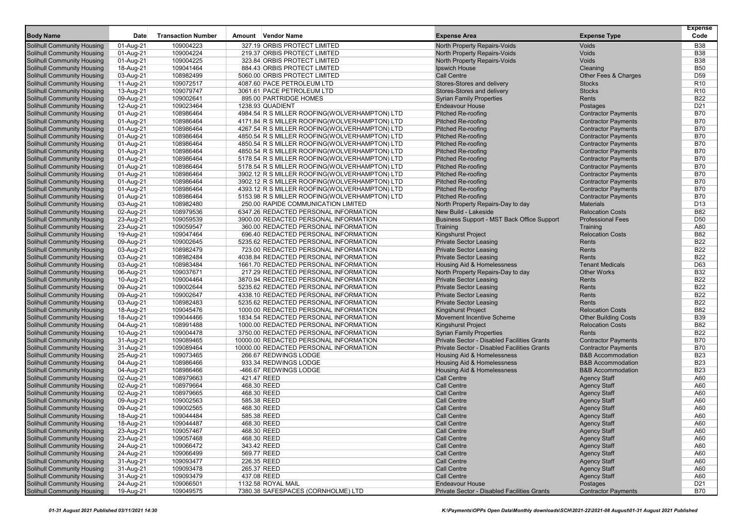| Body Name | Date | Transaction Number | Amount | Vendor Name | Expense Area | Expense Type | Expense Code |
|---|---|---|---|---|---|---|---|
| Solihull Community Housing | 01-Aug-21 | 109004223 | 327.19 | ORBIS PROTECT LIMITED | North Property Repairs-Voids | Voids | B38 |
| Solihull Community Housing | 01-Aug-21 | 109004224 | 219.37 | ORBIS PROTECT LIMITED | North Property Repairs-Voids | Voids | B38 |
| Solihull Community Housing | 01-Aug-21 | 109004225 | 323.84 | ORBIS PROTECT LIMITED | North Property Repairs-Voids | Voids | B38 |
| Solihull Community Housing | 18-Aug-21 | 109041464 | 884.43 | ORBIS PROTECT LIMITED | Ipswich House | Cleaning | B50 |
| Solihull Community Housing | 03-Aug-21 | 108982499 | 5060.00 | ORBIS PROTECT LIMITED | Call Centre | Other Fees & Charges | D59 |
| Solihull Community Housing | 11-Aug-21 | 109072517 | 4087.60 | PACE PETROLEUM LTD | Stores-Stores and delivery | Stocks | R10 |
| Solihull Community Housing | 13-Aug-21 | 109079747 | 3061.61 | PACE PETROLEUM LTD | Stores-Stores and delivery | Stocks | R10 |
| Solihull Community Housing | 09-Aug-21 | 109002641 | 895.00 | PARTRIDGE HOMES | Syrian Family Properties | Rents | B22 |
| Solihull Community Housing | 12-Aug-21 | 109023464 | 1238.93 | QUADIENT | Endeavour House | Postages | D21 |
| Solihull Community Housing | 01-Aug-21 | 108986464 | 4984.54 | R S MILLER ROOFING(WOLVERHAMPTON) LTD | Pitched Re-roofing | Contractor Payments | B70 |
| Solihull Community Housing | 01-Aug-21 | 108986464 | 4171.84 | R S MILLER ROOFING(WOLVERHAMPTON) LTD | Pitched Re-roofing | Contractor Payments | B70 |
| Solihull Community Housing | 01-Aug-21 | 108986464 | 4267.54 | R S MILLER ROOFING(WOLVERHAMPTON) LTD | Pitched Re-roofing | Contractor Payments | B70 |
| Solihull Community Housing | 01-Aug-21 | 108986464 | 4850.54 | R S MILLER ROOFING(WOLVERHAMPTON) LTD | Pitched Re-roofing | Contractor Payments | B70 |
| Solihull Community Housing | 01-Aug-21 | 108986464 | 4850.54 | R S MILLER ROOFING(WOLVERHAMPTON) LTD | Pitched Re-roofing | Contractor Payments | B70 |
| Solihull Community Housing | 01-Aug-21 | 108986464 | 4850.54 | R S MILLER ROOFING(WOLVERHAMPTON) LTD | Pitched Re-roofing | Contractor Payments | B70 |
| Solihull Community Housing | 01-Aug-21 | 108986464 | 5178.54 | R S MILLER ROOFING(WOLVERHAMPTON) LTD | Pitched Re-roofing | Contractor Payments | B70 |
| Solihull Community Housing | 01-Aug-21 | 108986464 | 5178.54 | R S MILLER ROOFING(WOLVERHAMPTON) LTD | Pitched Re-roofing | Contractor Payments | B70 |
| Solihull Community Housing | 01-Aug-21 | 108986464 | 3902.12 | R S MILLER ROOFING(WOLVERHAMPTON) LTD | Pitched Re-roofing | Contractor Payments | B70 |
| Solihull Community Housing | 01-Aug-21 | 108986464 | 3902.12 | R S MILLER ROOFING(WOLVERHAMPTON) LTD | Pitched Re-roofing | Contractor Payments | B70 |
| Solihull Community Housing | 01-Aug-21 | 108986464 | 4393.12 | R S MILLER ROOFING(WOLVERHAMPTON) LTD | Pitched Re-roofing | Contractor Payments | B70 |
| Solihull Community Housing | 01-Aug-21 | 108986464 | 5153.98 | R S MILLER ROOFING(WOLVERHAMPTON) LTD | Pitched Re-roofing | Contractor Payments | B70 |
| Solihull Community Housing | 03-Aug-21 | 108982480 | 250.00 | RAPIDE COMMUNICATION LIMITED | North Property Repairs-Day to day | Materials | D13 |
| Solihull Community Housing | 02-Aug-21 | 108979536 | 6347.26 | REDACTED PERSONAL INFORMATION | New Build - Lakeside | Relocation Costs | B82 |
| Solihull Community Housing | 23-Aug-21 | 109059539 | 3900.00 | REDACTED PERSONAL INFORMATION | Business Support - MST Back Office Support | Professional Fees | D50 |
| Solihull Community Housing | 23-Aug-21 | 109059547 | 360.00 | REDACTED PERSONAL INFORMATION | Training | Training | A80 |
| Solihull Community Housing | 19-Aug-21 | 109047464 | 696.40 | REDACTED PERSONAL INFORMATION | Kingshurst Project | Relocation Costs | B82 |
| Solihull Community Housing | 09-Aug-21 | 109002645 | 5235.62 | REDACTED PERSONAL INFORMATION | Private Sector Leasing | Rents | B22 |
| Solihull Community Housing | 03-Aug-21 | 108982479 | 723.00 | REDACTED PERSONAL INFORMATION | Private Sector Leasing | Rents | B22 |
| Solihull Community Housing | 03-Aug-21 | 108982484 | 4038.84 | REDACTED PERSONAL INFORMATION | Private Sector Leasing | Rents | B22 |
| Solihull Community Housing | 03-Aug-21 | 108983484 | 1661.70 | REDACTED PERSONAL INFORMATION | Housing Aid & Homelessness | Tenant Medicals | D63 |
| Solihull Community Housing | 06-Aug-21 | 109037671 | 217.29 | REDACTED PERSONAL INFORMATION | North Property Repairs-Day to day | Other Works | B32 |
| Solihull Community Housing | 10-Aug-21 | 109004464 | 3870.94 | REDACTED PERSONAL INFORMATION | Private Sector Leasing | Rents | B22 |
| Solihull Community Housing | 09-Aug-21 | 109002644 | 5235.62 | REDACTED PERSONAL INFORMATION | Private Sector Leasing | Rents | B22 |
| Solihull Community Housing | 09-Aug-21 | 109002647 | 4338.10 | REDACTED PERSONAL INFORMATION | Private Sector Leasing | Rents | B22 |
| Solihull Community Housing | 03-Aug-21 | 108982483 | 5235.62 | REDACTED PERSONAL INFORMATION | Private Sector Leasing | Rents | B22 |
| Solihull Community Housing | 18-Aug-21 | 109045476 | 1000.00 | REDACTED PERSONAL INFORMATION | Kingshurst Project | Relocation Costs | B82 |
| Solihull Community Housing | 18-Aug-21 | 109044466 | 1834.54 | REDACTED PERSONAL INFORMATION | Movement Incentive Scheme | Other Building Costs | B39 |
| Solihull Community Housing | 04-Aug-21 | 108991488 | 1000.00 | REDACTED PERSONAL INFORMATION | Kingshurst Project | Relocation Costs | B82 |
| Solihull Community Housing | 10-Aug-21 | 109004478 | 3750.00 | REDACTED PERSONAL INFORMATION | Syrian Family Properties | Rents | B22 |
| Solihull Community Housing | 31-Aug-21 | 109089465 | 10000.00 | REDACTED PERSONAL INFORMATION | Private Sector - Disabled Facilities Grants | Contractor Payments | B70 |
| Solihull Community Housing | 31-Aug-21 | 109089464 | 10000.00 | REDACTED PERSONAL INFORMATION | Private Sector - Disabled Facilities Grants | Contractor Payments | B70 |
| Solihull Community Housing | 25-Aug-21 | 109073465 | 266.67 | REDWINGS LODGE | Housing Aid & Homelessness | B&B Accommodation | B23 |
| Solihull Community Housing | 04-Aug-21 | 108986466 | 933.34 | REDWINGS LODGE | Housing Aid & Homelessness | B&B Accommodation | B23 |
| Solihull Community Housing | 04-Aug-21 | 108986466 | -466.67 | REDWINGS LODGE | Housing Aid & Homelessness | B&B Accommodation | B23 |
| Solihull Community Housing | 02-Aug-21 | 108979663 | 421.47 | REED | Call Centre | Agency Staff | A60 |
| Solihull Community Housing | 02-Aug-21 | 108979664 | 468.30 | REED | Call Centre | Agency Staff | A60 |
| Solihull Community Housing | 02-Aug-21 | 108979665 | 468.30 | REED | Call Centre | Agency Staff | A60 |
| Solihull Community Housing | 09-Aug-21 | 109002563 | 585.38 | REED | Call Centre | Agency Staff | A60 |
| Solihull Community Housing | 09-Aug-21 | 109002565 | 468.30 | REED | Call Centre | Agency Staff | A60 |
| Solihull Community Housing | 18-Aug-21 | 109044484 | 585.38 | REED | Call Centre | Agency Staff | A60 |
| Solihull Community Housing | 18-Aug-21 | 109044487 | 468.30 | REED | Call Centre | Agency Staff | A60 |
| Solihull Community Housing | 23-Aug-21 | 109057467 | 468.30 | REED | Call Centre | Agency Staff | A60 |
| Solihull Community Housing | 23-Aug-21 | 109057468 | 468.30 | REED | Call Centre | Agency Staff | A60 |
| Solihull Community Housing | 24-Aug-21 | 109066472 | 343.42 | REED | Call Centre | Agency Staff | A60 |
| Solihull Community Housing | 24-Aug-21 | 109066499 | 569.77 | REED | Call Centre | Agency Staff | A60 |
| Solihull Community Housing | 31-Aug-21 | 109093477 | 226.35 | REED | Call Centre | Agency Staff | A60 |
| Solihull Community Housing | 31-Aug-21 | 109093478 | 265.37 | REED | Call Centre | Agency Staff | A60 |
| Solihull Community Housing | 31-Aug-21 | 109093479 | 437.08 | REED | Call Centre | Agency Staff | A60 |
| Solihull Community Housing | 24-Aug-21 | 109066501 | 1132.58 | ROYAL MAIL | Endeavour House | Postages | D21 |
| Solihull Community Housing | 19-Aug-21 | 109049575 | 7380.38 | SAFESPACES (CORNHOLME) LTD | Private Sector - Disabled Facilities Grants | Contractor Payments | B70 |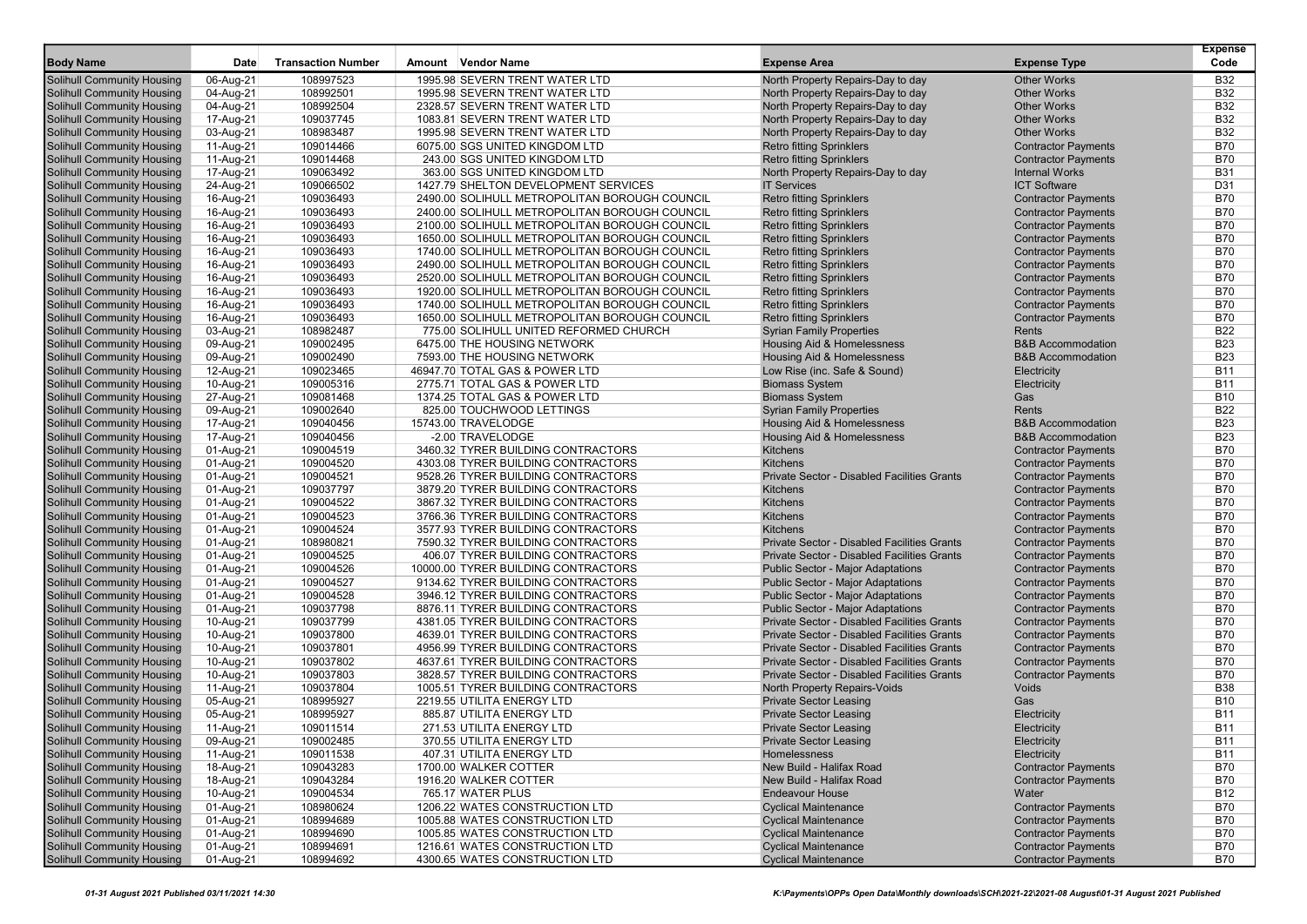| Body Name | Date | Transaction Number | Amount | Vendor Name | Expense Area | Expense Type | Expense Code |
|---|---|---|---|---|---|---|---|
| Solihull Community Housing | 06-Aug-21 | 108997523 | 1995.98 | SEVERN TRENT WATER LTD | North Property Repairs-Day to day | Other Works | B32 |
| Solihull Community Housing | 04-Aug-21 | 108992501 | 1995.98 | SEVERN TRENT WATER LTD | North Property Repairs-Day to day | Other Works | B32 |
| Solihull Community Housing | 04-Aug-21 | 108992504 | 2328.57 | SEVERN TRENT WATER LTD | North Property Repairs-Day to day | Other Works | B32 |
| Solihull Community Housing | 17-Aug-21 | 109037745 | 1083.81 | SEVERN TRENT WATER LTD | North Property Repairs-Day to day | Other Works | B32 |
| Solihull Community Housing | 03-Aug-21 | 108983487 | 1995.98 | SEVERN TRENT WATER LTD | North Property Repairs-Day to day | Other Works | B32 |
| Solihull Community Housing | 11-Aug-21 | 109014466 | 6075.00 | SGS UNITED KINGDOM LTD | Retro fitting Sprinklers | Contractor Payments | B70 |
| Solihull Community Housing | 11-Aug-21 | 109014468 | 243.00 | SGS UNITED KINGDOM LTD | Retro fitting Sprinklers | Contractor Payments | B70 |
| Solihull Community Housing | 17-Aug-21 | 109063492 | 363.00 | SGS UNITED KINGDOM LTD | North Property Repairs-Day to day | Internal Works | B31 |
| Solihull Community Housing | 24-Aug-21 | 109066502 | 1427.79 | SHELTON DEVELOPMENT SERVICES | IT Services | ICT Software | D31 |
| Solihull Community Housing | 16-Aug-21 | 109036493 | 2490.00 | SOLIHULL METROPOLITAN BOROUGH COUNCIL | Retro fitting Sprinklers | Contractor Payments | B70 |
| Solihull Community Housing | 16-Aug-21 | 109036493 | 2400.00 | SOLIHULL METROPOLITAN BOROUGH COUNCIL | Retro fitting Sprinklers | Contractor Payments | B70 |
| Solihull Community Housing | 16-Aug-21 | 109036493 | 2100.00 | SOLIHULL METROPOLITAN BOROUGH COUNCIL | Retro fitting Sprinklers | Contractor Payments | B70 |
| Solihull Community Housing | 16-Aug-21 | 109036493 | 1650.00 | SOLIHULL METROPOLITAN BOROUGH COUNCIL | Retro fitting Sprinklers | Contractor Payments | B70 |
| Solihull Community Housing | 16-Aug-21 | 109036493 | 1740.00 | SOLIHULL METROPOLITAN BOROUGH COUNCIL | Retro fitting Sprinklers | Contractor Payments | B70 |
| Solihull Community Housing | 16-Aug-21 | 109036493 | 2490.00 | SOLIHULL METROPOLITAN BOROUGH COUNCIL | Retro fitting Sprinklers | Contractor Payments | B70 |
| Solihull Community Housing | 16-Aug-21 | 109036493 | 2520.00 | SOLIHULL METROPOLITAN BOROUGH COUNCIL | Retro fitting Sprinklers | Contractor Payments | B70 |
| Solihull Community Housing | 16-Aug-21 | 109036493 | 1920.00 | SOLIHULL METROPOLITAN BOROUGH COUNCIL | Retro fitting Sprinklers | Contractor Payments | B70 |
| Solihull Community Housing | 16-Aug-21 | 109036493 | 1740.00 | SOLIHULL METROPOLITAN BOROUGH COUNCIL | Retro fitting Sprinklers | Contractor Payments | B70 |
| Solihull Community Housing | 16-Aug-21 | 109036493 | 1650.00 | SOLIHULL METROPOLITAN BOROUGH COUNCIL | Retro fitting Sprinklers | Contractor Payments | B70 |
| Solihull Community Housing | 03-Aug-21 | 108982487 | 775.00 | SOLIHULL UNITED REFORMED CHURCH | Syrian Family Properties | Rents | B22 |
| Solihull Community Housing | 09-Aug-21 | 109002495 | 6475.00 | THE HOUSING NETWORK | Housing Aid & Homelessness | B&B Accommodation | B23 |
| Solihull Community Housing | 09-Aug-21 | 109002490 | 7593.00 | THE HOUSING NETWORK | Housing Aid & Homelessness | B&B Accommodation | B23 |
| Solihull Community Housing | 12-Aug-21 | 109023465 | 46947.70 | TOTAL GAS & POWER LTD | Low Rise (inc. Safe & Sound) | Electricity | B11 |
| Solihull Community Housing | 10-Aug-21 | 109005316 | 2775.71 | TOTAL GAS & POWER LTD | Biomass System | Electricity | B11 |
| Solihull Community Housing | 27-Aug-21 | 109081468 | 1374.25 | TOTAL GAS & POWER LTD | Biomass System | Gas | B10 |
| Solihull Community Housing | 09-Aug-21 | 109002640 | 825.00 | TOUCHWOOD LETTINGS | Syrian Family Properties | Rents | B22 |
| Solihull Community Housing | 17-Aug-21 | 109040456 | 15743.00 | TRAVELODGE | Housing Aid & Homelessness | B&B Accommodation | B23 |
| Solihull Community Housing | 17-Aug-21 | 109040456 | -2.00 | TRAVELODGE | Housing Aid & Homelessness | B&B Accommodation | B23 |
| Solihull Community Housing | 01-Aug-21 | 109004519 | 3460.32 | TYRER BUILDING CONTRACTORS | Kitchens | Contractor Payments | B70 |
| Solihull Community Housing | 01-Aug-21 | 109004520 | 4303.08 | TYRER BUILDING CONTRACTORS | Kitchens | Contractor Payments | B70 |
| Solihull Community Housing | 01-Aug-21 | 109004521 | 9528.26 | TYRER BUILDING CONTRACTORS | Private Sector - Disabled Facilities Grants | Contractor Payments | B70 |
| Solihull Community Housing | 01-Aug-21 | 109037797 | 3879.20 | TYRER BUILDING CONTRACTORS | Kitchens | Contractor Payments | B70 |
| Solihull Community Housing | 01-Aug-21 | 109004522 | 3867.32 | TYRER BUILDING CONTRACTORS | Kitchens | Contractor Payments | B70 |
| Solihull Community Housing | 01-Aug-21 | 109004523 | 3766.36 | TYRER BUILDING CONTRACTORS | Kitchens | Contractor Payments | B70 |
| Solihull Community Housing | 01-Aug-21 | 109004524 | 3577.93 | TYRER BUILDING CONTRACTORS | Kitchens | Contractor Payments | B70 |
| Solihull Community Housing | 01-Aug-21 | 108980821 | 7590.32 | TYRER BUILDING CONTRACTORS | Private Sector - Disabled Facilities Grants | Contractor Payments | B70 |
| Solihull Community Housing | 01-Aug-21 | 109004525 | 406.07 | TYRER BUILDING CONTRACTORS | Private Sector - Disabled Facilities Grants | Contractor Payments | B70 |
| Solihull Community Housing | 01-Aug-21 | 109004526 | 10000.00 | TYRER BUILDING CONTRACTORS | Public Sector - Major Adaptations | Contractor Payments | B70 |
| Solihull Community Housing | 01-Aug-21 | 109004527 | 9134.62 | TYRER BUILDING CONTRACTORS | Public Sector - Major Adaptations | Contractor Payments | B70 |
| Solihull Community Housing | 01-Aug-21 | 109004528 | 3946.12 | TYRER BUILDING CONTRACTORS | Public Sector - Major Adaptations | Contractor Payments | B70 |
| Solihull Community Housing | 01-Aug-21 | 109037798 | 8876.11 | TYRER BUILDING CONTRACTORS | Public Sector - Major Adaptations | Contractor Payments | B70 |
| Solihull Community Housing | 10-Aug-21 | 109037799 | 4381.05 | TYRER BUILDING CONTRACTORS | Private Sector - Disabled Facilities Grants | Contractor Payments | B70 |
| Solihull Community Housing | 10-Aug-21 | 109037800 | 4639.01 | TYRER BUILDING CONTRACTORS | Private Sector - Disabled Facilities Grants | Contractor Payments | B70 |
| Solihull Community Housing | 10-Aug-21 | 109037801 | 4956.99 | TYRER BUILDING CONTRACTORS | Private Sector - Disabled Facilities Grants | Contractor Payments | B70 |
| Solihull Community Housing | 10-Aug-21 | 109037802 | 4637.61 | TYRER BUILDING CONTRACTORS | Private Sector - Disabled Facilities Grants | Contractor Payments | B70 |
| Solihull Community Housing | 10-Aug-21 | 109037803 | 3828.57 | TYRER BUILDING CONTRACTORS | Private Sector - Disabled Facilities Grants | Contractor Payments | B70 |
| Solihull Community Housing | 11-Aug-21 | 109037804 | 1005.51 | TYRER BUILDING CONTRACTORS | North Property Repairs-Voids | Voids | B38 |
| Solihull Community Housing | 05-Aug-21 | 108995927 | 2219.55 | UTILITA ENERGY LTD | Private Sector Leasing | Gas | B10 |
| Solihull Community Housing | 05-Aug-21 | 108995927 | 885.87 | UTILITA ENERGY LTD | Private Sector Leasing | Electricity | B11 |
| Solihull Community Housing | 11-Aug-21 | 109011514 | 271.53 | UTILITA ENERGY LTD | Private Sector Leasing | Electricity | B11 |
| Solihull Community Housing | 09-Aug-21 | 109002485 | 370.55 | UTILITA ENERGY LTD | Private Sector Leasing | Electricity | B11 |
| Solihull Community Housing | 11-Aug-21 | 109011538 | 407.31 | UTILITA ENERGY LTD | Homelessness | Electricity | B11 |
| Solihull Community Housing | 18-Aug-21 | 109043283 | 1700.00 | WALKER COTTER | New Build - Halifax Road | Contractor Payments | B70 |
| Solihull Community Housing | 18-Aug-21 | 109043284 | 1916.20 | WALKER COTTER | New Build - Halifax Road | Contractor Payments | B70 |
| Solihull Community Housing | 10-Aug-21 | 109004534 | 765.17 | WATER PLUS | Endeavour House | Water | B12 |
| Solihull Community Housing | 01-Aug-21 | 108980624 | 1206.22 | WATES CONSTRUCTION LTD | Cyclical Maintenance | Contractor Payments | B70 |
| Solihull Community Housing | 01-Aug-21 | 108994689 | 1005.88 | WATES CONSTRUCTION LTD | Cyclical Maintenance | Contractor Payments | B70 |
| Solihull Community Housing | 01-Aug-21 | 108994690 | 1005.85 | WATES CONSTRUCTION LTD | Cyclical Maintenance | Contractor Payments | B70 |
| Solihull Community Housing | 01-Aug-21 | 108994691 | 1216.61 | WATES CONSTRUCTION LTD | Cyclical Maintenance | Contractor Payments | B70 |
| Solihull Community Housing | 01-Aug-21 | 108994692 | 4300.65 | WATES CONSTRUCTION LTD | Cyclical Maintenance | Contractor Payments | B70 |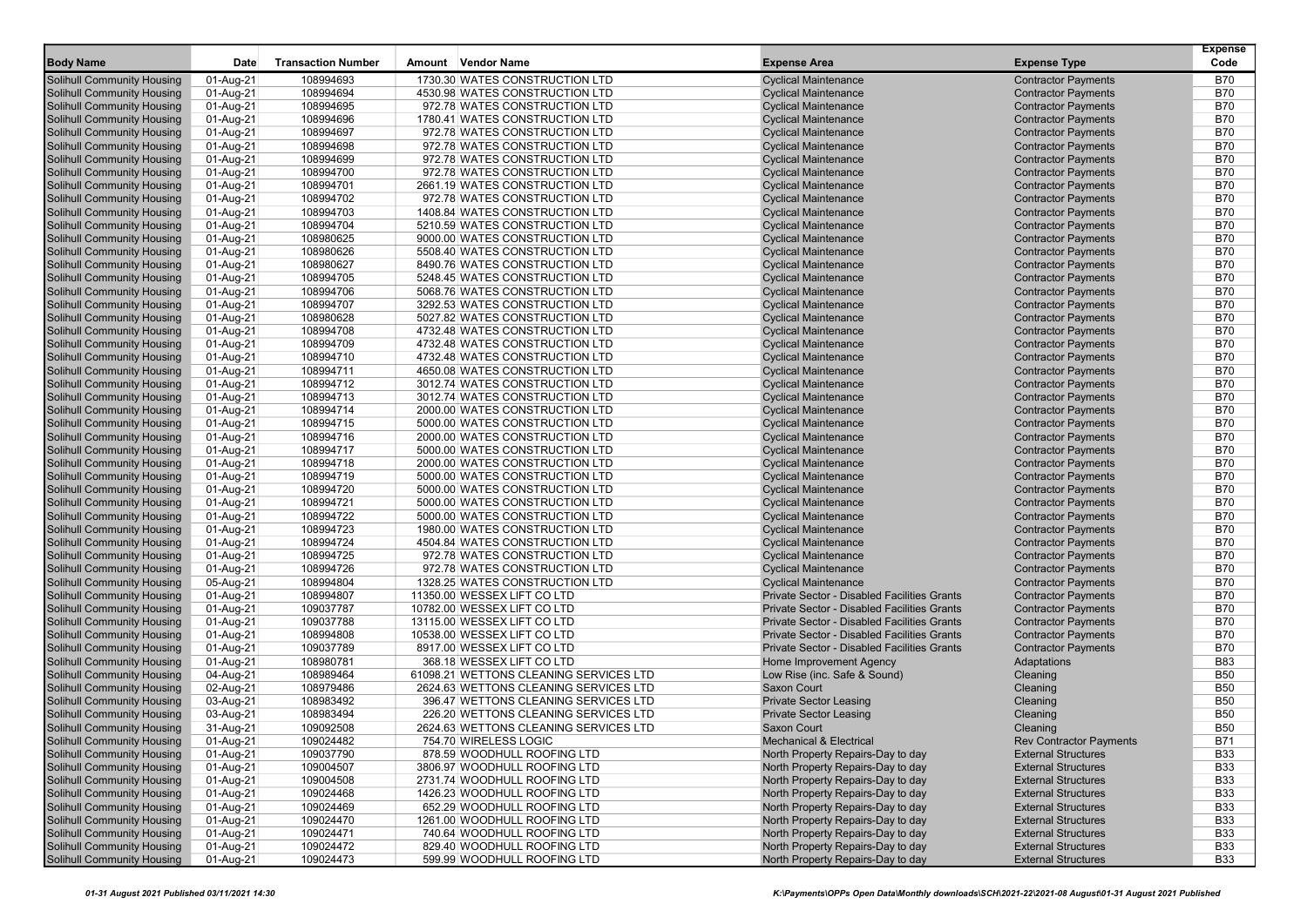| Body Name | Date | Transaction Number | Amount | Vendor Name | Expense Area | Expense Type | Expense Code |
|---|---|---|---|---|---|---|---|
| Solihull Community Housing | 01-Aug-21 | 108994693 | 1730.30 | WATES CONSTRUCTION LTD | Cyclical Maintenance | Contractor Payments | B70 |
| Solihull Community Housing | 01-Aug-21 | 108994694 | 4530.98 | WATES CONSTRUCTION LTD | Cyclical Maintenance | Contractor Payments | B70 |
| Solihull Community Housing | 01-Aug-21 | 108994695 | 972.78 | WATES CONSTRUCTION LTD | Cyclical Maintenance | Contractor Payments | B70 |
| Solihull Community Housing | 01-Aug-21 | 108994696 | 1780.41 | WATES CONSTRUCTION LTD | Cyclical Maintenance | Contractor Payments | B70 |
| Solihull Community Housing | 01-Aug-21 | 108994697 | 972.78 | WATES CONSTRUCTION LTD | Cyclical Maintenance | Contractor Payments | B70 |
| Solihull Community Housing | 01-Aug-21 | 108994698 | 972.78 | WATES CONSTRUCTION LTD | Cyclical Maintenance | Contractor Payments | B70 |
| Solihull Community Housing | 01-Aug-21 | 108994699 | 972.78 | WATES CONSTRUCTION LTD | Cyclical Maintenance | Contractor Payments | B70 |
| Solihull Community Housing | 01-Aug-21 | 108994700 | 972.78 | WATES CONSTRUCTION LTD | Cyclical Maintenance | Contractor Payments | B70 |
| Solihull Community Housing | 01-Aug-21 | 108994701 | 2661.19 | WATES CONSTRUCTION LTD | Cyclical Maintenance | Contractor Payments | B70 |
| Solihull Community Housing | 01-Aug-21 | 108994702 | 972.78 | WATES CONSTRUCTION LTD | Cyclical Maintenance | Contractor Payments | B70 |
| Solihull Community Housing | 01-Aug-21 | 108994703 | 1408.84 | WATES CONSTRUCTION LTD | Cyclical Maintenance | Contractor Payments | B70 |
| Solihull Community Housing | 01-Aug-21 | 108994704 | 5210.59 | WATES CONSTRUCTION LTD | Cyclical Maintenance | Contractor Payments | B70 |
| Solihull Community Housing | 01-Aug-21 | 108980625 | 9000.00 | WATES CONSTRUCTION LTD | Cyclical Maintenance | Contractor Payments | B70 |
| Solihull Community Housing | 01-Aug-21 | 108980626 | 5508.40 | WATES CONSTRUCTION LTD | Cyclical Maintenance | Contractor Payments | B70 |
| Solihull Community Housing | 01-Aug-21 | 108980627 | 8490.76 | WATES CONSTRUCTION LTD | Cyclical Maintenance | Contractor Payments | B70 |
| Solihull Community Housing | 01-Aug-21 | 108994705 | 5248.45 | WATES CONSTRUCTION LTD | Cyclical Maintenance | Contractor Payments | B70 |
| Solihull Community Housing | 01-Aug-21 | 108994706 | 5068.76 | WATES CONSTRUCTION LTD | Cyclical Maintenance | Contractor Payments | B70 |
| Solihull Community Housing | 01-Aug-21 | 108994707 | 3292.53 | WATES CONSTRUCTION LTD | Cyclical Maintenance | Contractor Payments | B70 |
| Solihull Community Housing | 01-Aug-21 | 108980628 | 5027.82 | WATES CONSTRUCTION LTD | Cyclical Maintenance | Contractor Payments | B70 |
| Solihull Community Housing | 01-Aug-21 | 108994708 | 4732.48 | WATES CONSTRUCTION LTD | Cyclical Maintenance | Contractor Payments | B70 |
| Solihull Community Housing | 01-Aug-21 | 108994709 | 4732.48 | WATES CONSTRUCTION LTD | Cyclical Maintenance | Contractor Payments | B70 |
| Solihull Community Housing | 01-Aug-21 | 108994710 | 4732.48 | WATES CONSTRUCTION LTD | Cyclical Maintenance | Contractor Payments | B70 |
| Solihull Community Housing | 01-Aug-21 | 108994711 | 4650.08 | WATES CONSTRUCTION LTD | Cyclical Maintenance | Contractor Payments | B70 |
| Solihull Community Housing | 01-Aug-21 | 108994712 | 3012.74 | WATES CONSTRUCTION LTD | Cyclical Maintenance | Contractor Payments | B70 |
| Solihull Community Housing | 01-Aug-21 | 108994713 | 3012.74 | WATES CONSTRUCTION LTD | Cyclical Maintenance | Contractor Payments | B70 |
| Solihull Community Housing | 01-Aug-21 | 108994714 | 2000.00 | WATES CONSTRUCTION LTD | Cyclical Maintenance | Contractor Payments | B70 |
| Solihull Community Housing | 01-Aug-21 | 108994715 | 5000.00 | WATES CONSTRUCTION LTD | Cyclical Maintenance | Contractor Payments | B70 |
| Solihull Community Housing | 01-Aug-21 | 108994716 | 2000.00 | WATES CONSTRUCTION LTD | Cyclical Maintenance | Contractor Payments | B70 |
| Solihull Community Housing | 01-Aug-21 | 108994717 | 5000.00 | WATES CONSTRUCTION LTD | Cyclical Maintenance | Contractor Payments | B70 |
| Solihull Community Housing | 01-Aug-21 | 108994718 | 2000.00 | WATES CONSTRUCTION LTD | Cyclical Maintenance | Contractor Payments | B70 |
| Solihull Community Housing | 01-Aug-21 | 108994719 | 5000.00 | WATES CONSTRUCTION LTD | Cyclical Maintenance | Contractor Payments | B70 |
| Solihull Community Housing | 01-Aug-21 | 108994720 | 5000.00 | WATES CONSTRUCTION LTD | Cyclical Maintenance | Contractor Payments | B70 |
| Solihull Community Housing | 01-Aug-21 | 108994721 | 5000.00 | WATES CONSTRUCTION LTD | Cyclical Maintenance | Contractor Payments | B70 |
| Solihull Community Housing | 01-Aug-21 | 108994722 | 5000.00 | WATES CONSTRUCTION LTD | Cyclical Maintenance | Contractor Payments | B70 |
| Solihull Community Housing | 01-Aug-21 | 108994723 | 1980.00 | WATES CONSTRUCTION LTD | Cyclical Maintenance | Contractor Payments | B70 |
| Solihull Community Housing | 01-Aug-21 | 108994724 | 4504.84 | WATES CONSTRUCTION LTD | Cyclical Maintenance | Contractor Payments | B70 |
| Solihull Community Housing | 01-Aug-21 | 108994725 | 972.78 | WATES CONSTRUCTION LTD | Cyclical Maintenance | Contractor Payments | B70 |
| Solihull Community Housing | 01-Aug-21 | 108994726 | 972.78 | WATES CONSTRUCTION LTD | Cyclical Maintenance | Contractor Payments | B70 |
| Solihull Community Housing | 05-Aug-21 | 108994804 | 1328.25 | WATES CONSTRUCTION LTD | Cyclical Maintenance | Contractor Payments | B70 |
| Solihull Community Housing | 01-Aug-21 | 108994807 | 11350.00 | WESSEX LIFT CO LTD | Private Sector - Disabled Facilities Grants | Contractor Payments | B70 |
| Solihull Community Housing | 01-Aug-21 | 109037787 | 10782.00 | WESSEX LIFT CO LTD | Private Sector - Disabled Facilities Grants | Contractor Payments | B70 |
| Solihull Community Housing | 01-Aug-21 | 109037788 | 13115.00 | WESSEX LIFT CO LTD | Private Sector - Disabled Facilities Grants | Contractor Payments | B70 |
| Solihull Community Housing | 01-Aug-21 | 108994808 | 10538.00 | WESSEX LIFT CO LTD | Private Sector - Disabled Facilities Grants | Contractor Payments | B70 |
| Solihull Community Housing | 01-Aug-21 | 109037789 | 8917.00 | WESSEX LIFT CO LTD | Private Sector - Disabled Facilities Grants | Contractor Payments | B70 |
| Solihull Community Housing | 01-Aug-21 | 108980781 | 368.18 | WESSEX LIFT CO LTD | Home Improvement Agency | Adaptations | B83 |
| Solihull Community Housing | 04-Aug-21 | 108989464 | 61098.21 | WETTONS CLEANING SERVICES LTD | Low Rise (inc. Safe & Sound) | Cleaning | B50 |
| Solihull Community Housing | 02-Aug-21 | 108979486 | 2624.63 | WETTONS CLEANING SERVICES LTD | Saxon Court | Cleaning | B50 |
| Solihull Community Housing | 03-Aug-21 | 108983492 | 396.47 | WETTONS CLEANING SERVICES LTD | Private Sector Leasing | Cleaning | B50 |
| Solihull Community Housing | 03-Aug-21 | 108983494 | 226.20 | WETTONS CLEANING SERVICES LTD | Private Sector Leasing | Cleaning | B50 |
| Solihull Community Housing | 31-Aug-21 | 109092508 | 2624.63 | WETTONS CLEANING SERVICES LTD | Saxon Court | Cleaning | B50 |
| Solihull Community Housing | 01-Aug-21 | 109024482 | 754.70 | WIRELESS LOGIC | Mechanical & Electrical | Rev Contractor Payments | B71 |
| Solihull Community Housing | 01-Aug-21 | 109037790 | 878.59 | WOODHULL ROOFING LTD | North Property Repairs-Day to day | External Structures | B33 |
| Solihull Community Housing | 01-Aug-21 | 109004507 | 3806.97 | WOODHULL ROOFING LTD | North Property Repairs-Day to day | External Structures | B33 |
| Solihull Community Housing | 01-Aug-21 | 109004508 | 2731.74 | WOODHULL ROOFING LTD | North Property Repairs-Day to day | External Structures | B33 |
| Solihull Community Housing | 01-Aug-21 | 109024468 | 1426.23 | WOODHULL ROOFING LTD | North Property Repairs-Day to day | External Structures | B33 |
| Solihull Community Housing | 01-Aug-21 | 109024469 | 652.29 | WOODHULL ROOFING LTD | North Property Repairs-Day to day | External Structures | B33 |
| Solihull Community Housing | 01-Aug-21 | 109024470 | 1261.00 | WOODHULL ROOFING LTD | North Property Repairs-Day to day | External Structures | B33 |
| Solihull Community Housing | 01-Aug-21 | 109024471 | 740.64 | WOODHULL ROOFING LTD | North Property Repairs-Day to day | External Structures | B33 |
| Solihull Community Housing | 01-Aug-21 | 109024472 | 829.40 | WOODHULL ROOFING LTD | North Property Repairs-Day to day | External Structures | B33 |
| Solihull Community Housing | 01-Aug-21 | 109024473 | 599.99 | WOODHULL ROOFING LTD | North Property Repairs-Day to day | External Structures | B33 |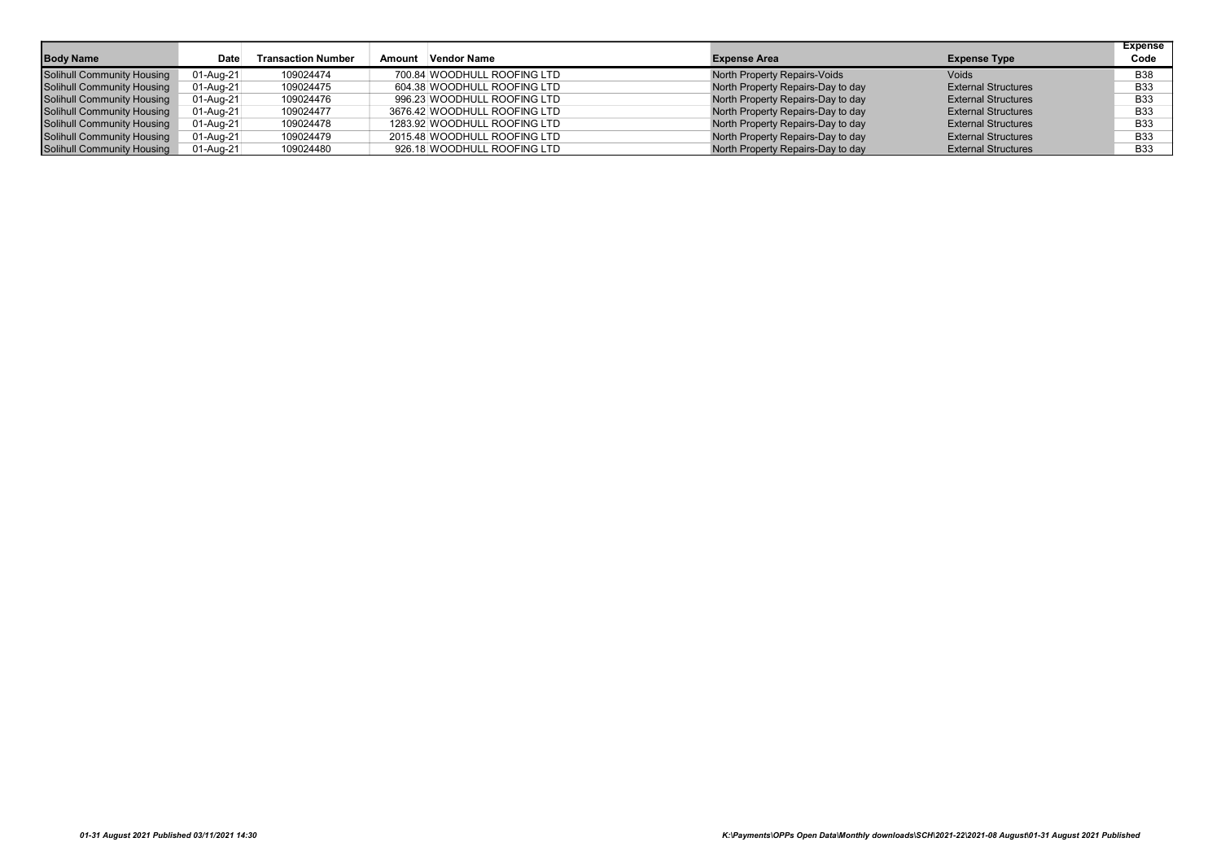| Body Name | Date | Transaction Number | Amount | Vendor Name | Expense Area | Expense Type | Expense Code |
|---|---|---|---|---|---|---|---|
| Solihull Community Housing | 01-Aug-21 | 109024474 | 700.84 | WOODHULL ROOFING LTD | North Property Repairs-Voids | Voids | B38 |
| Solihull Community Housing | 01-Aug-21 | 109024475 | 604.38 | WOODHULL ROOFING LTD | North Property Repairs-Day to day | External Structures | B33 |
| Solihull Community Housing | 01-Aug-21 | 109024476 | 996.23 | WOODHULL ROOFING LTD | North Property Repairs-Day to day | External Structures | B33 |
| Solihull Community Housing | 01-Aug-21 | 109024477 | 3676.42 | WOODHULL ROOFING LTD | North Property Repairs-Day to day | External Structures | B33 |
| Solihull Community Housing | 01-Aug-21 | 109024478 | 1283.92 | WOODHULL ROOFING LTD | North Property Repairs-Day to day | External Structures | B33 |
| Solihull Community Housing | 01-Aug-21 | 109024479 | 2015.48 | WOODHULL ROOFING LTD | North Property Repairs-Day to day | External Structures | B33 |
| Solihull Community Housing | 01-Aug-21 | 109024480 | 926.18 | WOODHULL ROOFING LTD | North Property Repairs-Day to day | External Structures | B33 |